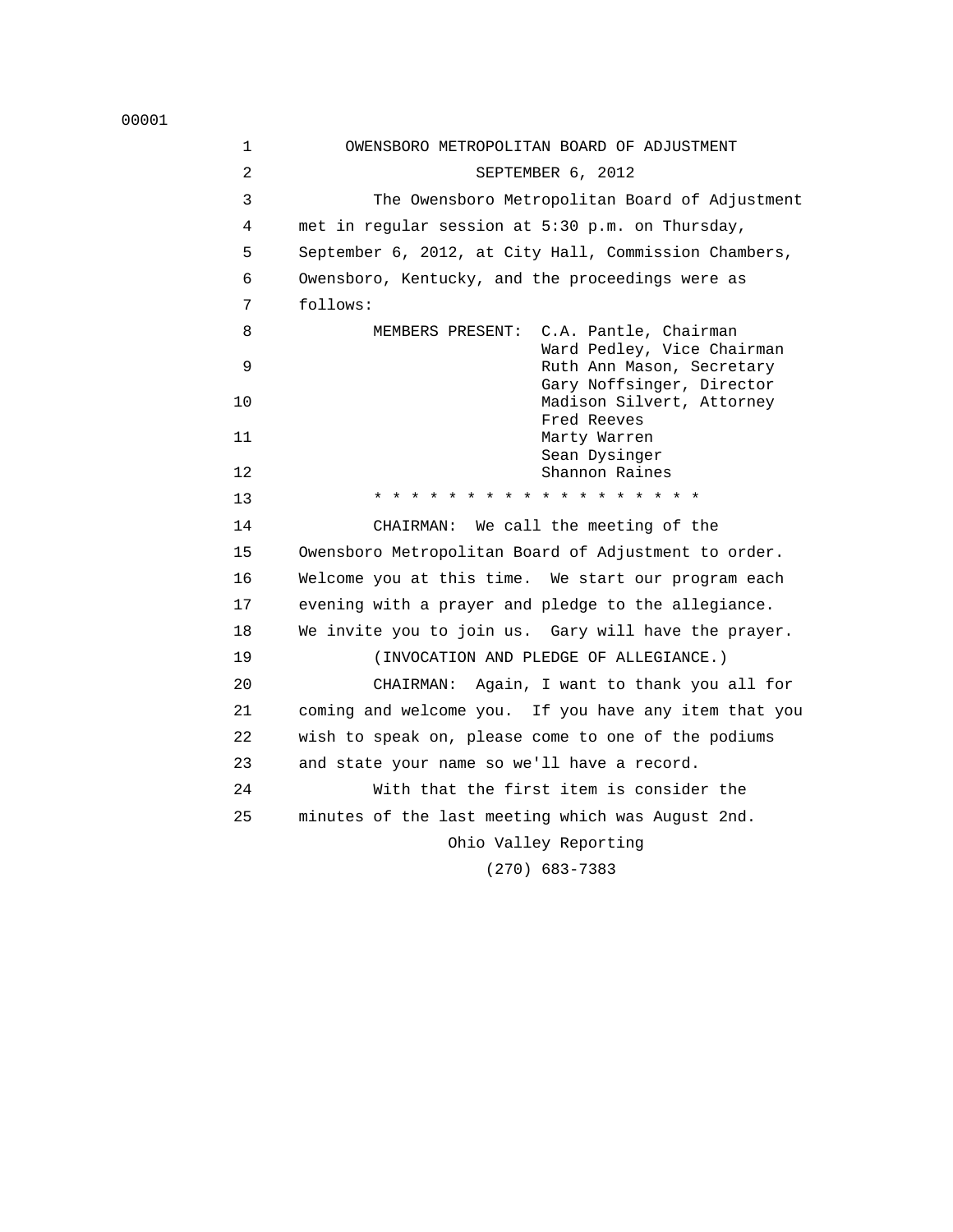# OWENSBORO METROPOLITAN BOARD OF ADJUSTMENT

## SEPTEMBER 6, 2012

The Owensboro Metropolitan Board of Adjustment met in regular session at 5:30 p.m. on Thursday, September 6, 2012, at City Hall, Commission Chambers, Owensboro, Kentucky, and the proceedings were as follows:

MEMBERS PRESENT:
- C.A. Pantle, Chairman
- Ward Pedley, Vice Chairman
- Ruth Ann Mason, Secretary
- Gary Noffsinger, Director
- Madison Silvert, Attorney
- Fred Reeves
- Marty Warren
- Sean Dysinger
- Shannon Raines

* * * * * * * * * * * * * * * * * * * *

CHAIRMAN: We call the meeting of the Owensboro Metropolitan Board of Adjustment to order. Welcome you at this time. We start our program each evening with a prayer and pledge to the allegiance. We invite you to join us. Gary will have the prayer.

(INVOCATION AND PLEDGE OF ALLEGIANCE.)

CHAIRMAN: Again, I want to thank you all for coming and welcome you. If you have any item that you wish to speak on, please come to one of the podiums and state your name so we'll have a record.

With that the first item is consider the minutes of the last meeting which was August 2nd.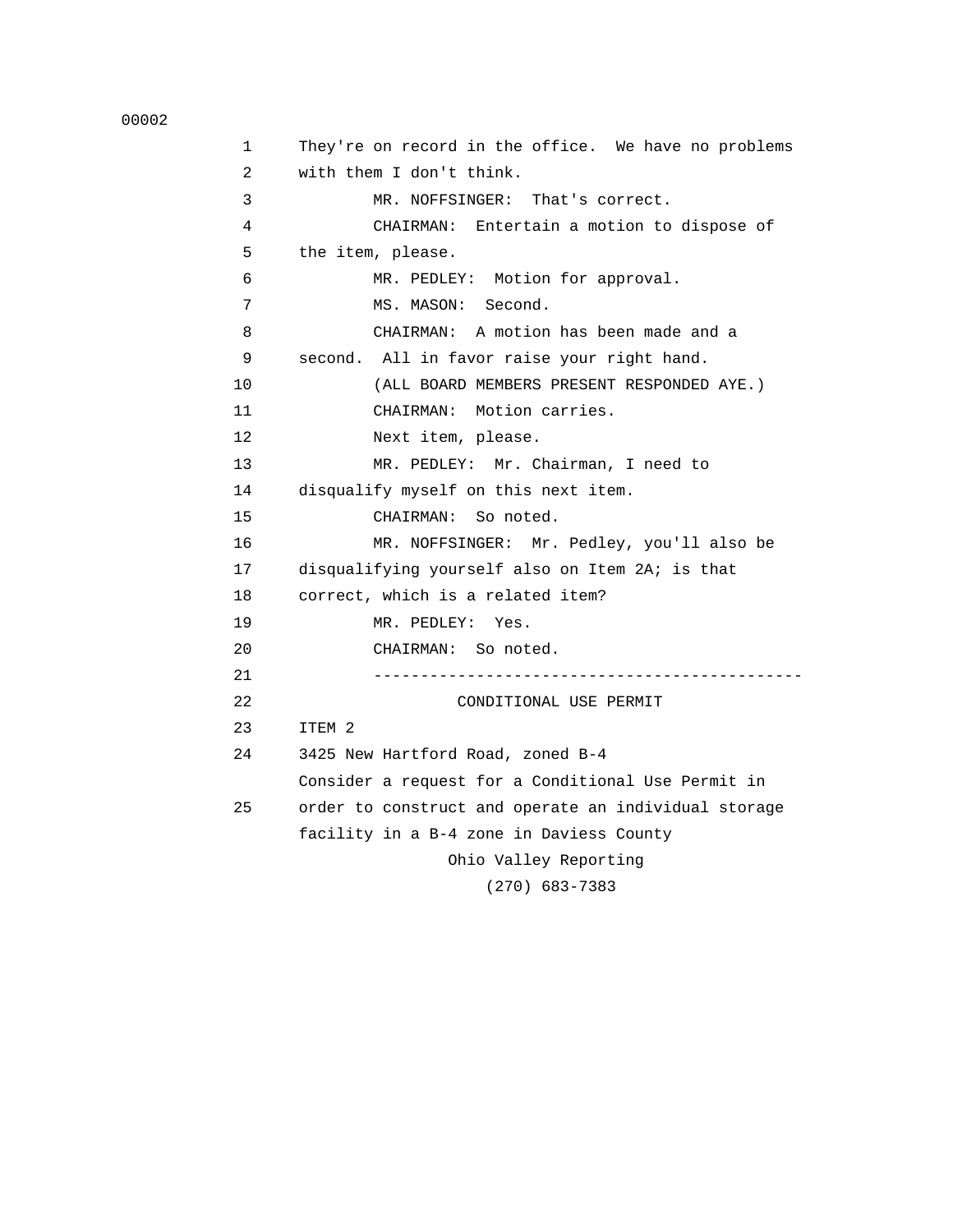They're on record in the office. We have no problems with them I don't think.

MR. NOFFSINGER: That's correct.

CHAIRMAN: Entertain a motion to dispose of the item, please.

MR. PEDLEY: Motion for approval.

MS. MASON: Second.

CHAIRMAN: A motion has been made and a second. All in favor raise your right hand.

(ALL BOARD MEMBERS PRESENT RESPONDED AYE.)

CHAIRMAN: Motion carries.

Next item, please.

MR. PEDLEY: Mr. Chairman, I need to disqualify myself on this next item.

CHAIRMAN: So noted.

MR. NOFFSINGER: Mr. Pedley, you'll also be disqualifying yourself also on Item 2A; is that correct, which is a related item?

MR. PEDLEY: Yes.

CHAIRMAN: So noted.

---

CONDITIONAL USE PERMIT

ITEM 2

3425 New Hartford Road, zoned B-4

Consider a request for a Conditional Use Permit in order to construct and operate an individual storage facility in a B-4 zone in Daviess County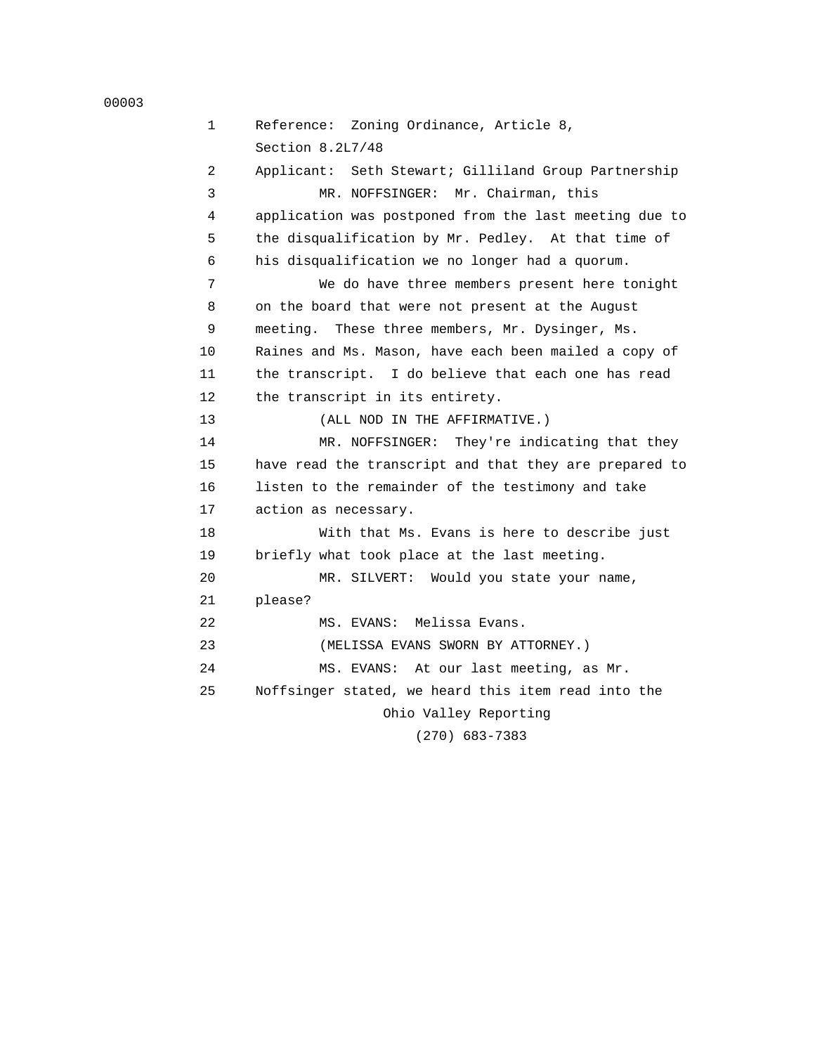Reference: Zoning Ordinance, Article 8, Section 8.2L7/48

Applicant: Seth Stewart; Gilliland Group Partnership

MR. NOFFSINGER: Mr. Chairman, this application was postponed from the last meeting due to the disqualification by Mr. Pedley. At that time of his disqualification we no longer had a quorum.

We do have three members present here tonight on the board that were not present at the August meeting. These three members, Mr. Dysinger, Ms. Raines and Ms. Mason, have each been mailed a copy of the transcript. I do believe that each one has read the transcript in its entirety.

(ALL NOD IN THE AFFIRMATIVE.)

MR. NOFFSINGER: They're indicating that they have read the transcript and that they are prepared to listen to the remainder of the testimony and take action as necessary.

With that Ms. Evans is here to describe just briefly what took place at the last meeting.

MR. SILVERT: Would you state your name, please?

MS. EVANS: Melissa Evans.

(MELISSA EVANS SWORN BY ATTORNEY.)

MS. EVANS: At our last meeting, as Mr. Noffsinger stated, we heard this item read into the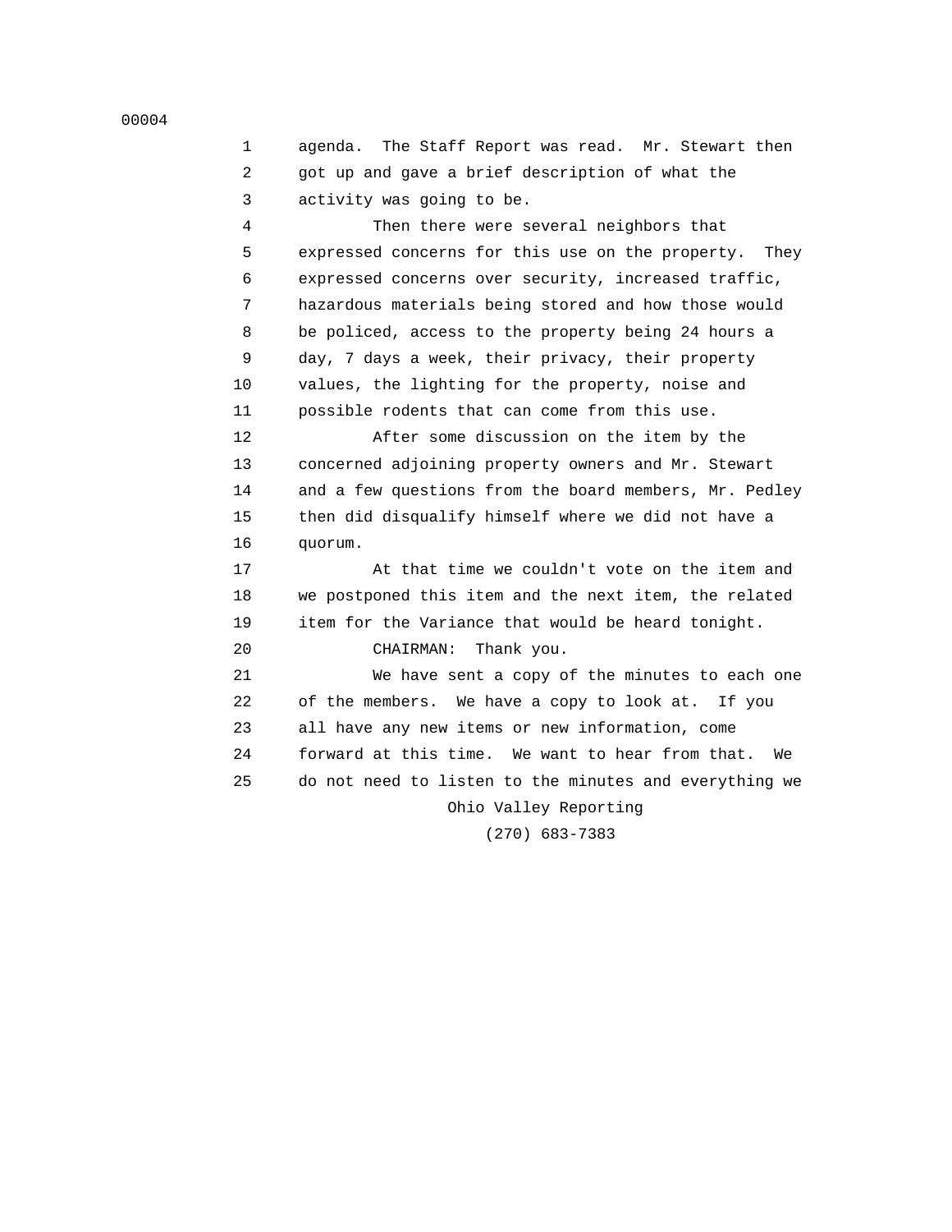agenda. The Staff Report was read. Mr. Stewart then got up and gave a brief description of what the activity was going to be.

Then there were several neighbors that expressed concerns for this use on the property. They expressed concerns over security, increased traffic, hazardous materials being stored and how those would be policed, access to the property being 24 hours a day, 7 days a week, their privacy, their property values, the lighting for the property, noise and possible rodents that can come from this use.

After some discussion on the item by the concerned adjoining property owners and Mr. Stewart and a few questions from the board members, Mr. Pedley then did disqualify himself where we did not have a quorum.

At that time we couldn't vote on the item and we postponed this item and the next item, the related item for the Variance that would be heard tonight.

CHAIRMAN: Thank you.

We have sent a copy of the minutes to each one of the members. We have a copy to look at. If you all have any new items or new information, come forward at this time. We want to hear from that. We do not need to listen to the minutes and everything we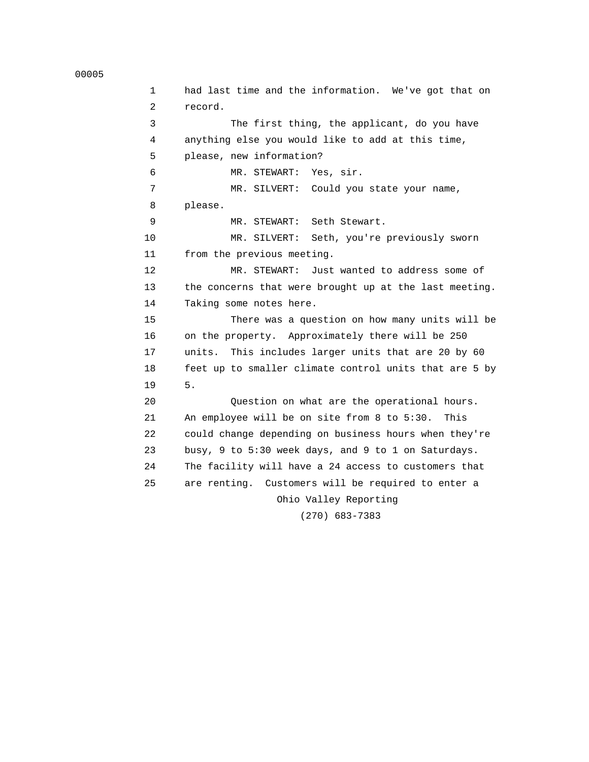had last time and the information. We've got that on record.

The first thing, the applicant, do you have anything else you would like to add at this time, please, new information?

MR. STEWART: Yes, sir.

MR. SILVERT: Could you state your name, please.

MR. STEWART: Seth Stewart.

MR. SILVERT: Seth, you're previously sworn from the previous meeting.

MR. STEWART: Just wanted to address some of the concerns that were brought up at the last meeting. Taking some notes here.

There was a question on how many units will be on the property. Approximately there will be 250 units. This includes larger units that are 20 by 60 feet up to smaller climate control units that are 5 by 5.

Question on what are the operational hours. An employee will be on site from 8 to 5:30. This could change depending on business hours when they're busy, 9 to 5:30 week days, and 9 to 1 on Saturdays. The facility will have a 24 access to customers that are renting. Customers will be required to enter a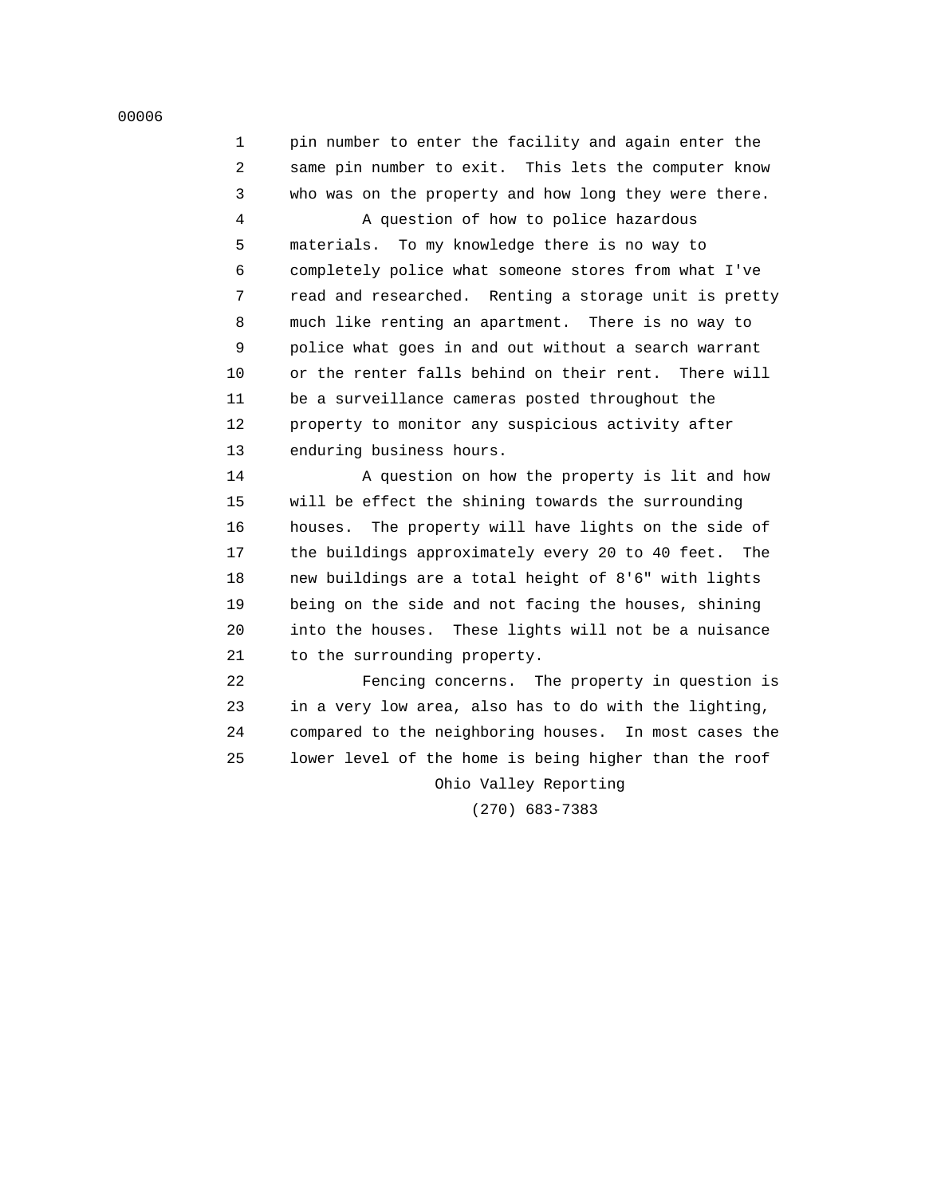pin number to enter the facility and again enter the same pin number to exit. This lets the computer know who was on the property and how long they were there.

A question of how to police hazardous materials. To my knowledge there is no way to completely police what someone stores from what I've read and researched. Renting a storage unit is pretty much like renting an apartment. There is no way to police what goes in and out without a search warrant or the renter falls behind on their rent. There will be a surveillance cameras posted throughout the property to monitor any suspicious activity after enduring business hours.

A question on how the property is lit and how will be effect the shining towards the surrounding houses. The property will have lights on the side of the buildings approximately every 20 to 40 feet. The new buildings are a total height of 8'6" with lights being on the side and not facing the houses, shining into the houses. These lights will not be a nuisance to the surrounding property.

Fencing concerns. The property in question is in a very low area, also has to do with the lighting, compared to the neighboring houses. In most cases the lower level of the home is being higher than the roof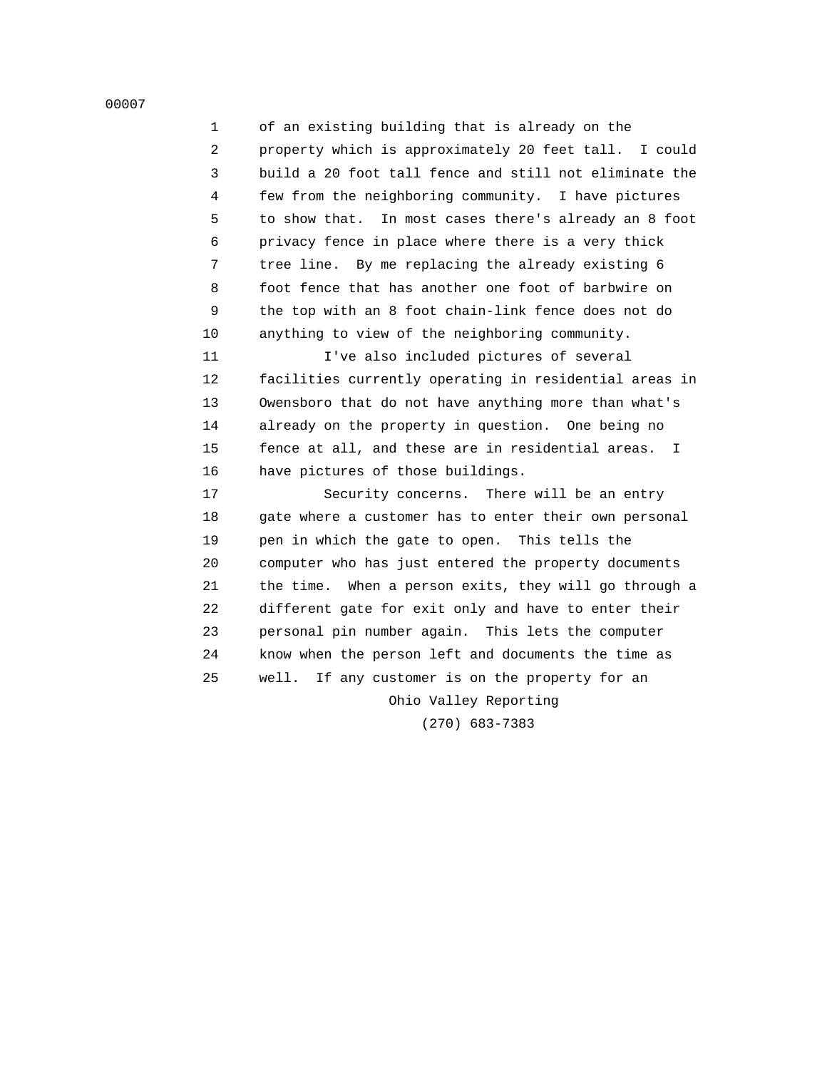1 of an existing building that is already on the
2 property which is approximately 20 feet tall. I could
3 build a 20 foot tall fence and still not eliminate the
4 few from the neighboring community. I have pictures
5 to show that. In most cases there's already an 8 foot
6 privacy fence in place where there is a very thick
7 tree line. By me replacing the already existing 6
8 foot fence that has another one foot of barbwire on
9 the top with an 8 foot chain-link fence does not do
10 anything to view of the neighboring community.
11 I've also included pictures of several
12 facilities currently operating in residential areas in
13 Owensboro that do not have anything more than what's
14 already on the property in question. One being no
15 fence at all, and these are in residential areas. I
16 have pictures of those buildings.
17 Security concerns. There will be an entry
18 gate where a customer has to enter their own personal
19 pen in which the gate to open. This tells the
20 computer who has just entered the property documents
21 the time. When a person exits, they will go through a
22 different gate for exit only and have to enter their
23 personal pin number again. This lets the computer
24 know when the person left and documents the time as
25 well. If any customer is on the property for an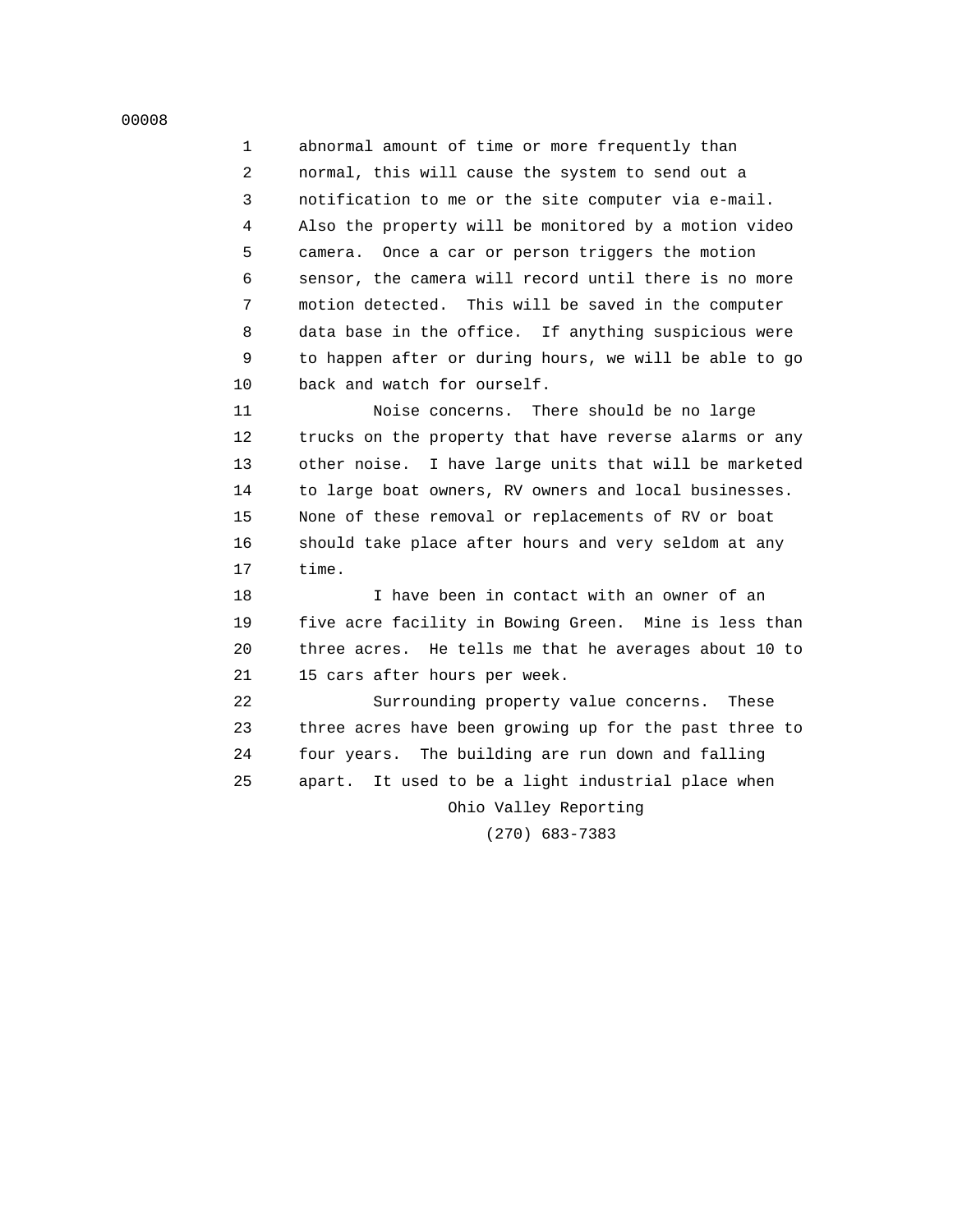abnormal amount of time or more frequently than normal, this will cause the system to send out a notification to me or the site computer via e-mail. Also the property will be monitored by a motion video camera. Once a car or person triggers the motion sensor, the camera will record until there is no more motion detected. This will be saved in the computer data base in the office. If anything suspicious were to happen after or during hours, we will be able to go back and watch for ourself.

Noise concerns. There should be no large trucks on the property that have reverse alarms or any other noise. I have large units that will be marketed to large boat owners, RV owners and local businesses. None of these removal or replacements of RV or boat should take place after hours and very seldom at any time.

I have been in contact with an owner of an five acre facility in Bowing Green. Mine is less than three acres. He tells me that he averages about 10 to 15 cars after hours per week.

Surrounding property value concerns. These three acres have been growing up for the past three to four years. The building are run down and falling apart. It used to be a light industrial place when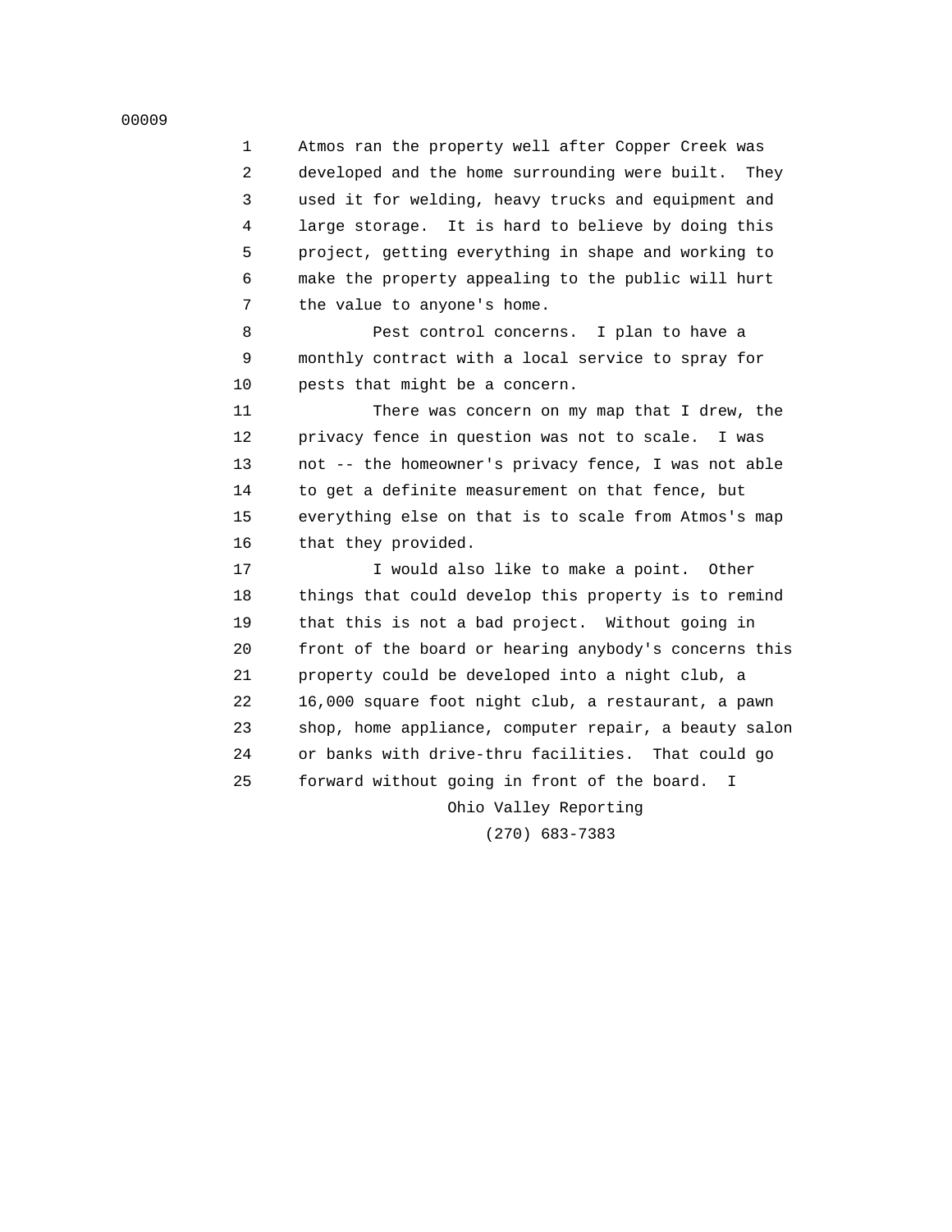Atmos ran the property well after Copper Creek was developed and the home surrounding were built. They used it for welding, heavy trucks and equipment and large storage. It is hard to believe by doing this project, getting everything in shape and working to make the property appealing to the public will hurt the value to anyone's home.

Pest control concerns. I plan to have a monthly contract with a local service to spray for pests that might be a concern.

There was concern on my map that I drew, the privacy fence in question was not to scale. I was not -- the homeowner's privacy fence, I was not able to get a definite measurement on that fence, but everything else on that is to scale from Atmos's map that they provided.

I would also like to make a point. Other things that could develop this property is to remind that this is not a bad project. Without going in front of the board or hearing anybody's concerns this property could be developed into a night club, a 16,000 square foot night club, a restaurant, a pawn shop, home appliance, computer repair, a beauty salon or banks with drive-thru facilities. That could go forward without going in front of the board. I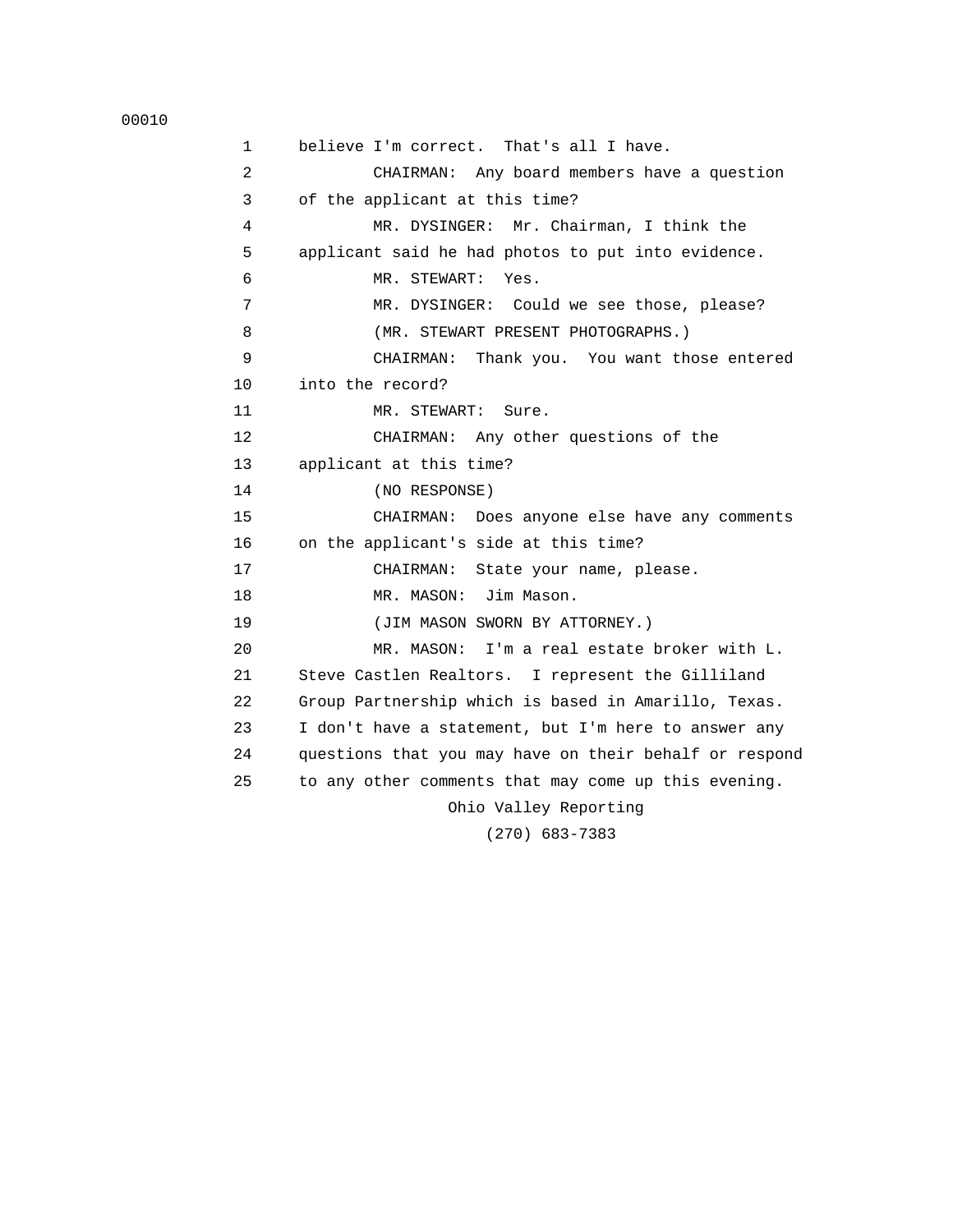believe I'm correct. That's all I have.

CHAIRMAN: Any board members have a question of the applicant at this time?

MR. DYSINGER: Mr. Chairman, I think the applicant said he had photos to put into evidence.

MR. STEWART: Yes.

MR. DYSINGER: Could we see those, please?

(MR. STEWART PRESENT PHOTOGRAPHS.)

CHAIRMAN: Thank you. You want those entered into the record?

MR. STEWART: Sure.

CHAIRMAN: Any other questions of the applicant at this time?

(NO RESPONSE)

CHAIRMAN: Does anyone else have any comments on the applicant's side at this time?

CHAIRMAN: State your name, please.

MR. MASON: Jim Mason.

(JIM MASON SWORN BY ATTORNEY.)

MR. MASON: I'm a real estate broker with L. Steve Castlen Realtors. I represent the Gilliland Group Partnership which is based in Amarillo, Texas. I don't have a statement, but I'm here to answer any questions that you may have on their behalf or respond to any other comments that may come up this evening.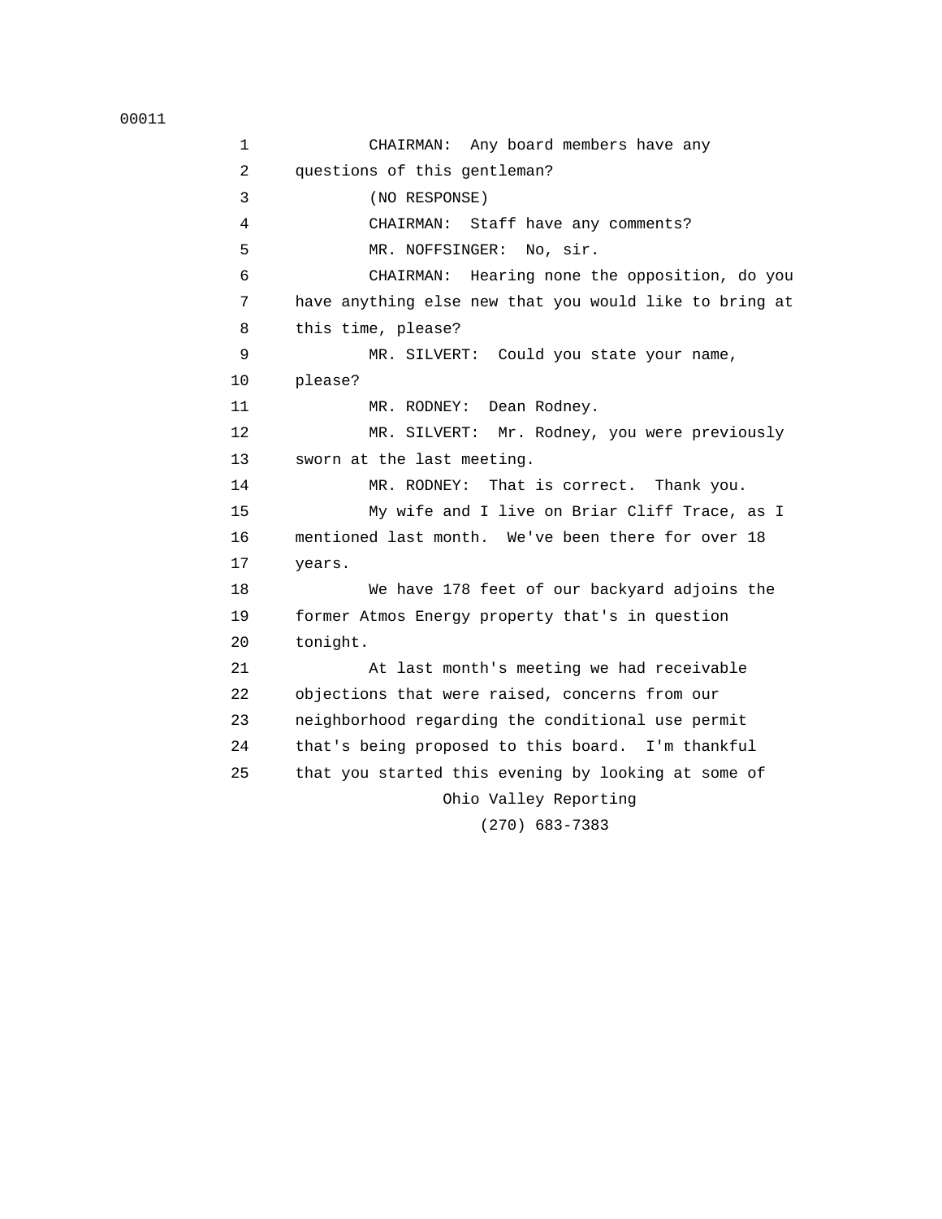CHAIRMAN: Any board members have any questions of this gentleman?

(NO RESPONSE)

CHAIRMAN: Staff have any comments?

MR. NOFFSINGER: No, sir.

CHAIRMAN: Hearing none the opposition, do you have anything else new that you would like to bring at this time, please?

MR. SILVERT: Could you state your name, please?

MR. RODNEY: Dean Rodney.

MR. SILVERT: Mr. Rodney, you were previously sworn at the last meeting.

MR. RODNEY: That is correct. Thank you.

My wife and I live on Briar Cliff Trace, as I mentioned last month. We've been there for over 18 years.

We have 178 feet of our backyard adjoins the former Atmos Energy property that's in question tonight.

At last month's meeting we had receivable objections that were raised, concerns from our neighborhood regarding the conditional use permit that's being proposed to this board. I'm thankful that you started this evening by looking at some of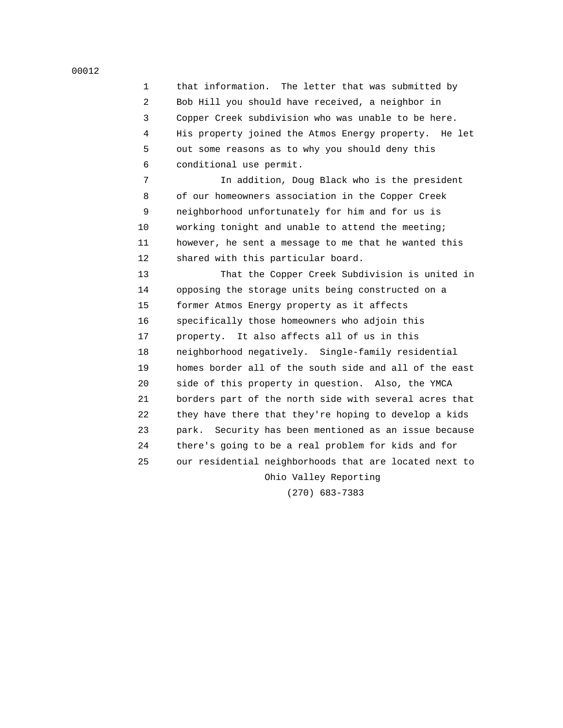that information. The letter that was submitted by Bob Hill you should have received, a neighbor in Copper Creek subdivision who was unable to be here. His property joined the Atmos Energy property. He let out some reasons as to why you should deny this conditional use permit.

In addition, Doug Black who is the president of our homeowners association in the Copper Creek neighborhood unfortunately for him and for us is working tonight and unable to attend the meeting; however, he sent a message to me that he wanted this shared with this particular board.

That the Copper Creek Subdivision is united in opposing the storage units being constructed on a former Atmos Energy property as it affects specifically those homeowners who adjoin this property. It also affects all of us in this neighborhood negatively. Single-family residential homes border all of the south side and all of the east side of this property in question. Also, the YMCA borders part of the north side with several acres that they have there that they're hoping to develop a kids park. Security has been mentioned as an issue because there's going to be a real problem for kids and for our residential neighborhoods that are located next to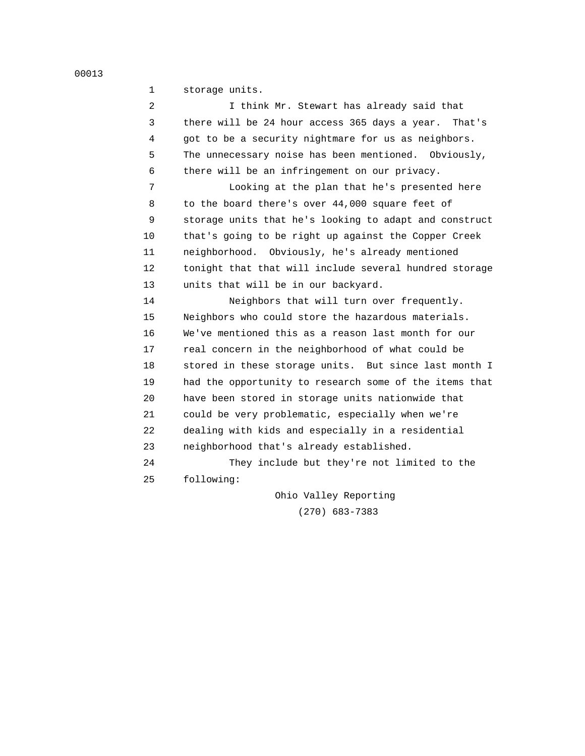storage units.

I think Mr. Stewart has already said that there will be 24 hour access 365 days a year. That's got to be a security nightmare for us as neighbors. The unnecessary noise has been mentioned. Obviously, there will be an infringement on our privacy.

Looking at the plan that he's presented here to the board there's over 44,000 square feet of storage units that he's looking to adapt and construct that's going to be right up against the Copper Creek neighborhood. Obviously, he's already mentioned tonight that that will include several hundred storage units that will be in our backyard.

Neighbors that will turn over frequently. Neighbors who could store the hazardous materials. We've mentioned this as a reason last month for our real concern in the neighborhood of what could be stored in these storage units. But since last month I had the opportunity to research some of the items that have been stored in storage units nationwide that could be very problematic, especially when we're dealing with kids and especially in a residential neighborhood that's already established.

They include but they're not limited to the following: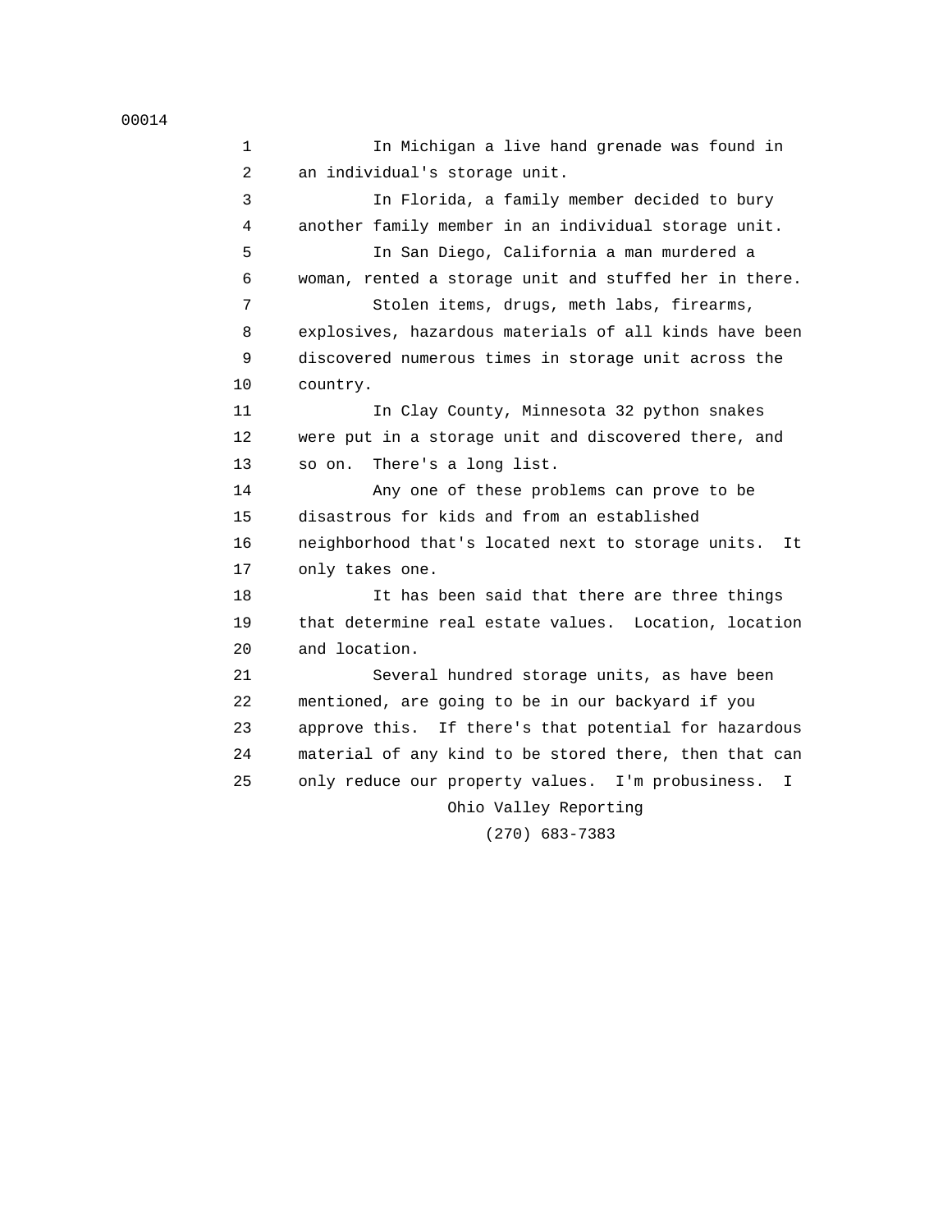In Michigan a live hand grenade was found in an individual's storage unit.

In Florida, a family member decided to bury another family member in an individual storage unit.

In San Diego, California a man murdered a woman, rented a storage unit and stuffed her in there.

Stolen items, drugs, meth labs, firearms, explosives, hazardous materials of all kinds have been discovered numerous times in storage unit across the country.

In Clay County, Minnesota 32 python snakes were put in a storage unit and discovered there, and so on. There's a long list.

Any one of these problems can prove to be disastrous for kids and from an established neighborhood that's located next to storage units. It only takes one.

It has been said that there are three things that determine real estate values. Location, location and location.

Several hundred storage units, as have been mentioned, are going to be in our backyard if you approve this. If there's that potential for hazardous material of any kind to be stored there, then that can only reduce our property values. I'm probusiness. I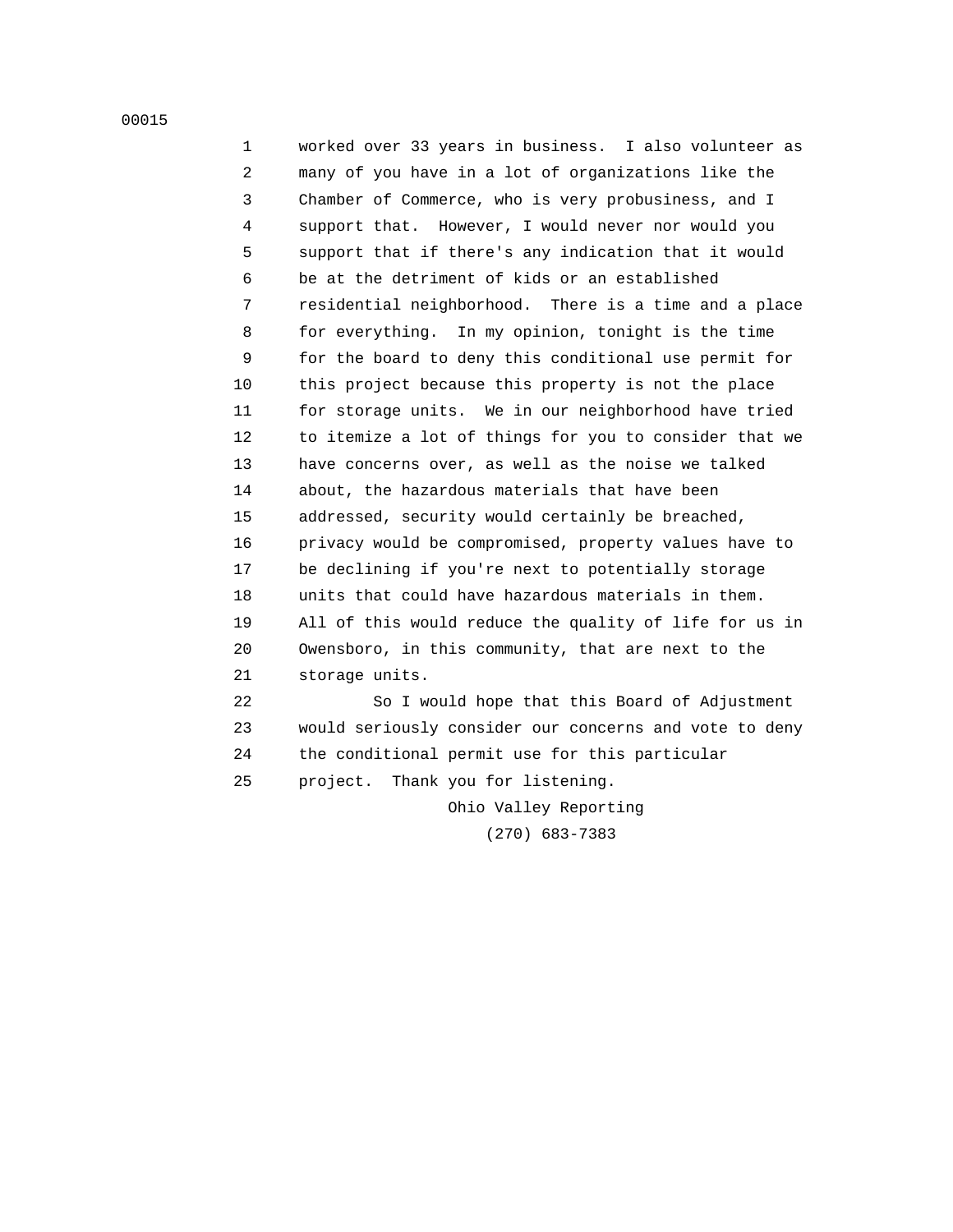worked over 33 years in business. I also volunteer as many of you have in a lot of organizations like the Chamber of Commerce, who is very probusiness, and I support that. However, I would never nor would you support that if there's any indication that it would be at the detriment of kids or an established residential neighborhood. There is a time and a place for everything. In my opinion, tonight is the time for the board to deny this conditional use permit for this project because this property is not the place for storage units. We in our neighborhood have tried to itemize a lot of things for you to consider that we have concerns over, as well as the noise we talked about, the hazardous materials that have been addressed, security would certainly be breached, privacy would be compromised, property values have to be declining if you're next to potentially storage units that could have hazardous materials in them. All of this would reduce the quality of life for us in Owensboro, in this community, that are next to the storage units.

So I would hope that this Board of Adjustment would seriously consider our concerns and vote to deny the conditional permit use for this particular project. Thank you for listening.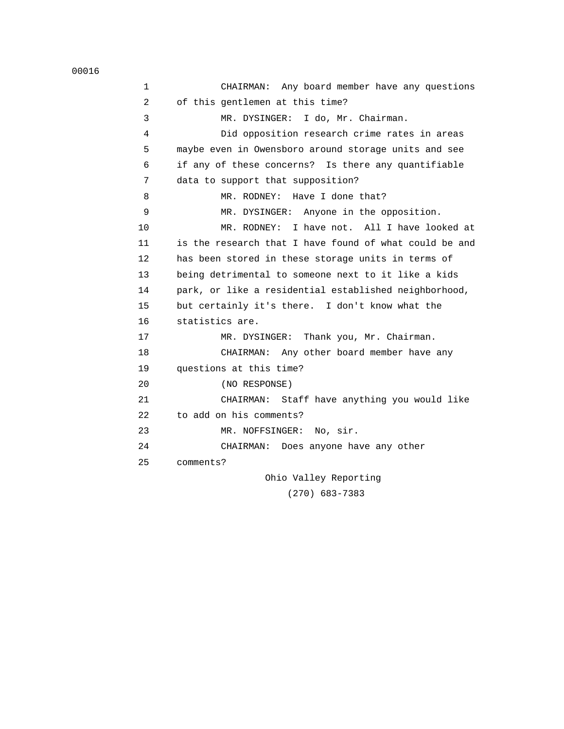CHAIRMAN: Any board member have any questions of this gentlemen at this time?

MR. DYSINGER: I do, Mr. Chairman.

Did opposition research crime rates in areas maybe even in Owensboro around storage units and see if any of these concerns? Is there any quantifiable data to support that supposition?

MR. RODNEY: Have I done that?

MR. DYSINGER: Anyone in the opposition.

MR. RODNEY: I have not. All I have looked at is the research that I have found of what could be and has been stored in these storage units in terms of being detrimental to someone next to it like a kids park, or like a residential established neighborhood, but certainly it's there. I don't know what the statistics are.

MR. DYSINGER: Thank you, Mr. Chairman.

CHAIRMAN: Any other board member have any questions at this time?

(NO RESPONSE)

CHAIRMAN: Staff have anything you would like to add on his comments?

MR. NOFFSINGER: No, sir.

CHAIRMAN: Does anyone have any other comments?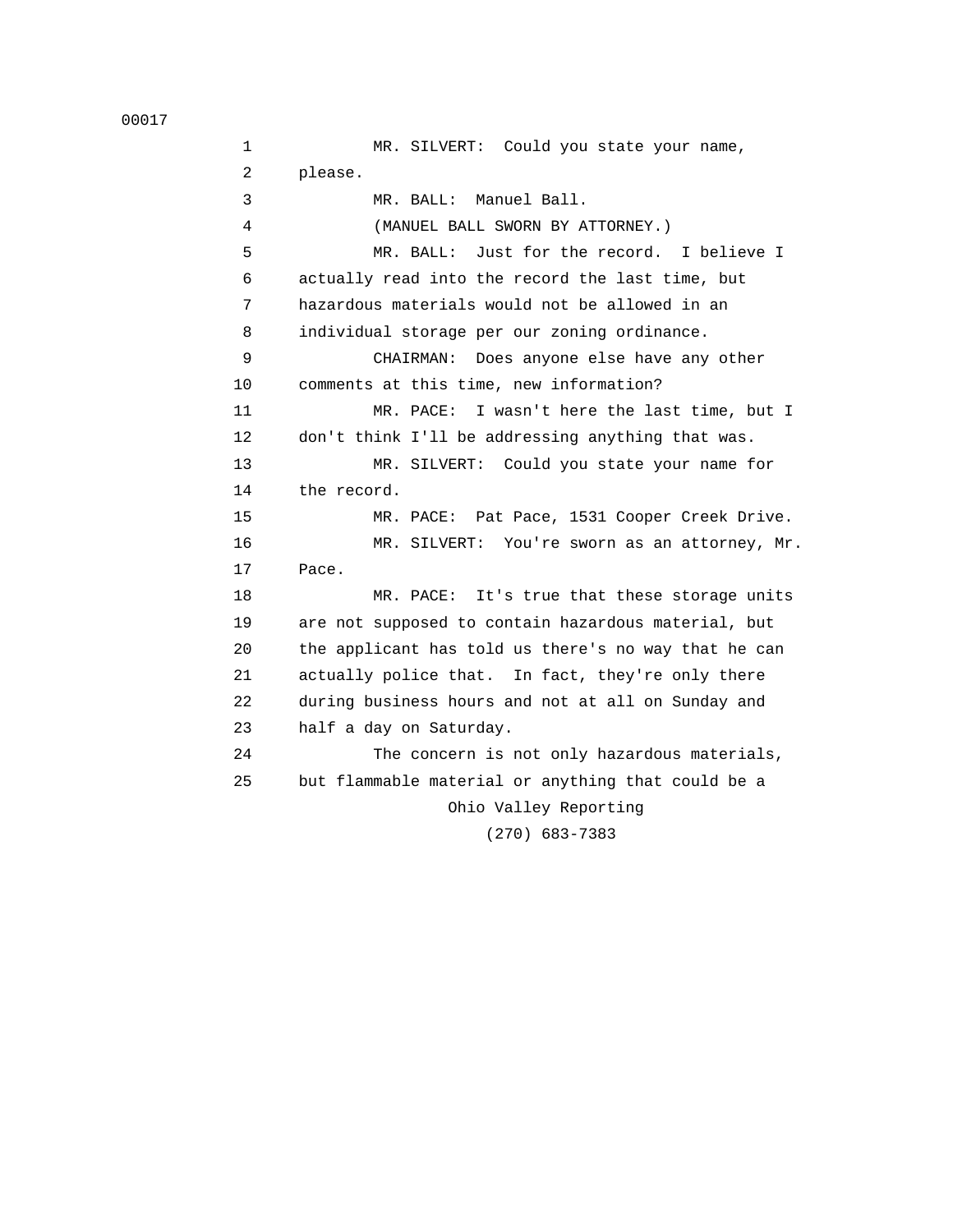MR. SILVERT: Could you state your name, please.

MR. BALL: Manuel Ball.

(MANUEL BALL SWORN BY ATTORNEY.)

MR. BALL: Just for the record. I believe I actually read into the record the last time, but hazardous materials would not be allowed in an individual storage per our zoning ordinance.

CHAIRMAN: Does anyone else have any other comments at this time, new information?

MR. PACE: I wasn't here the last time, but I don't think I'll be addressing anything that was.

MR. SILVERT: Could you state your name for the record.

MR. PACE: Pat Pace, 1531 Cooper Creek Drive.

MR. SILVERT: You're sworn as an attorney, Mr. Pace.

MR. PACE: It's true that these storage units are not supposed to contain hazardous material, but the applicant has told us there's no way that he can actually police that. In fact, they're only there during business hours and not at all on Sunday and half a day on Saturday.

The concern is not only hazardous materials, but flammable material or anything that could be a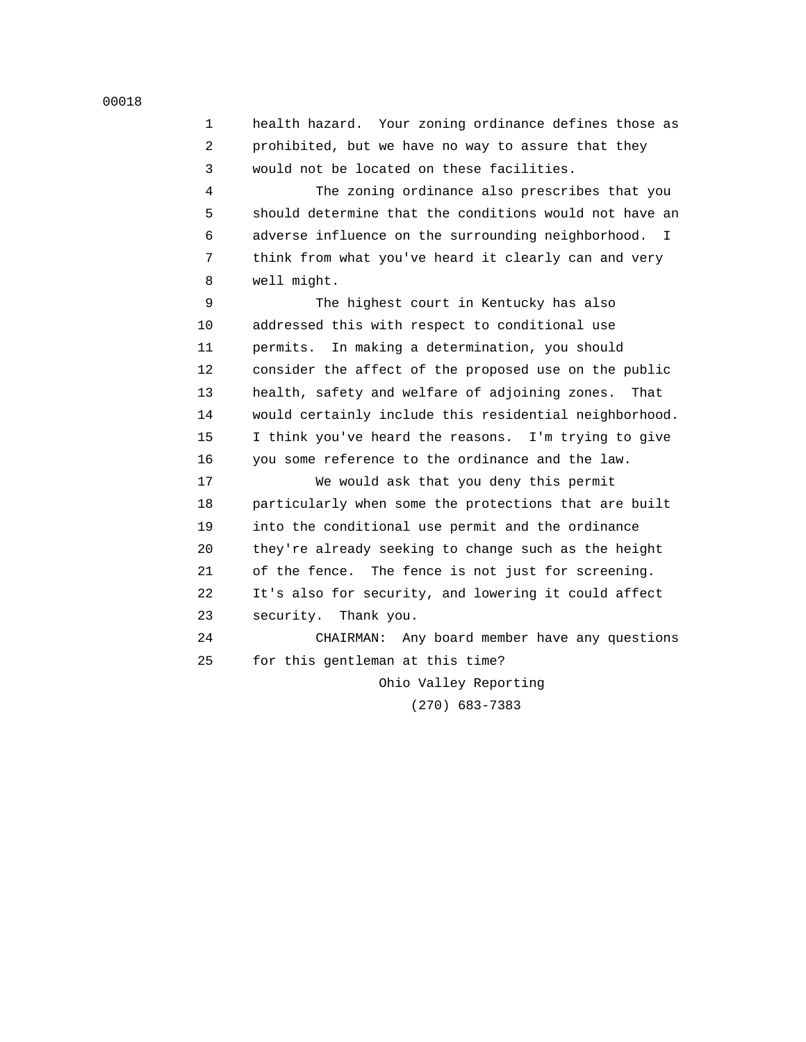health hazard. Your zoning ordinance defines those as prohibited, but we have no way to assure that they would not be located on these facilities.

The zoning ordinance also prescribes that you should determine that the conditions would not have an adverse influence on the surrounding neighborhood. I think from what you've heard it clearly can and very well might.

The highest court in Kentucky has also addressed this with respect to conditional use permits. In making a determination, you should consider the affect of the proposed use on the public health, safety and welfare of adjoining zones. That would certainly include this residential neighborhood. I think you've heard the reasons. I'm trying to give you some reference to the ordinance and the law.

We would ask that you deny this permit particularly when some the protections that are built into the conditional use permit and the ordinance they're already seeking to change such as the height of the fence. The fence is not just for screening. It's also for security, and lowering it could affect security. Thank you.

CHAIRMAN: Any board member have any questions for this gentleman at this time?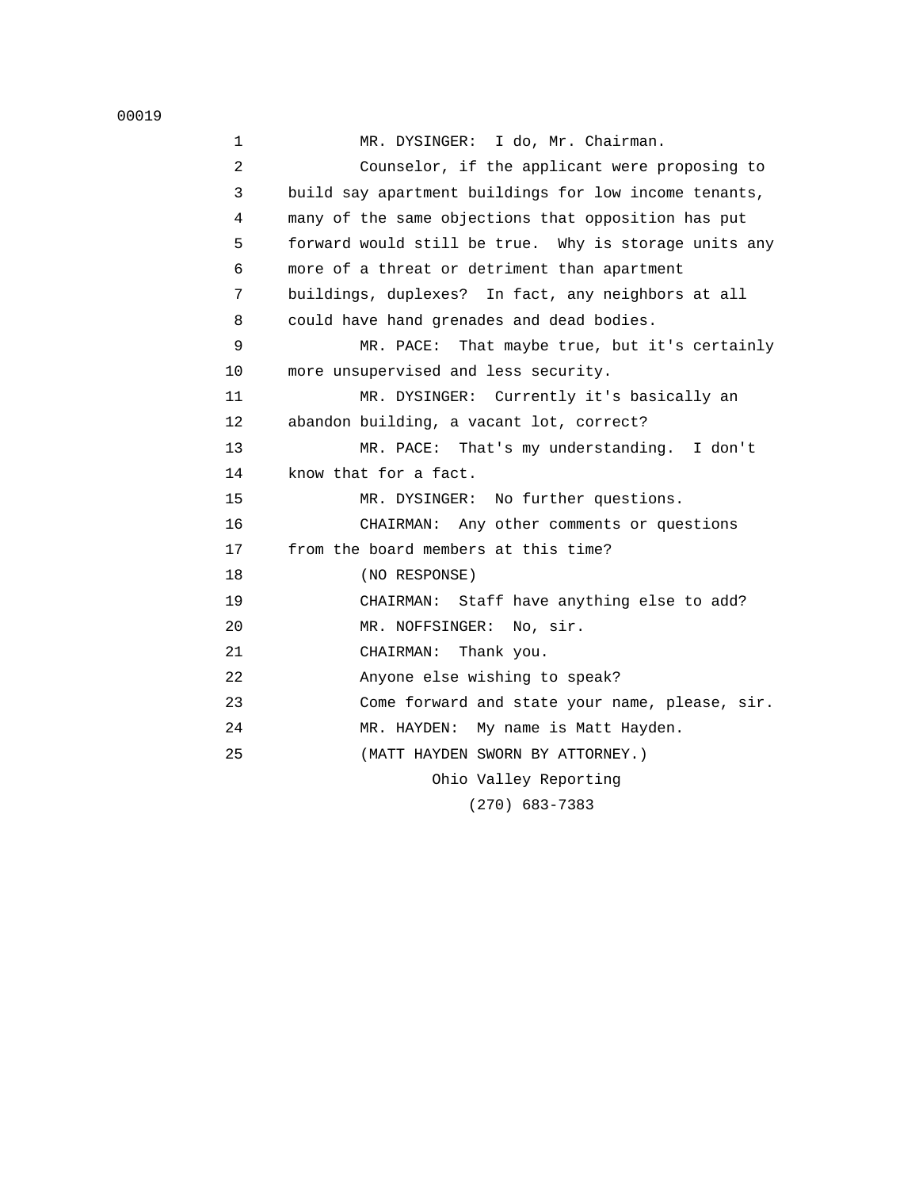1 MR. DYSINGER: I do, Mr. Chairman.

2 Counselor, if the applicant were proposing to

3 build say apartment buildings for low income tenants,

4 many of the same objections that opposition has put

5 forward would still be true. Why is storage units any

6 more of a threat or detriment than apartment

7 buildings, duplexes? In fact, any neighbors at all

8 could have hand grenades and dead bodies.

9 MR. PACE: That maybe true, but it's certainly

10 more unsupervised and less security.

11 MR. DYSINGER: Currently it's basically an

12 abandon building, a vacant lot, correct?

13 MR. PACE: That's my understanding. I don't

14 know that for a fact.

15 MR. DYSINGER: No further questions.

16 CHAIRMAN: Any other comments or questions

17 from the board members at this time?

18 (NO RESPONSE)

19 CHAIRMAN: Staff have anything else to add?

20 MR. NOFFSINGER: No, sir.

21 CHAIRMAN: Thank you.

22 Anyone else wishing to speak?

23 Come forward and state your name, please, sir.

24 MR. HAYDEN: My name is Matt Hayden.

25 (MATT HAYDEN SWORN BY ATTORNEY.)

Ohio Valley Reporting
(270) 683-7383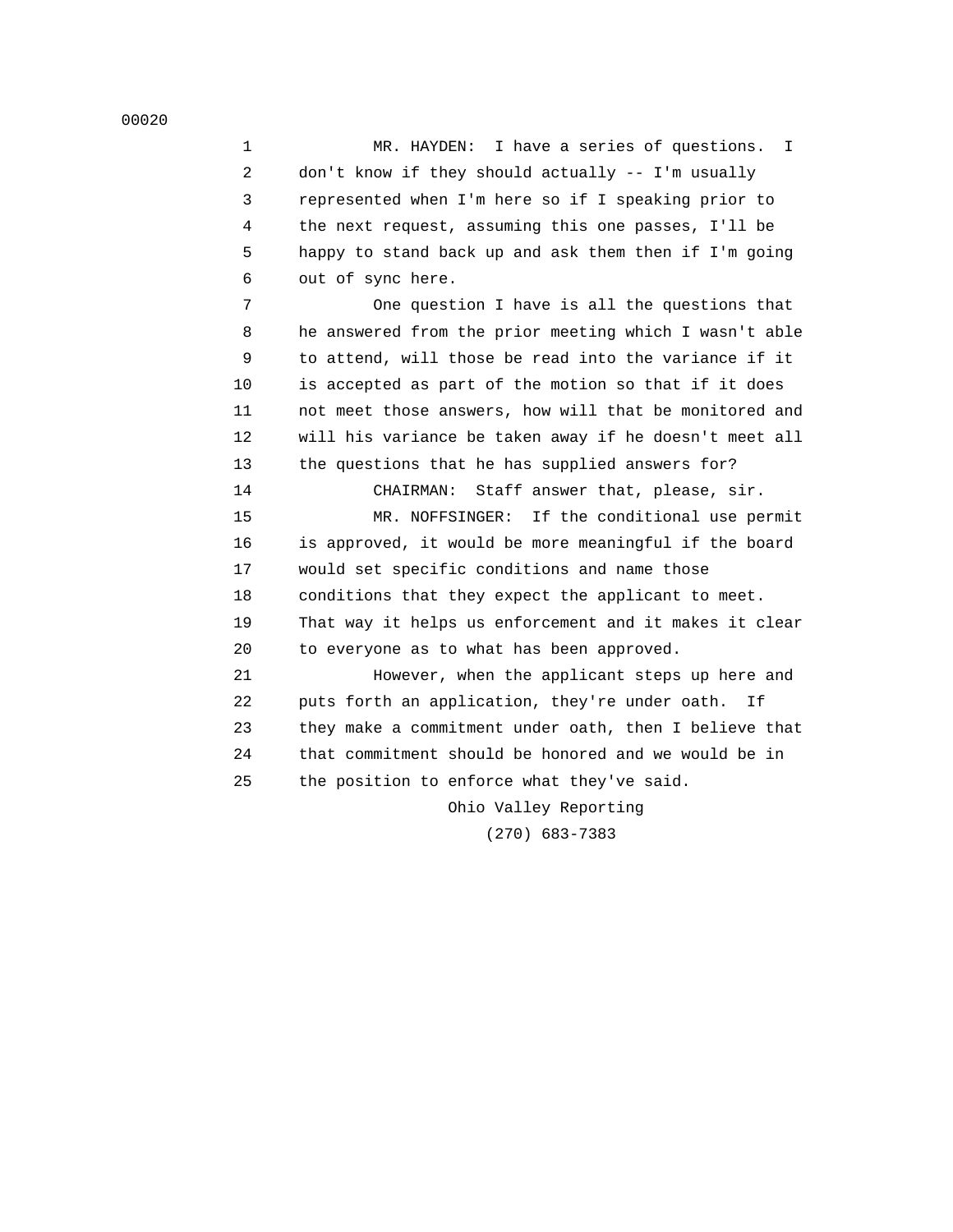MR. HAYDEN: I have a series of questions. I don't know if they should actually -- I'm usually represented when I'm here so if I speaking prior to the next request, assuming this one passes, I'll be happy to stand back up and ask them then if I'm going out of sync here.

One question I have is all the questions that he answered from the prior meeting which I wasn't able to attend, will those be read into the variance if it is accepted as part of the motion so that if it does not meet those answers, how will that be monitored and will his variance be taken away if he doesn't meet all the questions that he has supplied answers for?

CHAIRMAN: Staff answer that, please, sir.

MR. NOFFSINGER: If the conditional use permit is approved, it would be more meaningful if the board would set specific conditions and name those conditions that they expect the applicant to meet. That way it helps us enforcement and it makes it clear to everyone as to what has been approved.

However, when the applicant steps up here and puts forth an application, they're under oath. If they make a commitment under oath, then I believe that that commitment should be honored and we would be in the position to enforce what they've said.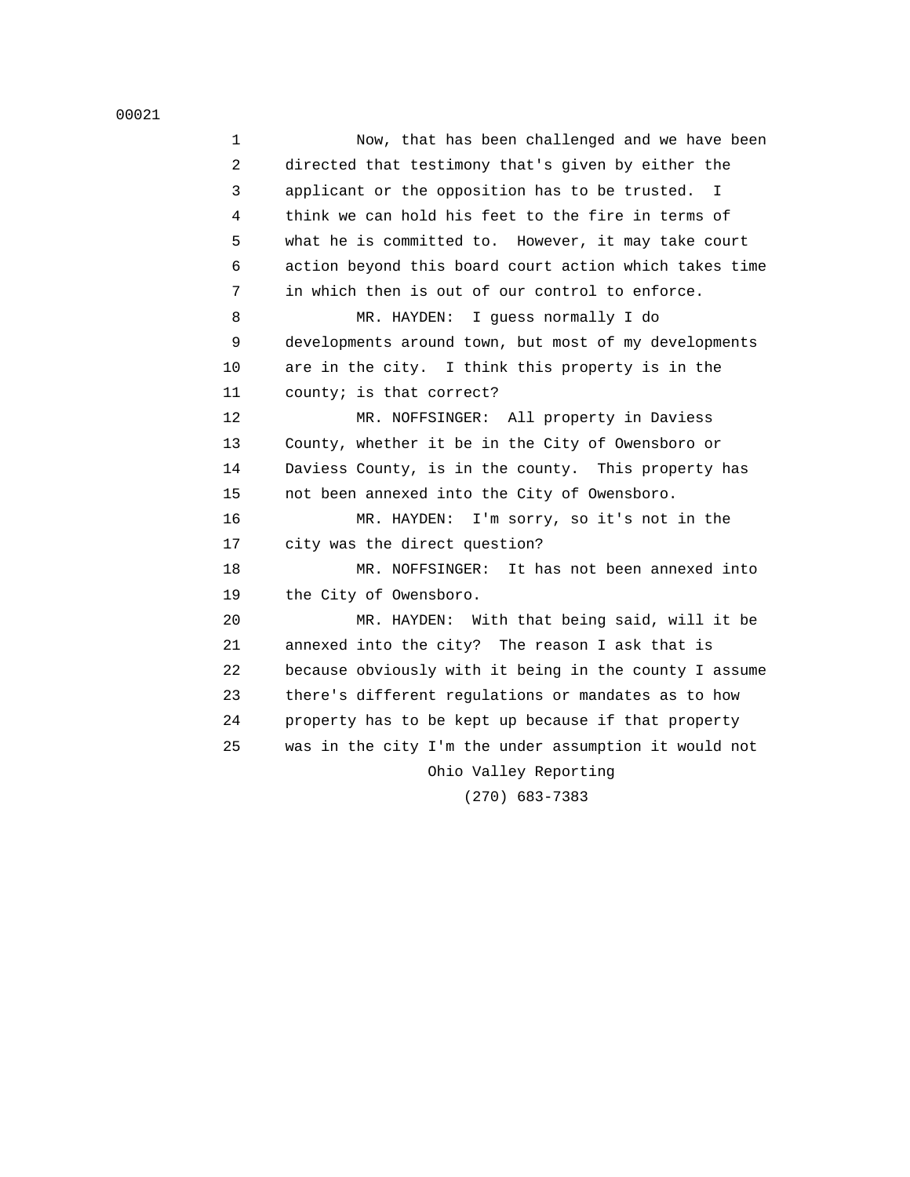Now, that has been challenged and we have been directed that testimony that's given by either the applicant or the opposition has to be trusted. I think we can hold his feet to the fire in terms of what he is committed to. However, it may take court action beyond this board court action which takes time in which then is out of our control to enforce.

MR. HAYDEN: I guess normally I do developments around town, but most of my developments are in the city. I think this property is in the county; is that correct?

MR. NOFFSINGER: All property in Daviess County, whether it be in the City of Owensboro or Daviess County, is in the county. This property has not been annexed into the City of Owensboro.

MR. HAYDEN: I'm sorry, so it's not in the city was the direct question?

MR. NOFFSINGER: It has not been annexed into the City of Owensboro.

MR. HAYDEN: With that being said, will it be annexed into the city? The reason I ask that is because obviously with it being in the county I assume there's different regulations or mandates as to how property has to be kept up because if that property was in the city I'm the under assumption it would not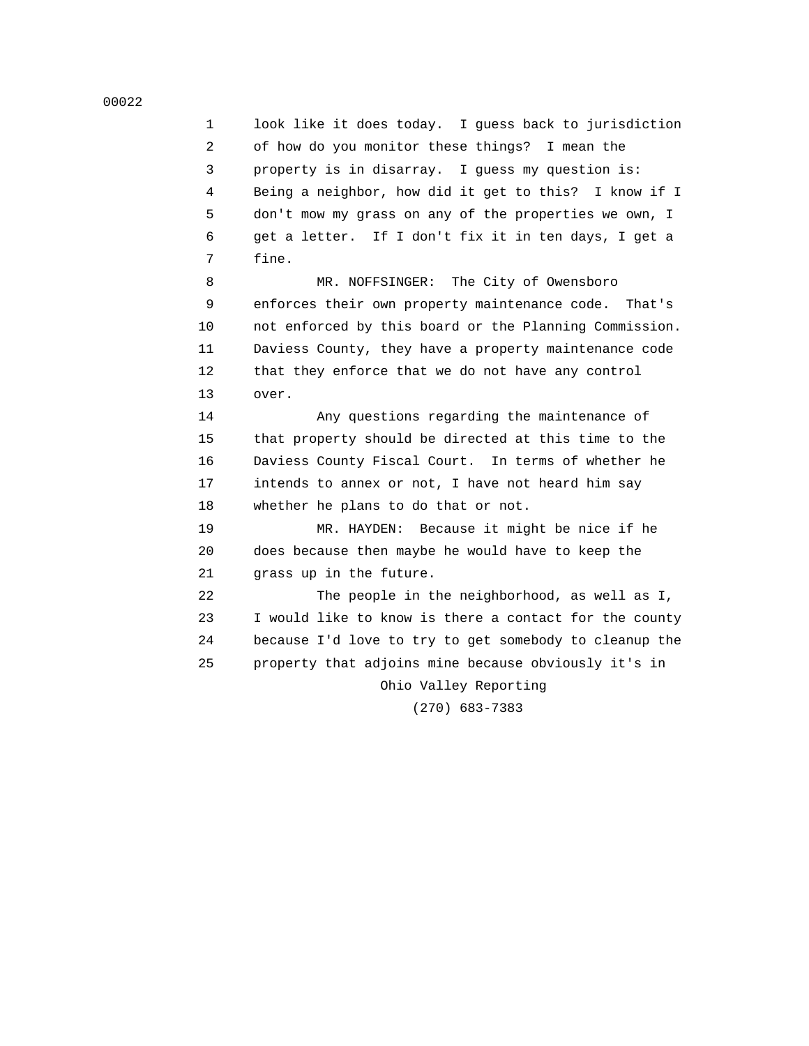look like it does today. I guess back to jurisdiction of how do you monitor these things? I mean the property is in disarray. I guess my question is: Being a neighbor, how did it get to this? I know if I don't mow my grass on any of the properties we own, I get a letter. If I don't fix it in ten days, I get a fine.

MR. NOFFSINGER: The City of Owensboro enforces their own property maintenance code. That's not enforced by this board or the Planning Commission. Daviess County, they have a property maintenance code that they enforce that we do not have any control over.

Any questions regarding the maintenance of that property should be directed at this time to the Daviess County Fiscal Court. In terms of whether he intends to annex or not, I have not heard him say whether he plans to do that or not.

MR. HAYDEN: Because it might be nice if he does because then maybe he would have to keep the grass up in the future.

The people in the neighborhood, as well as I, I would like to know is there a contact for the county because I'd love to try to get somebody to cleanup the property that adjoins mine because obviously it's in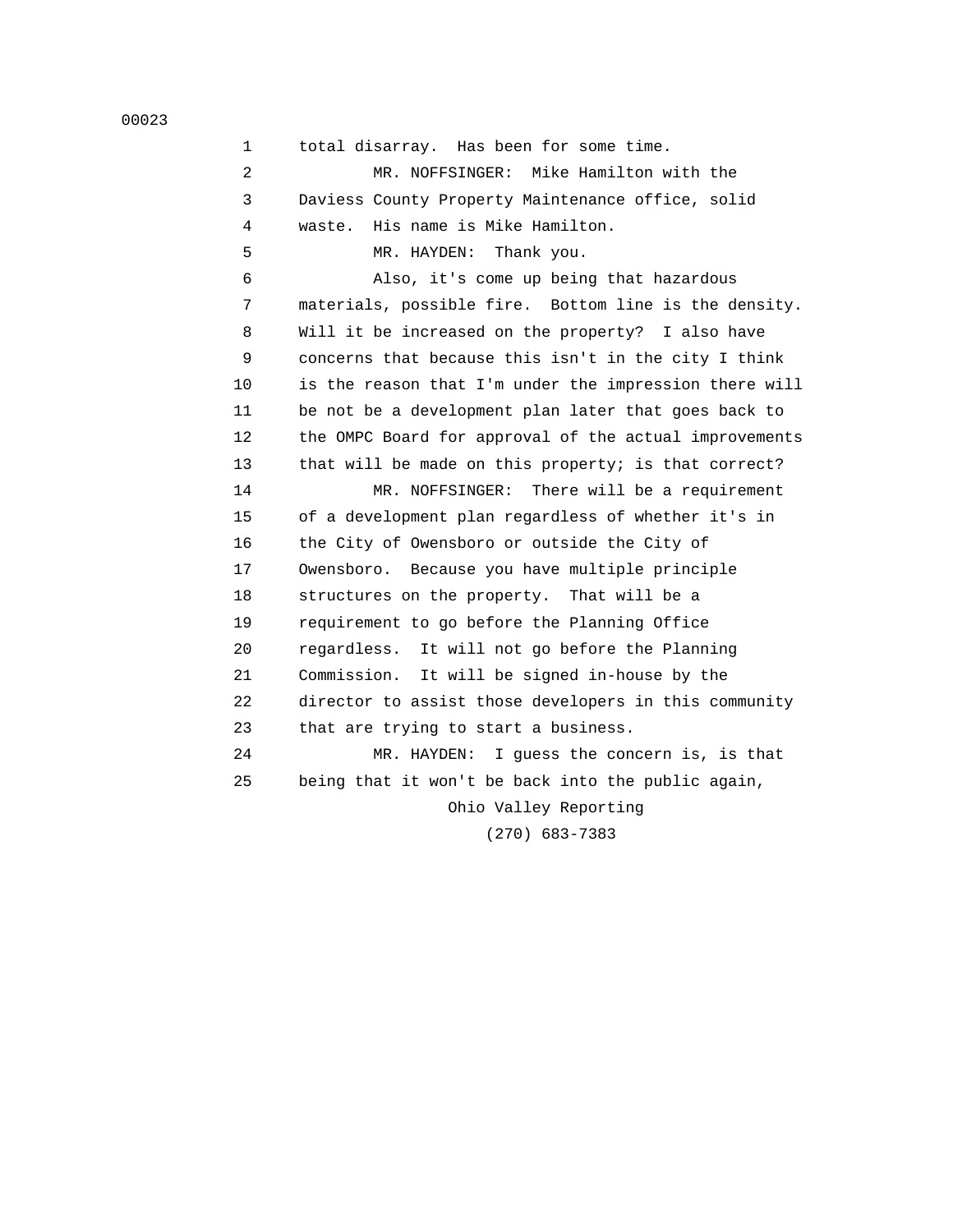total disarray. Has been for some time.

MR. NOFFSINGER: Mike Hamilton with the Daviess County Property Maintenance office, solid waste. His name is Mike Hamilton.

MR. HAYDEN: Thank you.

Also, it's come up being that hazardous materials, possible fire. Bottom line is the density. Will it be increased on the property? I also have concerns that because this isn't in the city I think is the reason that I'm under the impression there will be not be a development plan later that goes back to the OMPC Board for approval of the actual improvements that will be made on this property; is that correct?

MR. NOFFSINGER: There will be a requirement of a development plan regardless of whether it's in the City of Owensboro or outside the City of Owensboro. Because you have multiple principle structures on the property. That will be a requirement to go before the Planning Office regardless. It will not go before the Planning Commission. It will be signed in-house by the director to assist those developers in this community that are trying to start a business.

MR. HAYDEN: I guess the concern is, is that being that it won't be back into the public again,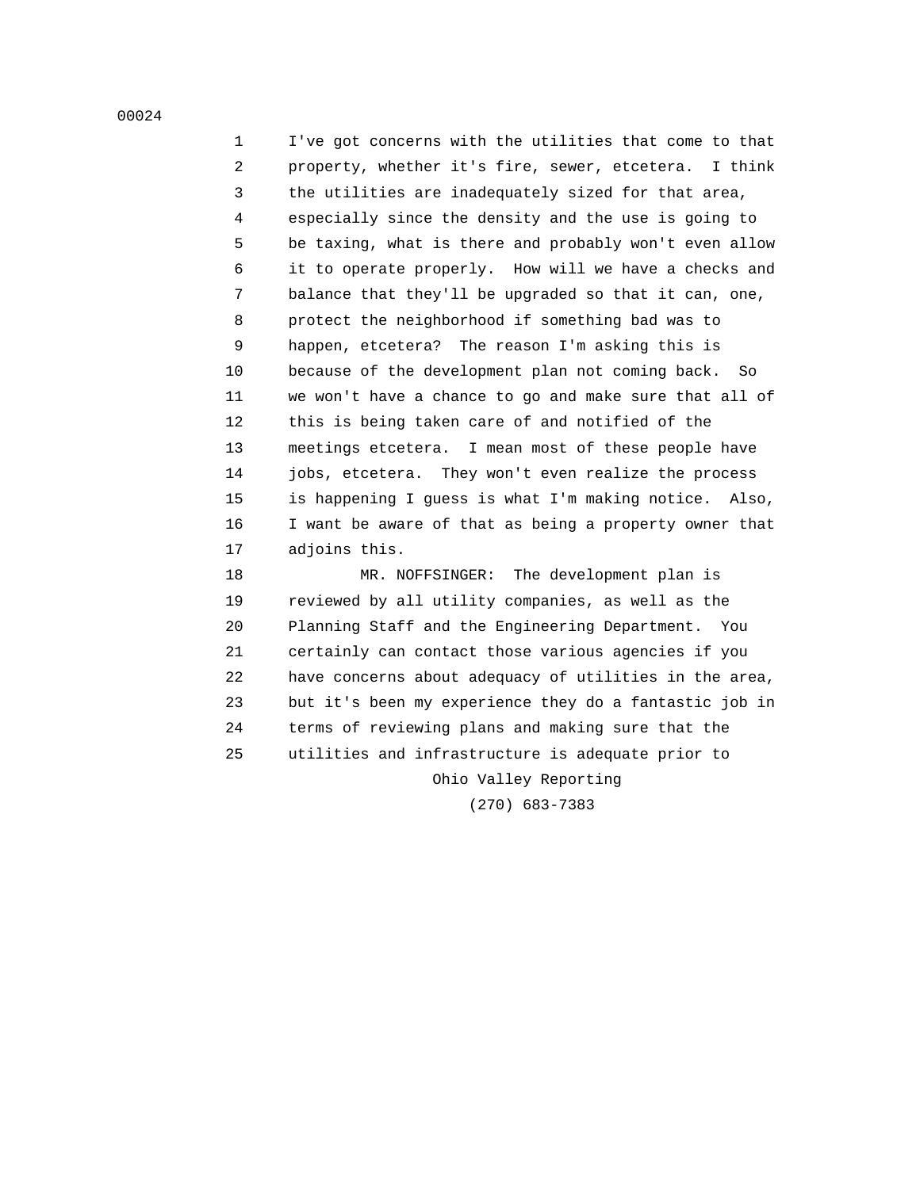I've got concerns with the utilities that come to that property, whether it's fire, sewer, etcetera. I think the utilities are inadequately sized for that area, especially since the density and the use is going to be taxing, what is there and probably won't even allow it to operate properly. How will we have a checks and balance that they'll be upgraded so that it can, one, protect the neighborhood if something bad was to happen, etcetera? The reason I'm asking this is because of the development plan not coming back. So we won't have a chance to go and make sure that all of this is being taken care of and notified of the meetings etcetera. I mean most of these people have jobs, etcetera. They won't even realize the process is happening I guess is what I'm making notice. Also, I want be aware of that as being a property owner that adjoins this.

MR. NOFFSINGER: The development plan is reviewed by all utility companies, as well as the Planning Staff and the Engineering Department. You certainly can contact those various agencies if you have concerns about adequacy of utilities in the area, but it's been my experience they do a fantastic job in terms of reviewing plans and making sure that the utilities and infrastructure is adequate prior to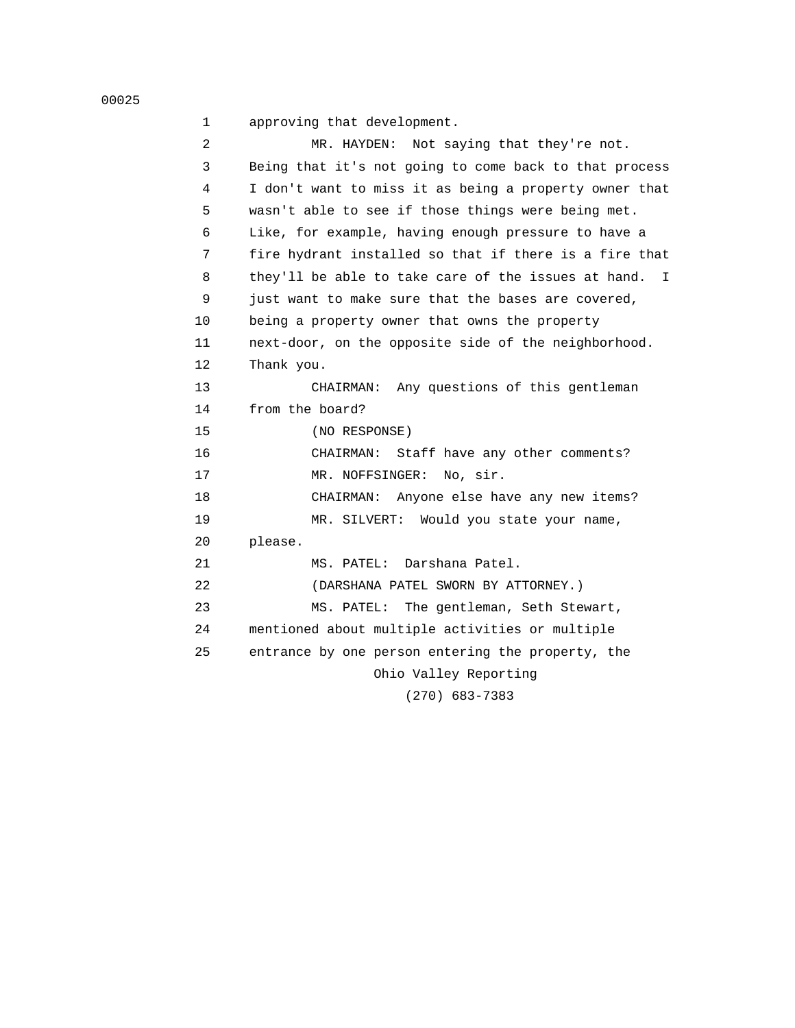approving that development.

MR. HAYDEN: Not saying that they're not. Being that it's not going to come back to that process I don't want to miss it as being a property owner that wasn't able to see if those things were being met. Like, for example, having enough pressure to have a fire hydrant installed so that if there is a fire that they'll be able to take care of the issues at hand. I just want to make sure that the bases are covered, being a property owner that owns the property next-door, on the opposite side of the neighborhood. Thank you.

CHAIRMAN: Any questions of this gentleman from the board?

(NO RESPONSE)

CHAIRMAN: Staff have any other comments?

MR. NOFFSINGER: No, sir.

CHAIRMAN: Anyone else have any new items?

MR. SILVERT: Would you state your name, please.

MS. PATEL: Darshana Patel.

(DARSHANA PATEL SWORN BY ATTORNEY.)

MS. PATEL: The gentleman, Seth Stewart, mentioned about multiple activities or multiple entrance by one person entering the property, the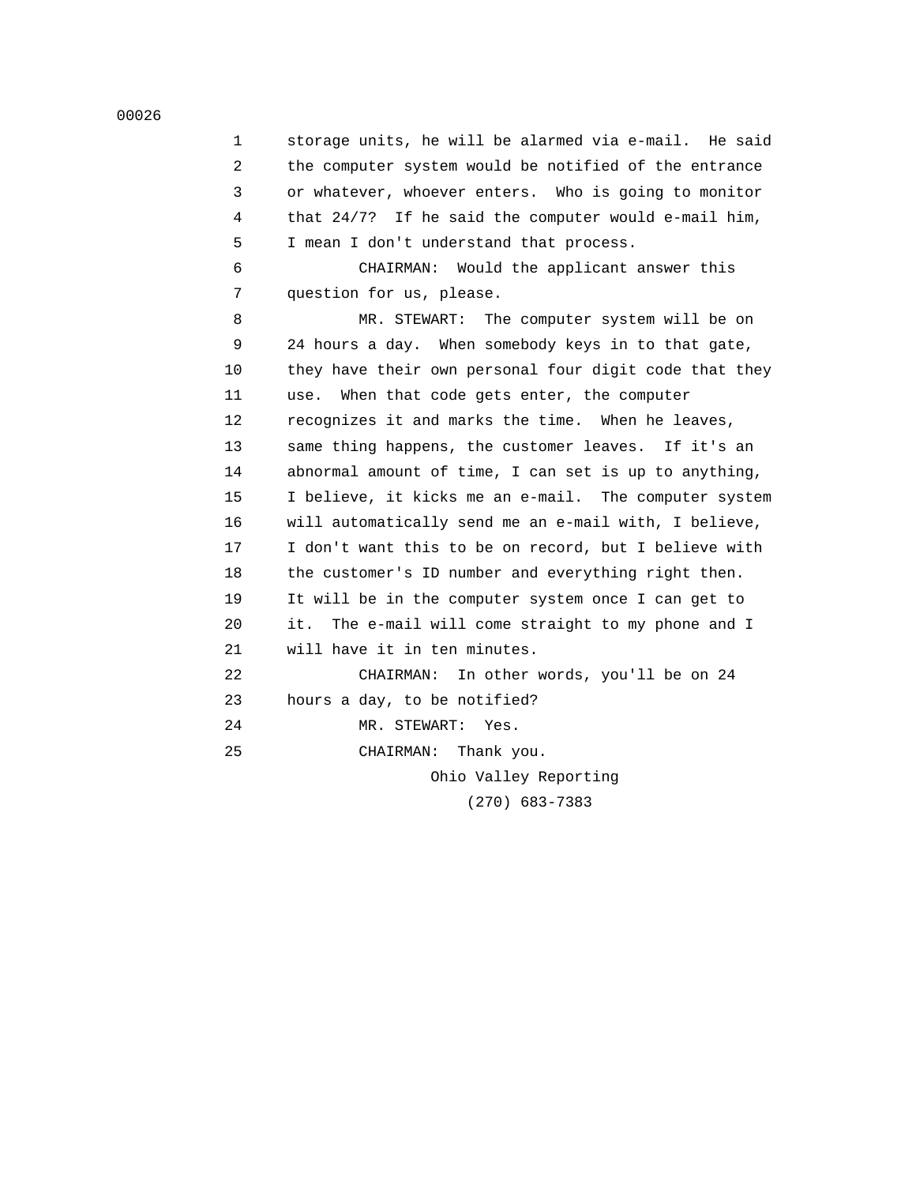storage units, he will be alarmed via e-mail. He said the computer system would be notified of the entrance or whatever, whoever enters. Who is going to monitor that 24/7? If he said the computer would e-mail him, I mean I don't understand that process.

CHAIRMAN: Would the applicant answer this question for us, please.

MR. STEWART: The computer system will be on 24 hours a day. When somebody keys in to that gate, they have their own personal four digit code that they use. When that code gets enter, the computer recognizes it and marks the time. When he leaves, same thing happens, the customer leaves. If it's an abnormal amount of time, I can set is up to anything, I believe, it kicks me an e-mail. The computer system will automatically send me an e-mail with, I believe, I don't want this to be on record, but I believe with the customer's ID number and everything right then. It will be in the computer system once I can get to it. The e-mail will come straight to my phone and I will have it in ten minutes.

CHAIRMAN: In other words, you'll be on 24 hours a day, to be notified?

MR. STEWART: Yes.

CHAIRMAN: Thank you.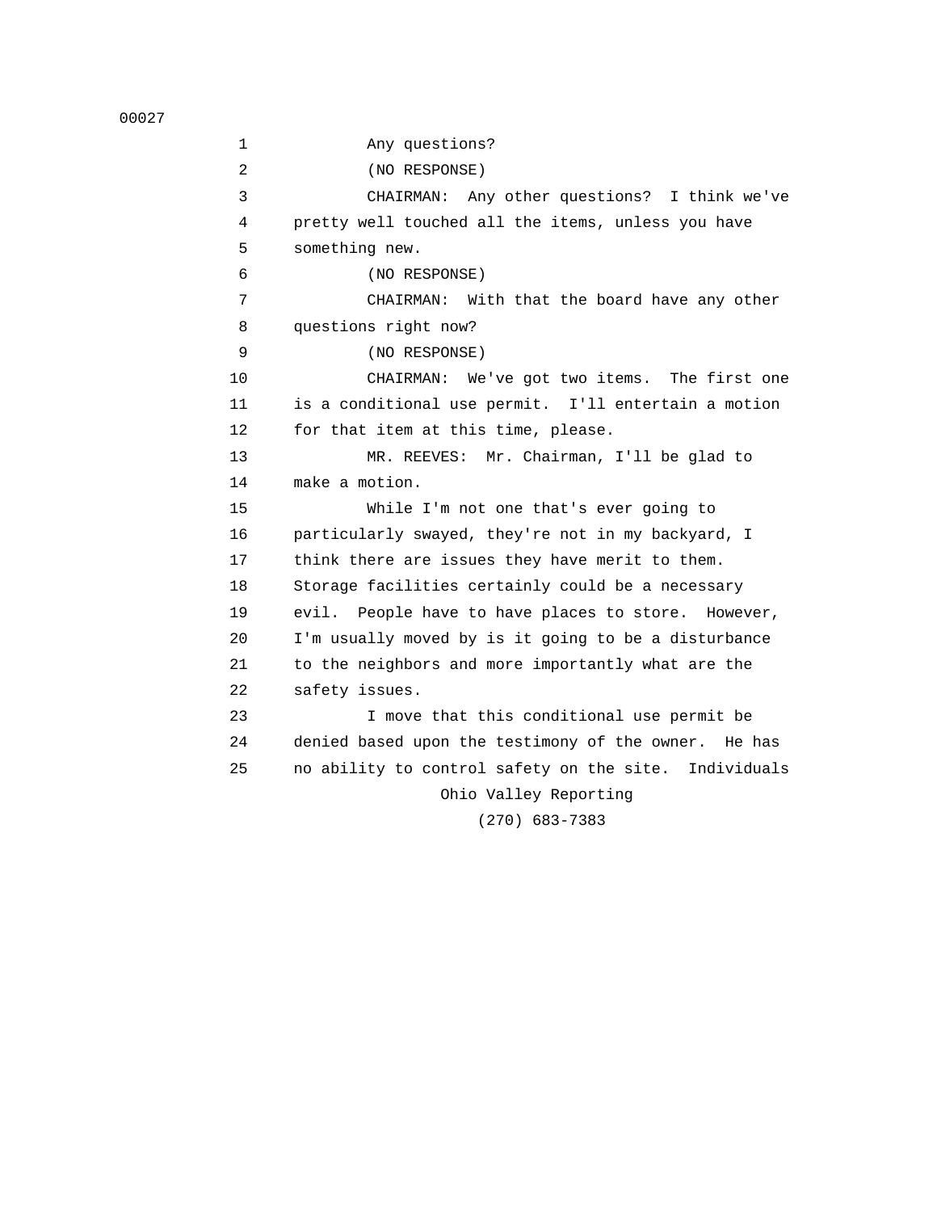Any questions?

(NO RESPONSE)

CHAIRMAN: Any other questions? I think we've pretty well touched all the items, unless you have something new.

(NO RESPONSE)

CHAIRMAN: With that the board have any other questions right now?

(NO RESPONSE)

CHAIRMAN: We've got two items. The first one is a conditional use permit. I'll entertain a motion for that item at this time, please.

MR. REEVES: Mr. Chairman, I'll be glad to make a motion.

While I'm not one that's ever going to particularly swayed, they're not in my backyard, I think there are issues they have merit to them. Storage facilities certainly could be a necessary evil. People have to have places to store. However, I'm usually moved by is it going to be a disturbance to the neighbors and more importantly what are the safety issues.

I move that this conditional use permit be denied based upon the testimony of the owner. He has no ability to control safety on the site. Individuals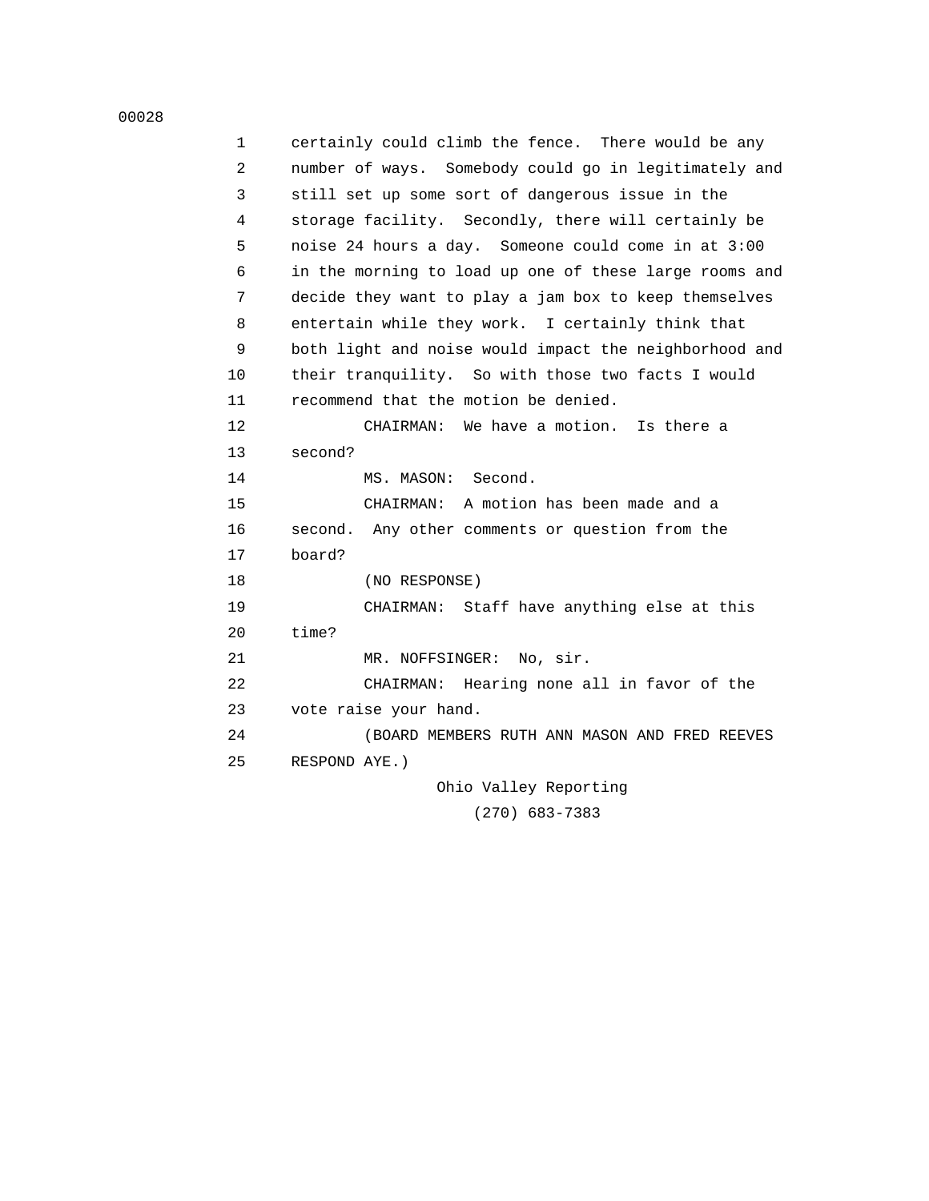certainly could climb the fence. There would be any number of ways. Somebody could go in legitimately and still set up some sort of dangerous issue in the storage facility. Secondly, there will certainly be noise 24 hours a day. Someone could come in at 3:00 in the morning to load up one of these large rooms and decide they want to play a jam box to keep themselves entertain while they work. I certainly think that both light and noise would impact the neighborhood and their tranquility. So with those two facts I would recommend that the motion be denied.

CHAIRMAN: We have a motion. Is there a second?

MS. MASON: Second.

CHAIRMAN: A motion has been made and a second. Any other comments or question from the board?

(NO RESPONSE)

CHAIRMAN: Staff have anything else at this time?

MR. NOFFSINGER: No, sir.

CHAIRMAN: Hearing none all in favor of the vote raise your hand.

(BOARD MEMBERS RUTH ANN MASON AND FRED REEVES RESPOND AYE.)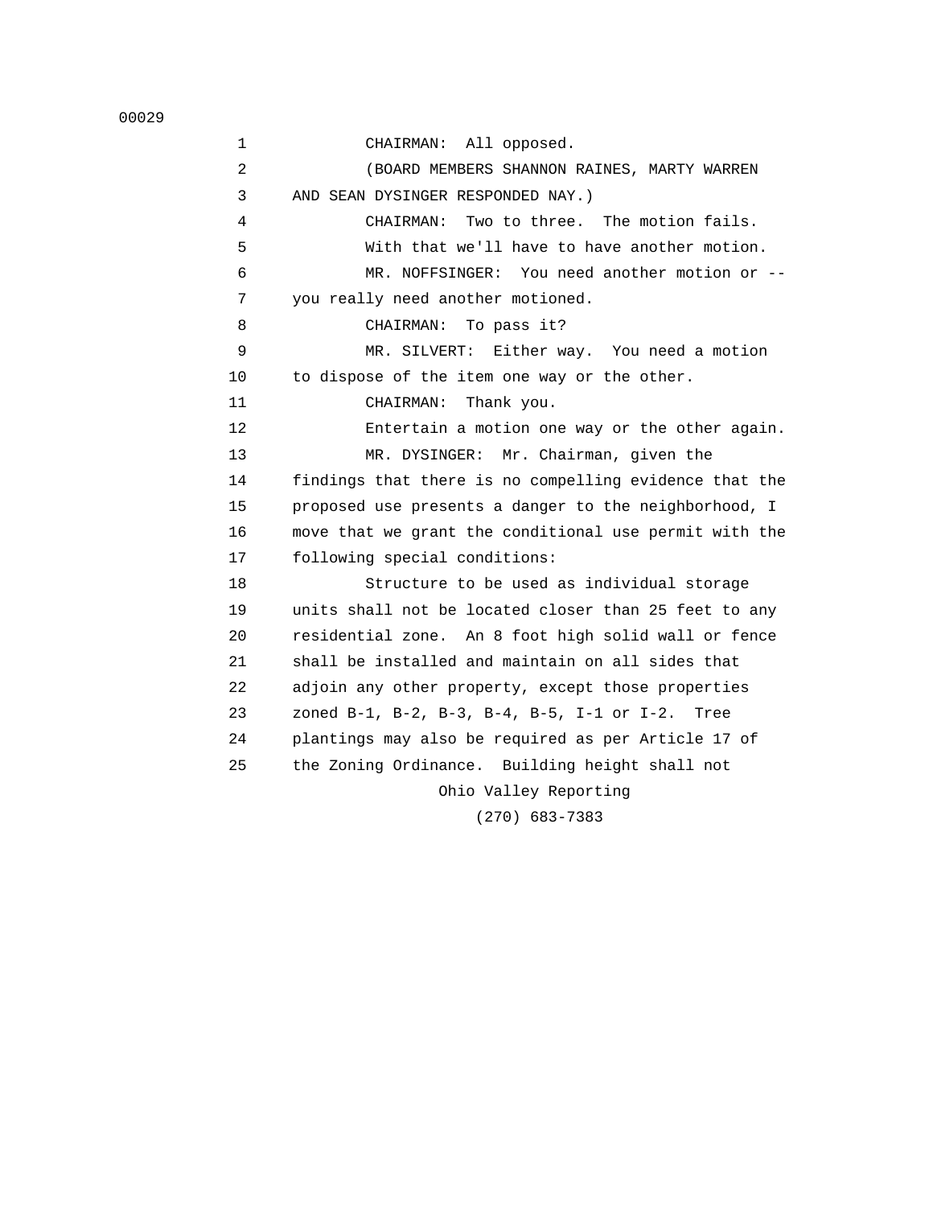CHAIRMAN: All opposed.

(BOARD MEMBERS SHANNON RAINES, MARTY WARREN AND SEAN DYSINGER RESPONDED NAY.)

CHAIRMAN: Two to three. The motion fails.

With that we'll have to have another motion.

MR. NOFFSINGER: You need another motion or -- you really need another motioned.

CHAIRMAN: To pass it?

MR. SILVERT: Either way. You need a motion to dispose of the item one way or the other.

CHAIRMAN: Thank you.

Entertain a motion one way or the other again.

MR. DYSINGER: Mr. Chairman, given the findings that there is no compelling evidence that the proposed use presents a danger to the neighborhood, I move that we grant the conditional use permit with the following special conditions:

Structure to be used as individual storage units shall not be located closer than 25 feet to any residential zone. An 8 foot high solid wall or fence shall be installed and maintain on all sides that adjoin any other property, except those properties zoned B-1, B-2, B-3, B-4, B-5, I-1 or I-2. Tree plantings may also be required as per Article 17 of the Zoning Ordinance. Building height shall not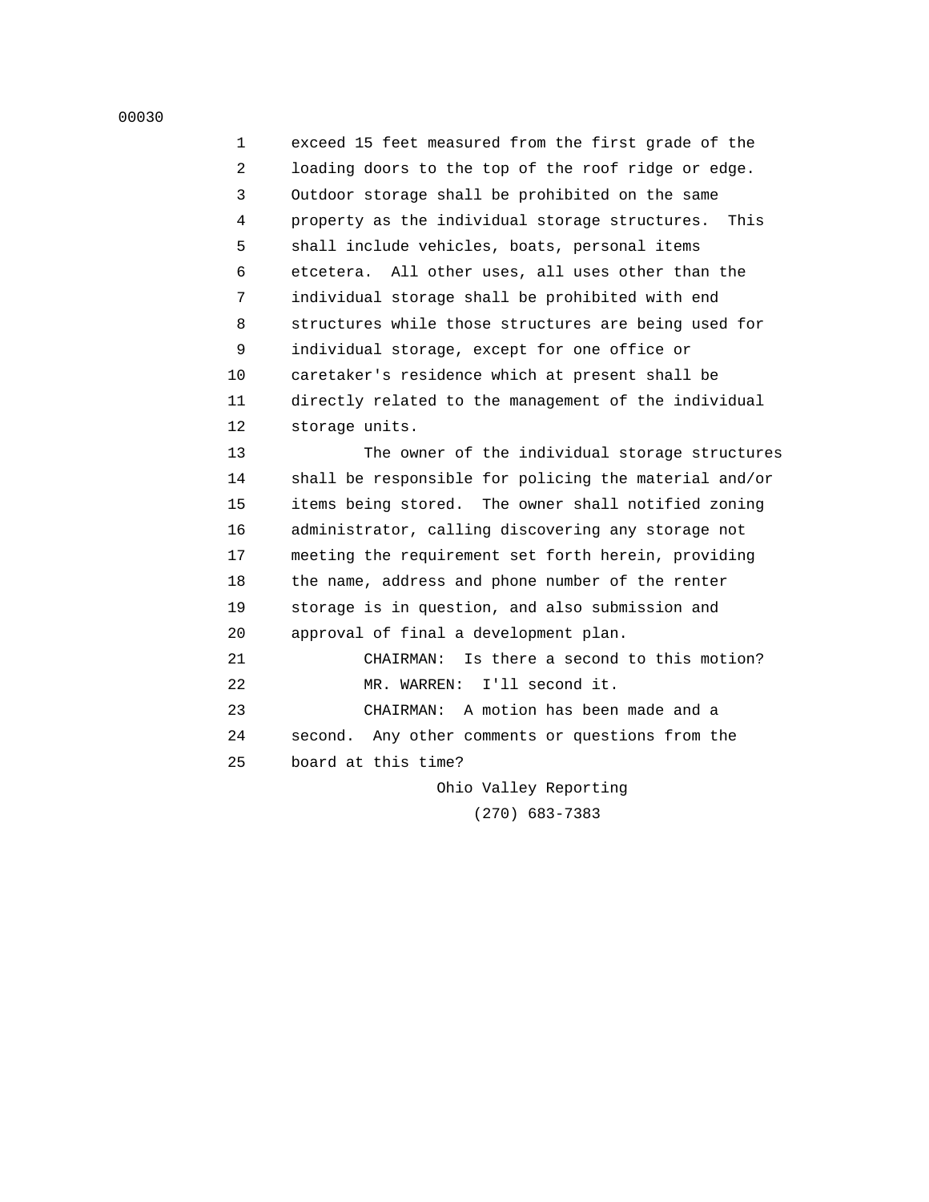exceed 15 feet measured from the first grade of the loading doors to the top of the roof ridge or edge. Outdoor storage shall be prohibited on the same property as the individual storage structures. This shall include vehicles, boats, personal items etcetera. All other uses, all uses other than the individual storage shall be prohibited with end structures while those structures are being used for individual storage, except for one office or caretaker's residence which at present shall be directly related to the management of the individual storage units.

The owner of the individual storage structures shall be responsible for policing the material and/or items being stored. The owner shall notified zoning administrator, calling discovering any storage not meeting the requirement set forth herein, providing the name, address and phone number of the renter storage is in question, and also submission and approval of final a development plan.

CHAIRMAN: Is there a second to this motion?

MR. WARREN: I'll second it.

CHAIRMAN: A motion has been made and a second. Any other comments or questions from the board at this time?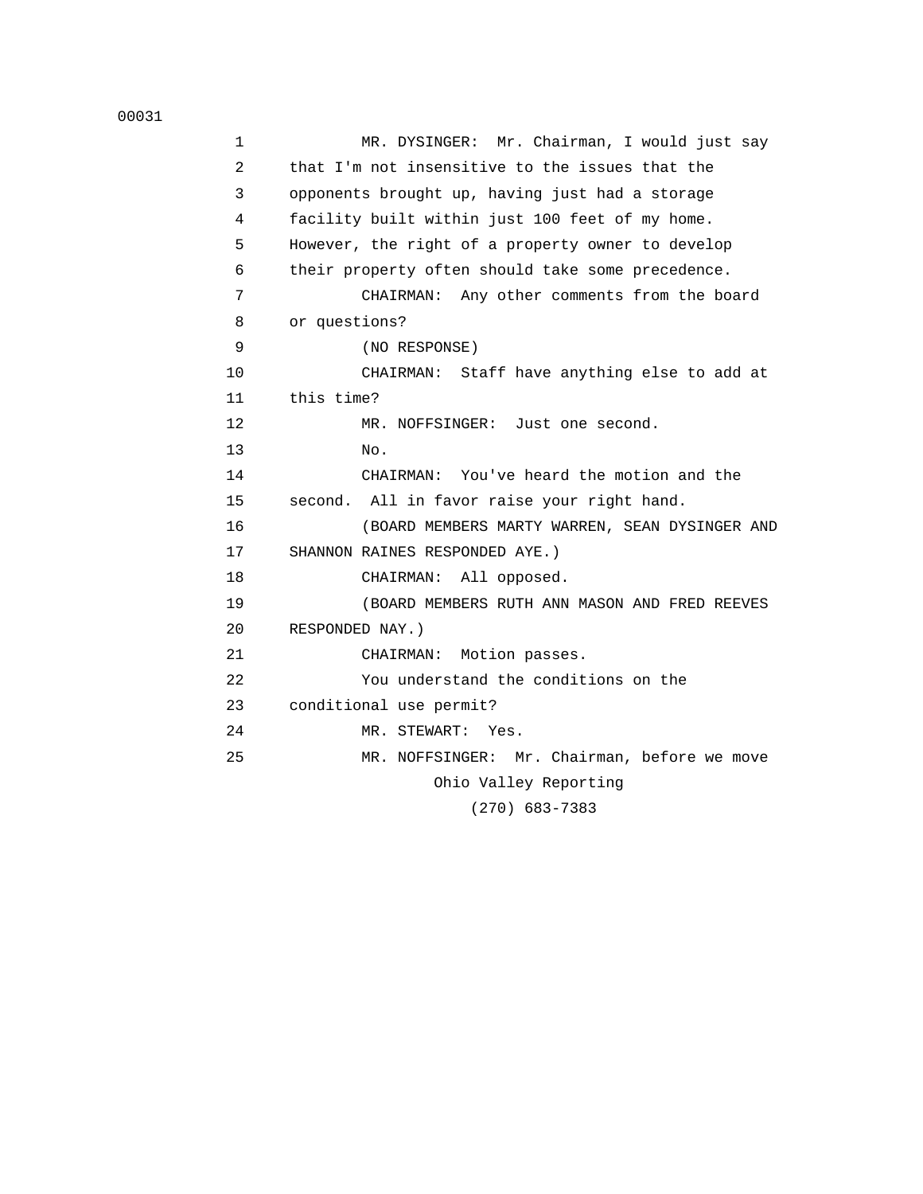MR. DYSINGER: Mr. Chairman, I would just say that I'm not insensitive to the issues that the opponents brought up, having just had a storage facility built within just 100 feet of my home. However, the right of a property owner to develop their property often should take some precedence.

CHAIRMAN: Any other comments from the board or questions?

(NO RESPONSE)

CHAIRMAN: Staff have anything else to add at this time?

MR. NOFFSINGER: Just one second.

No.

CHAIRMAN: You've heard the motion and the second. All in favor raise your right hand.

(BOARD MEMBERS MARTY WARREN, SEAN DYSINGER AND SHANNON RAINES RESPONDED AYE.)

CHAIRMAN: All opposed.

(BOARD MEMBERS RUTH ANN MASON AND FRED REEVES RESPONDED NAY.)

CHAIRMAN: Motion passes.

You understand the conditions on the conditional use permit?

MR. STEWART: Yes.

MR. NOFFSINGER: Mr. Chairman, before we move

Ohio Valley Reporting
(270) 683-7383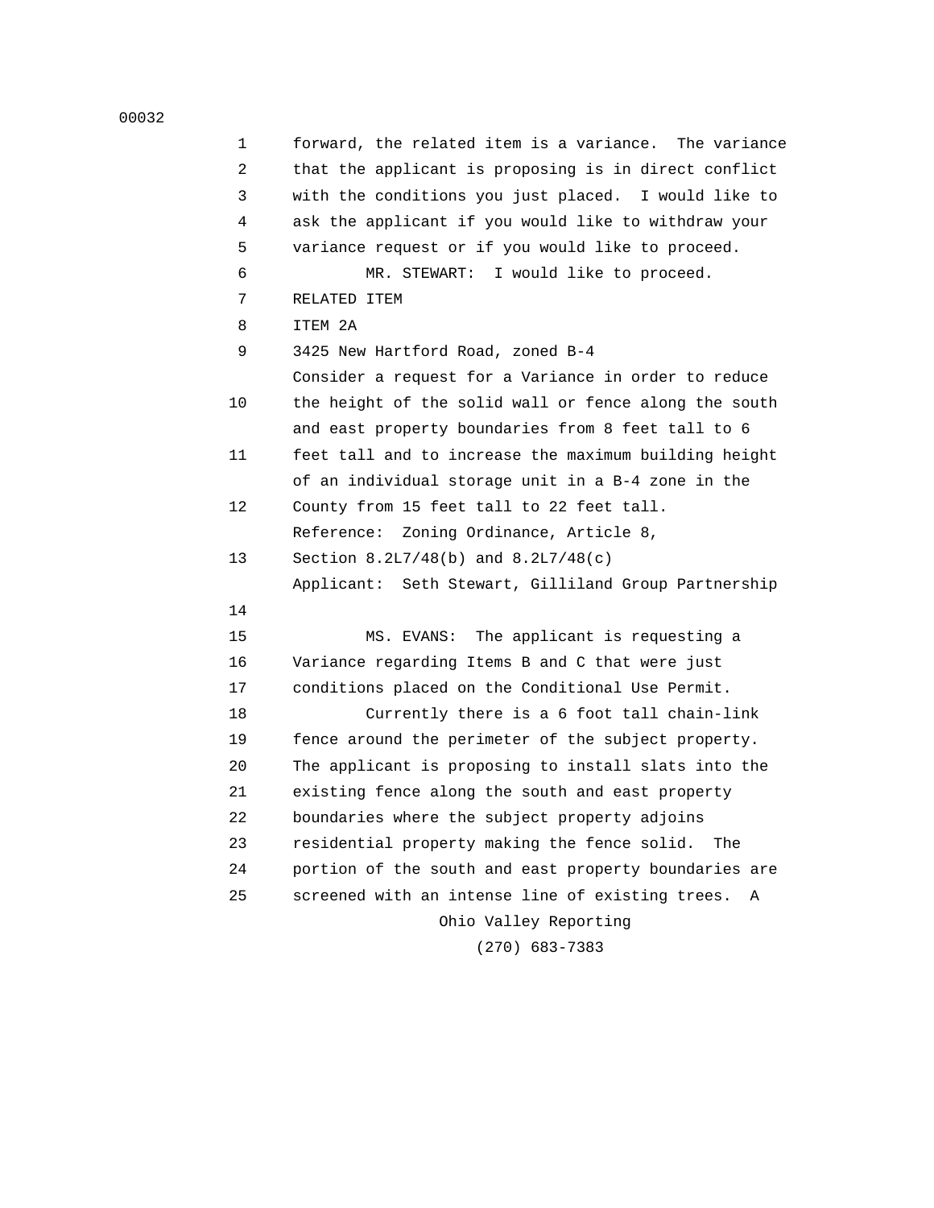forward, the related item is a variance. The variance that the applicant is proposing is in direct conflict with the conditions you just placed. I would like to ask the applicant if you would like to withdraw your variance request or if you would like to proceed.

MR. STEWART: I would like to proceed.

RELATED ITEM

ITEM 2A

3425 New Hartford Road, zoned B-4
Consider a request for a Variance in order to reduce the height of the solid wall or fence along the south and east property boundaries from 8 feet tall to 6 feet tall and to increase the maximum building height of an individual storage unit in a B-4 zone in the County from 15 feet tall to 22 feet tall.
Reference: Zoning Ordinance, Article 8, Section 8.2L7/48(b) and 8.2L7/48(c)
Applicant: Seth Stewart, Gilliland Group Partnership

MS. EVANS: The applicant is requesting a Variance regarding Items B and C that were just conditions placed on the Conditional Use Permit.

Currently there is a 6 foot tall chain-link fence around the perimeter of the subject property. The applicant is proposing to install slats into the existing fence along the south and east property boundaries where the subject property adjoins residential property making the fence solid. The portion of the south and east property boundaries are screened with an intense line of existing trees. A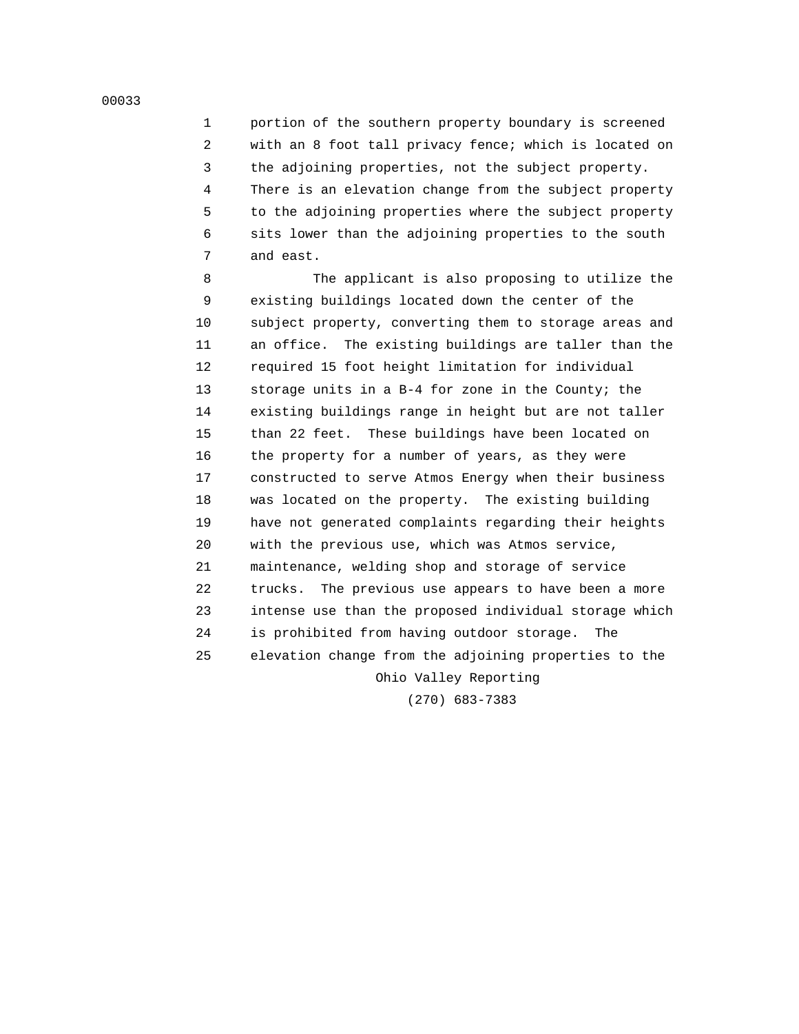portion of the southern property boundary is screened with an 8 foot tall privacy fence; which is located on the adjoining properties, not the subject property. There is an elevation change from the subject property to the adjoining properties where the subject property sits lower than the adjoining properties to the south and east.

The applicant is also proposing to utilize the existing buildings located down the center of the subject property, converting them to storage areas and an office. The existing buildings are taller than the required 15 foot height limitation for individual storage units in a B-4 for zone in the County; the existing buildings range in height but are not taller than 22 feet. These buildings have been located on the property for a number of years, as they were constructed to serve Atmos Energy when their business was located on the property. The existing building have not generated complaints regarding their heights with the previous use, which was Atmos service, maintenance, welding shop and storage of service trucks. The previous use appears to have been a more intense use than the proposed individual storage which is prohibited from having outdoor storage. The elevation change from the adjoining properties to the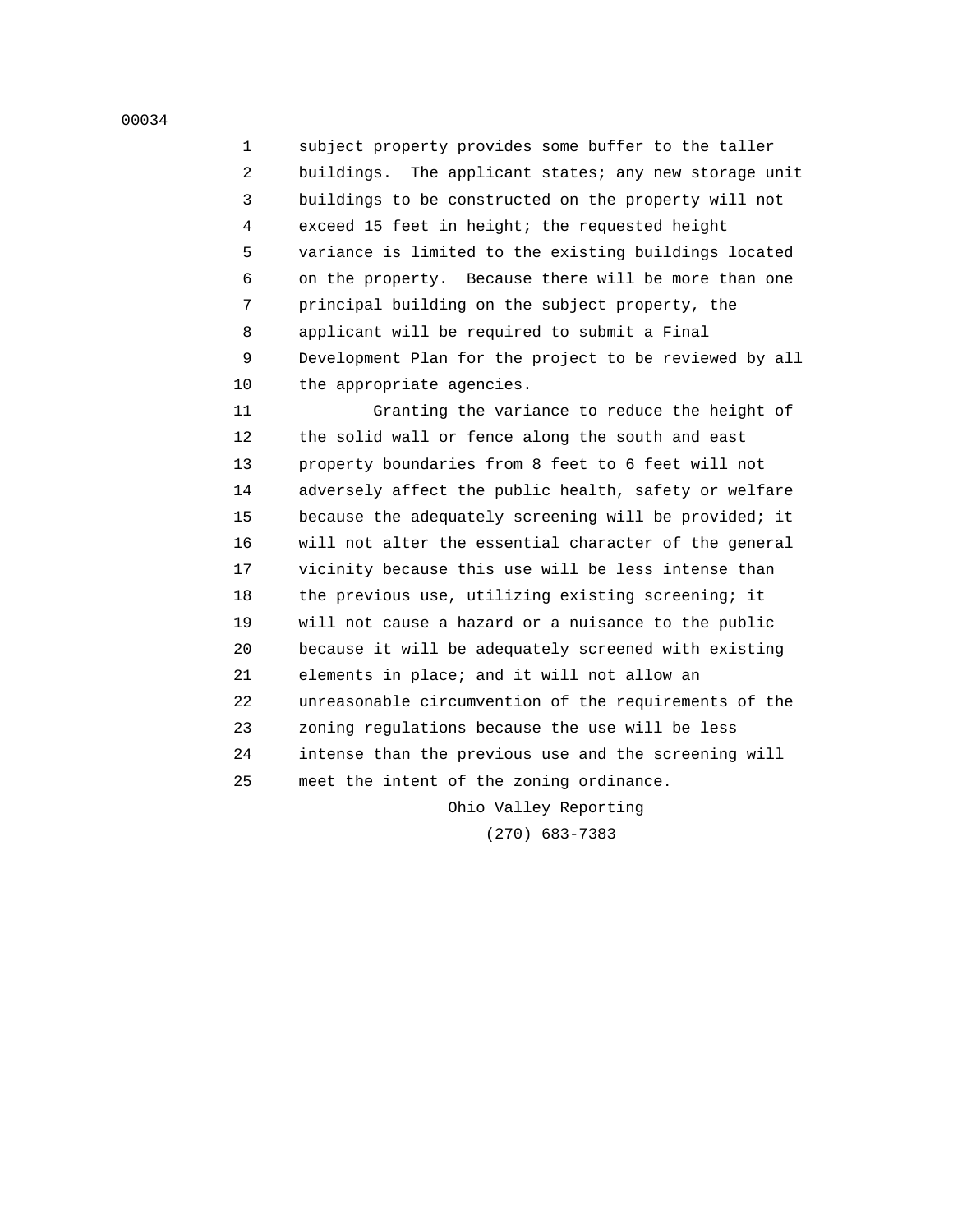subject property provides some buffer to the taller buildings. The applicant states; any new storage unit buildings to be constructed on the property will not exceed 15 feet in height; the requested height variance is limited to the existing buildings located on the property. Because there will be more than one principal building on the subject property, the applicant will be required to submit a Final Development Plan for the project to be reviewed by all the appropriate agencies.

Granting the variance to reduce the height of the solid wall or fence along the south and east property boundaries from 8 feet to 6 feet will not adversely affect the public health, safety or welfare because the adequately screening will be provided; it will not alter the essential character of the general vicinity because this use will be less intense than the previous use, utilizing existing screening; it will not cause a hazard or a nuisance to the public because it will be adequately screened with existing elements in place; and it will not allow an unreasonable circumvention of the requirements of the zoning regulations because the use will be less intense than the previous use and the screening will meet the intent of the zoning ordinance.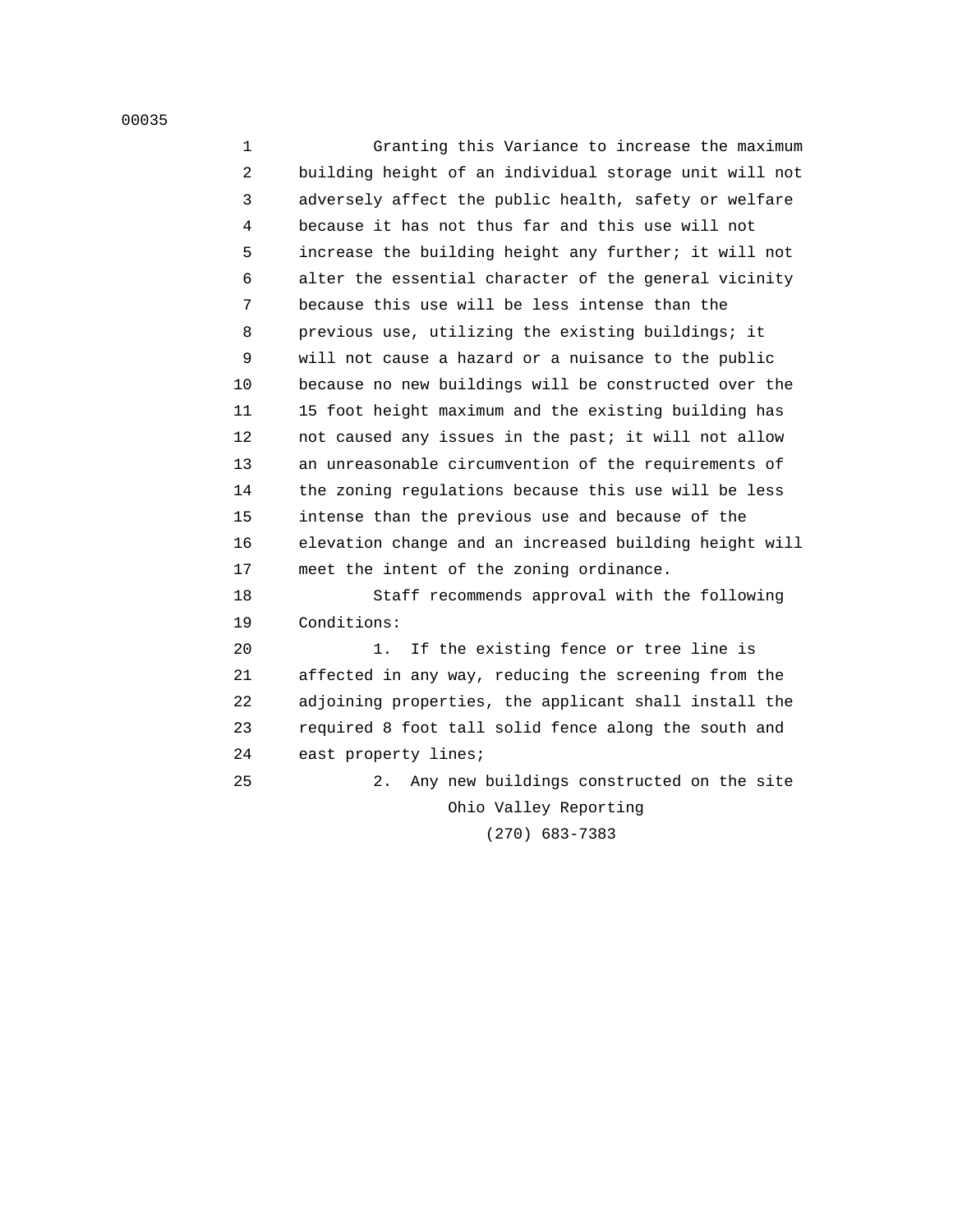Granting this Variance to increase the maximum building height of an individual storage unit will not adversely affect the public health, safety or welfare because it has not thus far and this use will not increase the building height any further; it will not alter the essential character of the general vicinity because this use will be less intense than the previous use, utilizing the existing buildings; it will not cause a hazard or a nuisance to the public because no new buildings will be constructed over the 15 foot height maximum and the existing building has not caused any issues in the past; it will not allow an unreasonable circumvention of the requirements of the zoning regulations because this use will be less intense than the previous use and because of the elevation change and an increased building height will meet the intent of the zoning ordinance.

Staff recommends approval with the following Conditions:

1. If the existing fence or tree line is affected in any way, reducing the screening from the adjoining properties, the applicant shall install the required 8 foot tall solid fence along the south and east property lines;

2. Any new buildings constructed on the site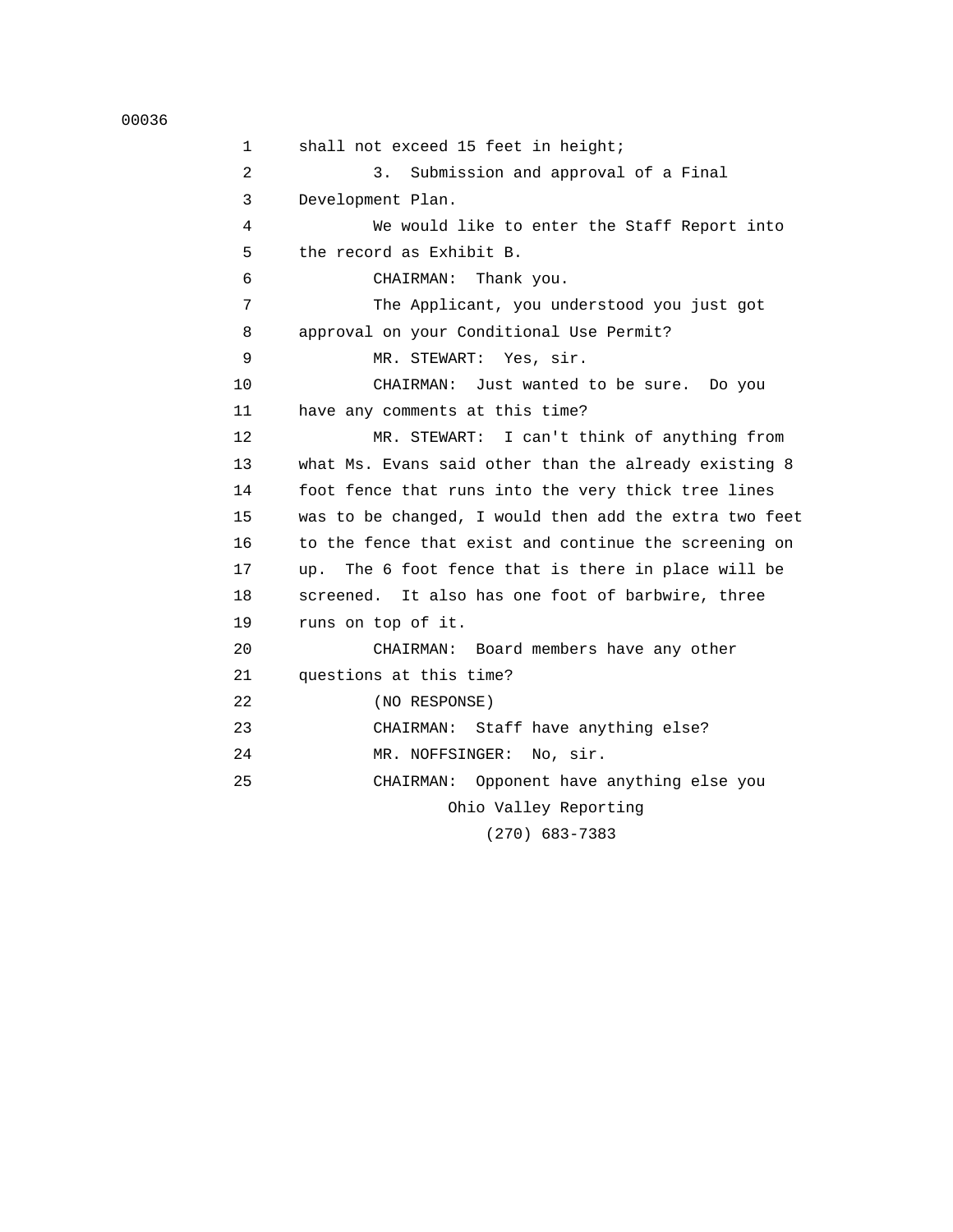shall not exceed 15 feet in height;

3. Submission and approval of a Final Development Plan.

We would like to enter the Staff Report into the record as Exhibit B.

CHAIRMAN: Thank you.

The Applicant, you understood you just got approval on your Conditional Use Permit?

MR. STEWART: Yes, sir.

CHAIRMAN: Just wanted to be sure. Do you have any comments at this time?

MR. STEWART: I can't think of anything from what Ms. Evans said other than the already existing 8 foot fence that runs into the very thick tree lines was to be changed, I would then add the extra two feet to the fence that exist and continue the screening on up. The 6 foot fence that is there in place will be screened. It also has one foot of barbwire, three runs on top of it.

CHAIRMAN: Board members have any other questions at this time?

(NO RESPONSE)

CHAIRMAN: Staff have anything else?

MR. NOFFSINGER: No, sir.

CHAIRMAN: Opponent have anything else you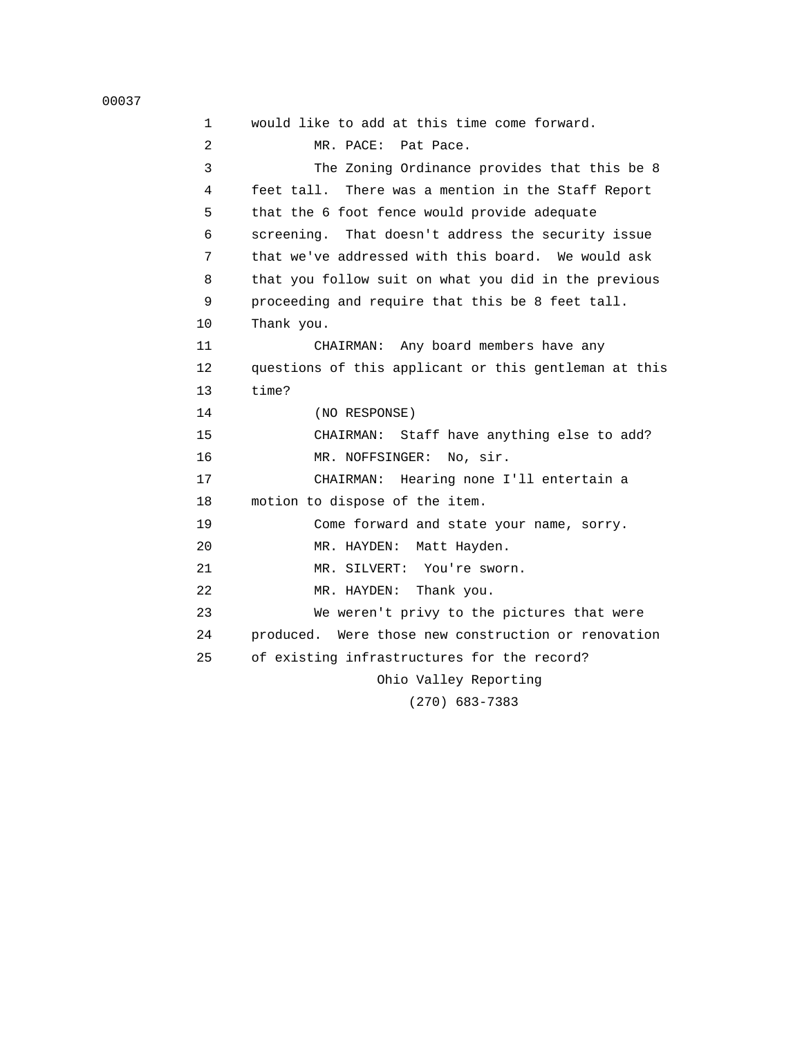would like to add at this time come forward.

MR. PACE: Pat Pace.

The Zoning Ordinance provides that this be 8 feet tall. There was a mention in the Staff Report that the 6 foot fence would provide adequate screening. That doesn't address the security issue that we've addressed with this board. We would ask that you follow suit on what you did in the previous proceeding and require that this be 8 feet tall. Thank you.

CHAIRMAN: Any board members have any questions of this applicant or this gentleman at this time?

(NO RESPONSE)

CHAIRMAN: Staff have anything else to add?

MR. NOFFSINGER: No, sir.

CHAIRMAN: Hearing none I'll entertain a motion to dispose of the item.

Come forward and state your name, sorry.

MR. HAYDEN: Matt Hayden.

MR. SILVERT: You're sworn.

MR. HAYDEN: Thank you.

We weren't privy to the pictures that were produced. Were those new construction or renovation of existing infrastructures for the record?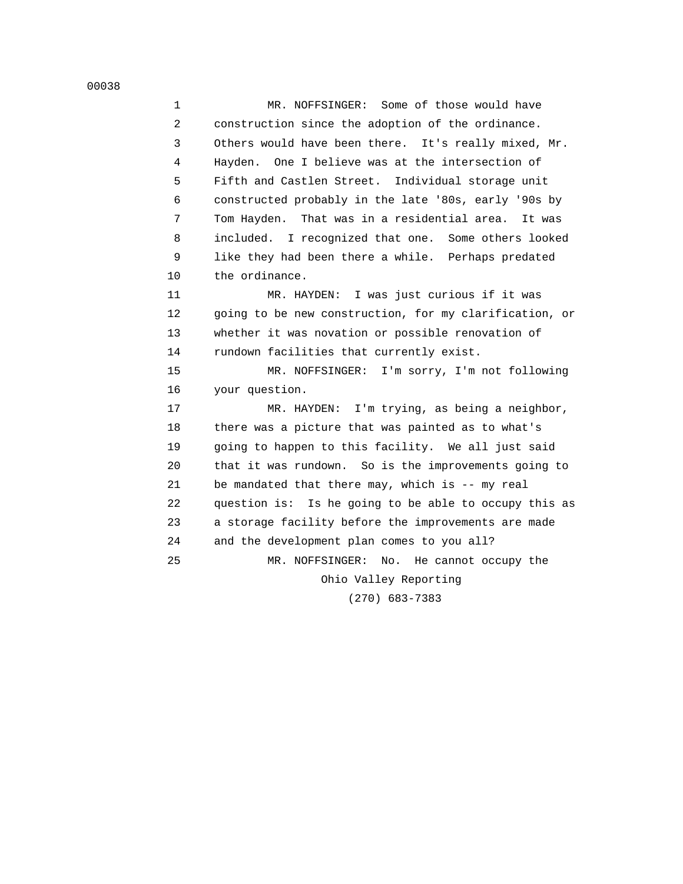MR. NOFFSINGER: Some of those would have construction since the adoption of the ordinance. Others would have been there. It's really mixed, Mr. Hayden. One I believe was at the intersection of Fifth and Castlen Street. Individual storage unit constructed probably in the late '80s, early '90s by Tom Hayden. That was in a residential area. It was included. I recognized that one. Some others looked like they had been there a while. Perhaps predated the ordinance.

MR. HAYDEN: I was just curious if it was going to be new construction, for my clarification, or whether it was novation or possible renovation of rundown facilities that currently exist.

MR. NOFFSINGER: I'm sorry, I'm not following your question.

MR. HAYDEN: I'm trying, as being a neighbor, there was a picture that was painted as to what's going to happen to this facility. We all just said that it was rundown. So is the improvements going to be mandated that there may, which is -- my real question is: Is he going to be able to occupy this as a storage facility before the improvements are made and the development plan comes to you all?

MR. NOFFSINGER: No. He cannot occupy the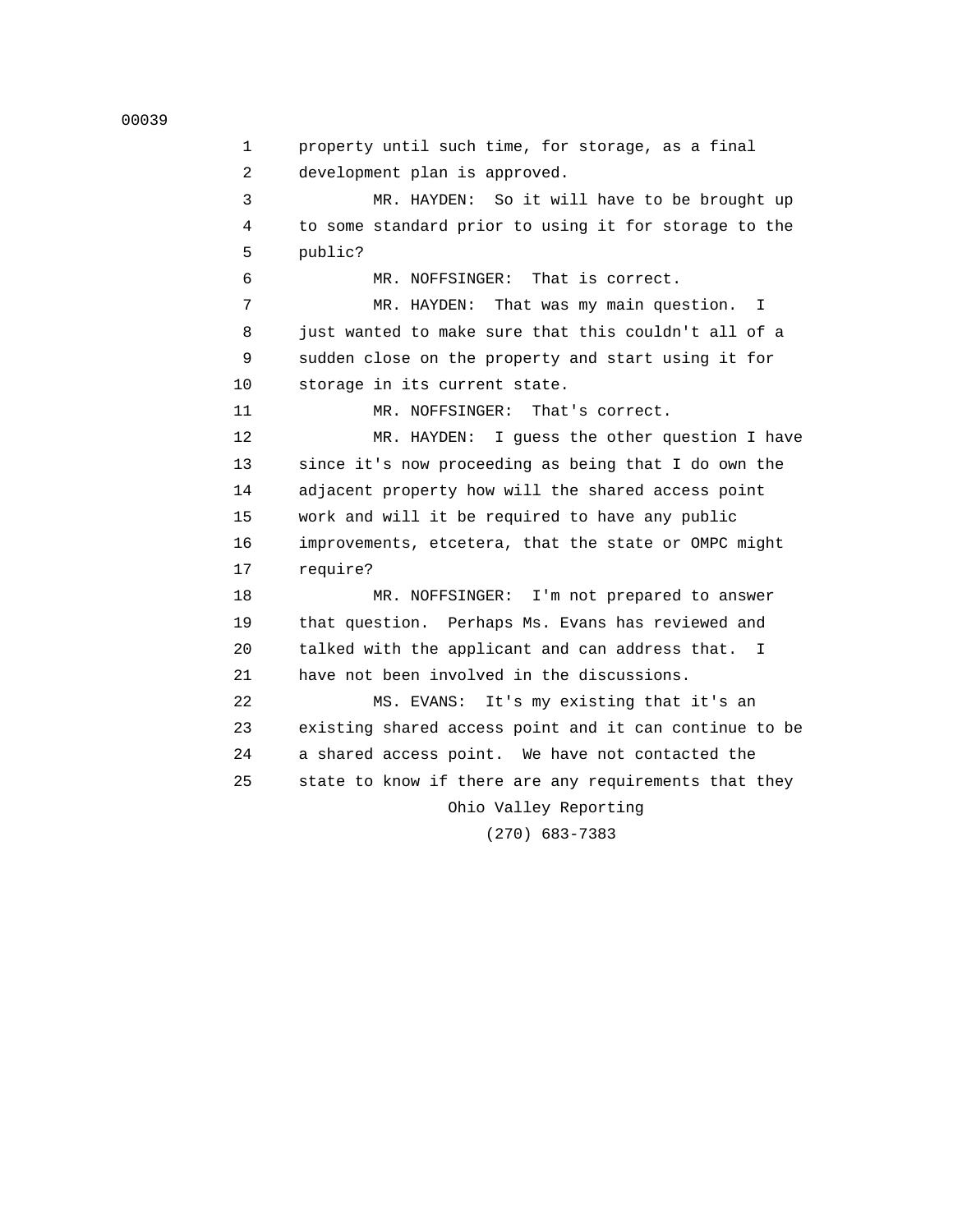property until such time, for storage, as a final development plan is approved.

MR. HAYDEN: So it will have to be brought up to some standard prior to using it for storage to the public?

MR. NOFFSINGER: That is correct.

MR. HAYDEN: That was my main question. I just wanted to make sure that this couldn't all of a sudden close on the property and start using it for storage in its current state.

MR. NOFFSINGER: That's correct.

MR. HAYDEN: I guess the other question I have since it's now proceeding as being that I do own the adjacent property how will the shared access point work and will it be required to have any public improvements, etcetera, that the state or OMPC might require?

MR. NOFFSINGER: I'm not prepared to answer that question. Perhaps Ms. Evans has reviewed and talked with the applicant and can address that. I have not been involved in the discussions.

MS. EVANS: It's my existing that it's an existing shared access point and it can continue to be a shared access point. We have not contacted the state to know if there are any requirements that they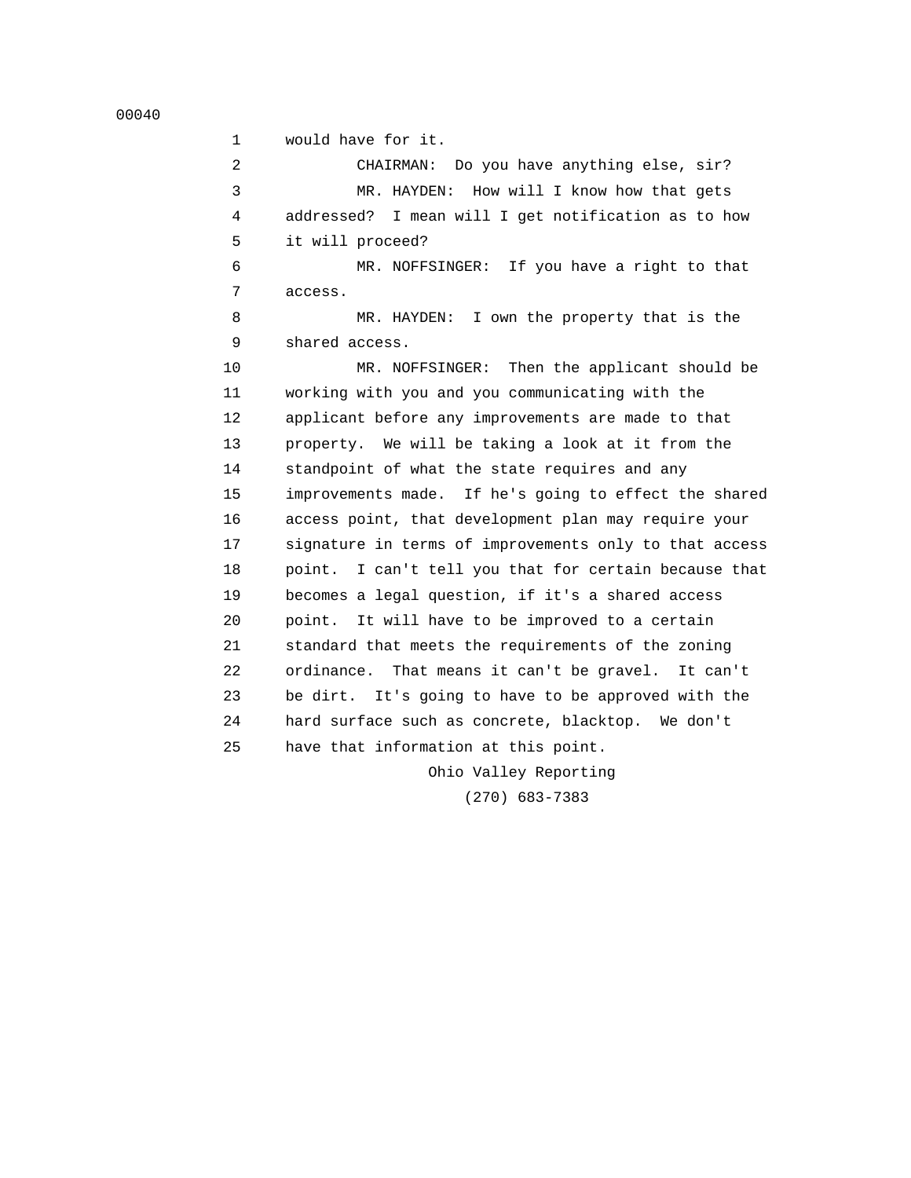would have for it.

CHAIRMAN: Do you have anything else, sir?

MR. HAYDEN: How will I know how that gets addressed? I mean will I get notification as to how it will proceed?

MR. NOFFSINGER: If you have a right to that access.

MR. HAYDEN: I own the property that is the shared access.

MR. NOFFSINGER: Then the applicant should be working with you and you communicating with the applicant before any improvements are made to that property. We will be taking a look at it from the standpoint of what the state requires and any improvements made. If he's going to effect the shared access point, that development plan may require your signature in terms of improvements only to that access point. I can't tell you that for certain because that becomes a legal question, if it's a shared access point. It will have to be improved to a certain standard that meets the requirements of the zoning ordinance. That means it can't be gravel. It can't be dirt. It's going to have to be approved with the hard surface such as concrete, blacktop. We don't have that information at this point.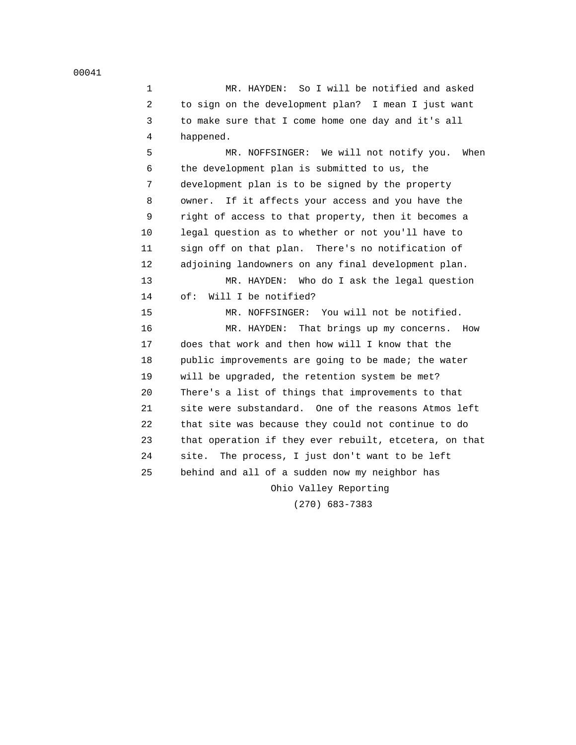MR. HAYDEN: So I will be notified and asked to sign on the development plan? I mean I just want to make sure that I come home one day and it's all happened.

MR. NOFFSINGER: We will not notify you. When the development plan is submitted to us, the development plan is to be signed by the property owner. If it affects your access and you have the right of access to that property, then it becomes a legal question as to whether or not you'll have to sign off on that plan. There's no notification of adjoining landowners on any final development plan.

MR. HAYDEN: Who do I ask the legal question of: Will I be notified?

MR. NOFFSINGER: You will not be notified.

MR. HAYDEN: That brings up my concerns. How does that work and then how will I know that the public improvements are going to be made; the water will be upgraded, the retention system be met? There's a list of things that improvements to that site were substandard. One of the reasons Atmos left that site was because they could not continue to do that operation if they ever rebuilt, etcetera, on that site. The process, I just don't want to be left behind and all of a sudden now my neighbor has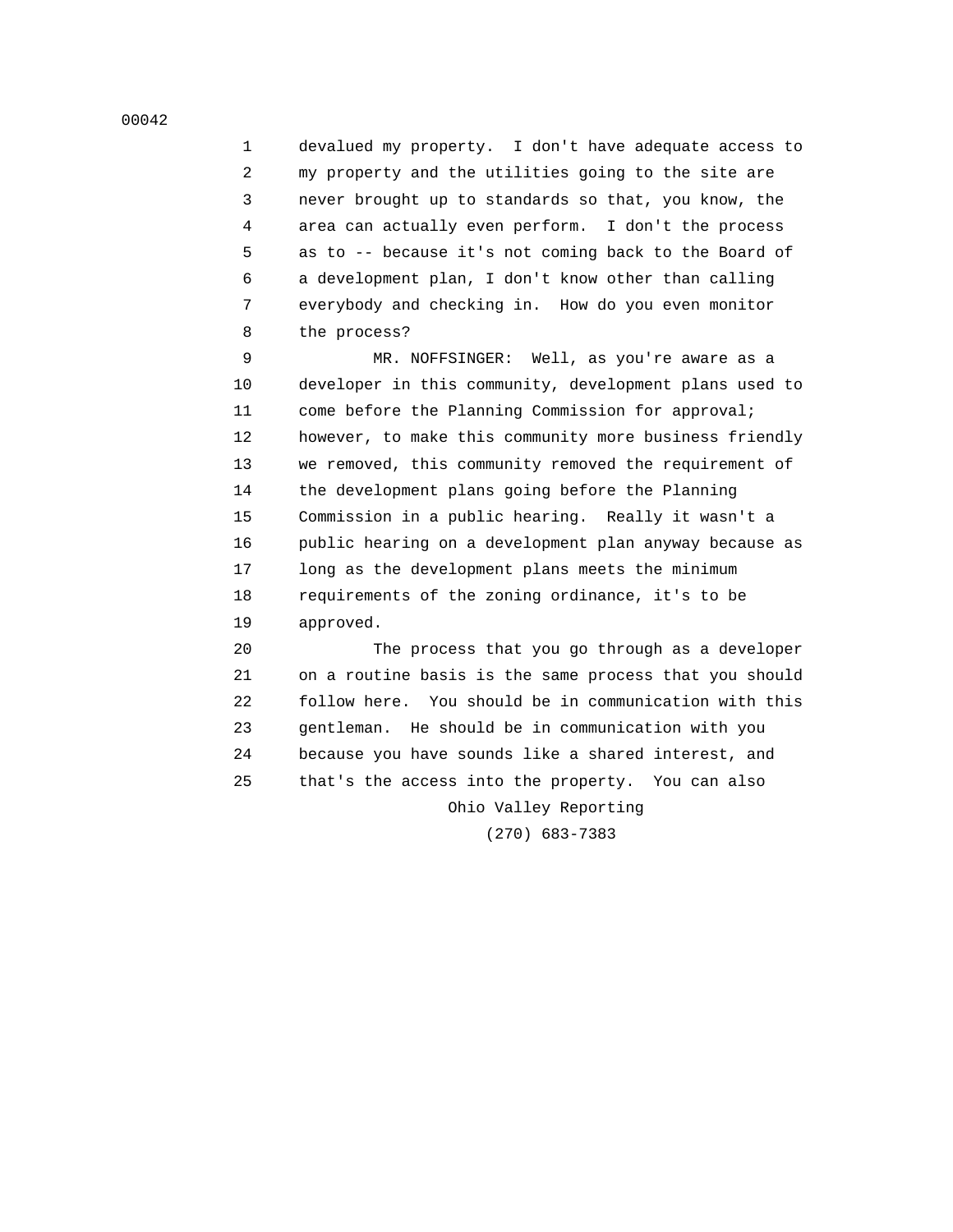devalued my property. I don't have adequate access to my property and the utilities going to the site are never brought up to standards so that, you know, the area can actually even perform. I don't the process as to -- because it's not coming back to the Board of a development plan, I don't know other than calling everybody and checking in. How do you even monitor the process?

MR. NOFFSINGER: Well, as you're aware as a developer in this community, development plans used to come before the Planning Commission for approval; however, to make this community more business friendly we removed, this community removed the requirement of the development plans going before the Planning Commission in a public hearing. Really it wasn't a public hearing on a development plan anyway because as long as the development plans meets the minimum requirements of the zoning ordinance, it's to be approved.

The process that you go through as a developer on a routine basis is the same process that you should follow here. You should be in communication with this gentleman. He should be in communication with you because you have sounds like a shared interest, and that's the access into the property. You can also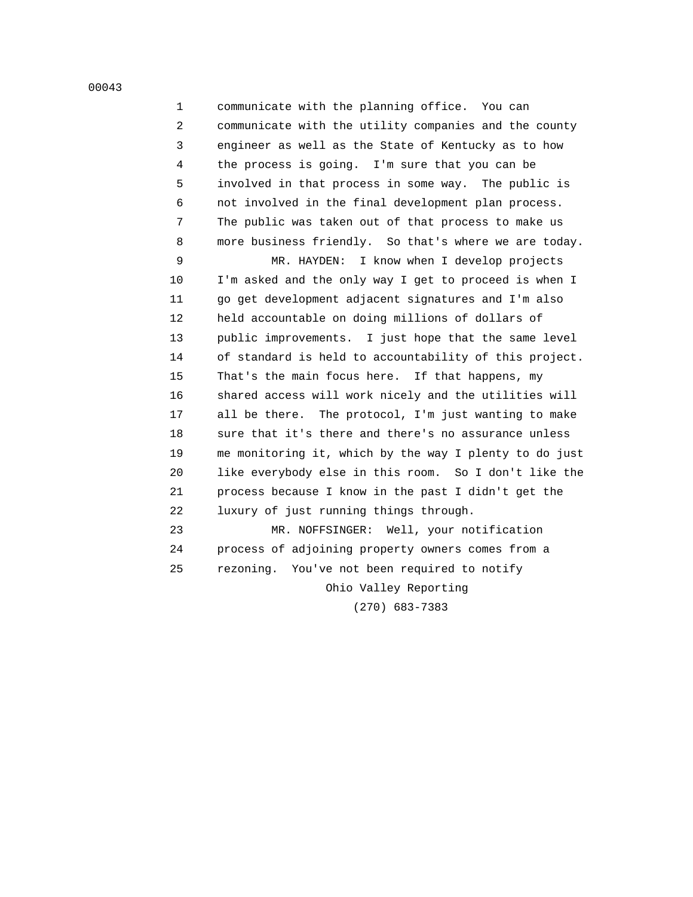communicate with the planning office. You can communicate with the utility companies and the county engineer as well as the State of Kentucky as to how the process is going. I'm sure that you can be involved in that process in some way. The public is not involved in the final development plan process. The public was taken out of that process to make us more business friendly. So that's where we are today.

MR. HAYDEN: I know when I develop projects I'm asked and the only way I get to proceed is when I go get development adjacent signatures and I'm also held accountable on doing millions of dollars of public improvements. I just hope that the same level of standard is held to accountability of this project. That's the main focus here. If that happens, my shared access will work nicely and the utilities will all be there. The protocol, I'm just wanting to make sure that it's there and there's no assurance unless me monitoring it, which by the way I plenty to do just like everybody else in this room. So I don't like the process because I know in the past I didn't get the luxury of just running things through.

MR. NOFFSINGER: Well, your notification process of adjoining property owners comes from a rezoning. You've not been required to notify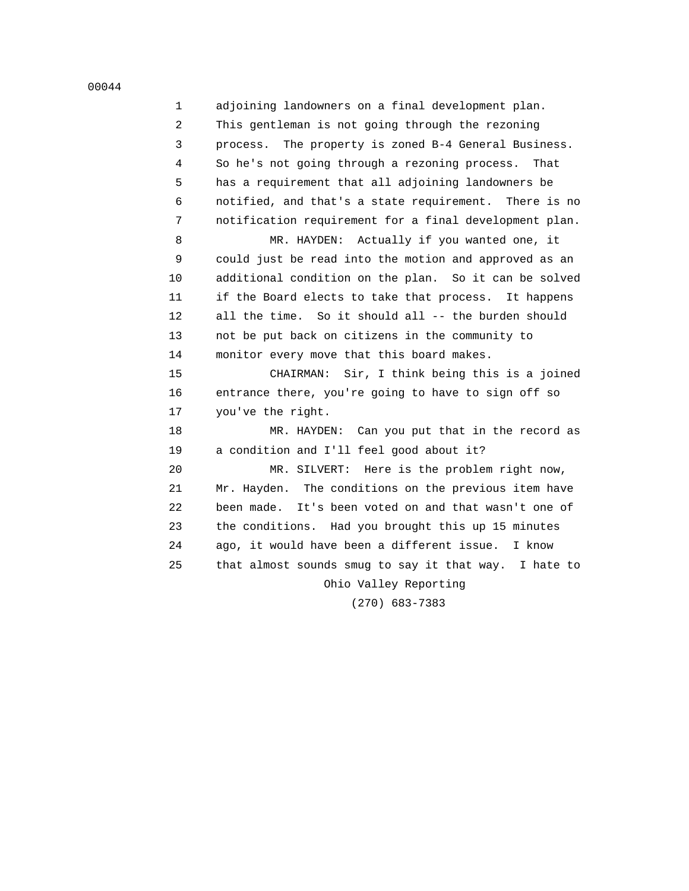adjoining landowners on a final development plan. This gentleman is not going through the rezoning process. The property is zoned B-4 General Business. So he's not going through a rezoning process. That has a requirement that all adjoining landowners be notified, and that's a state requirement. There is no notification requirement for a final development plan.

MR. HAYDEN: Actually if you wanted one, it could just be read into the motion and approved as an additional condition on the plan. So it can be solved if the Board elects to take that process. It happens all the time. So it should all -- the burden should not be put back on citizens in the community to monitor every move that this board makes.

CHAIRMAN: Sir, I think being this is a joined entrance there, you're going to have to sign off so you've the right.

MR. HAYDEN: Can you put that in the record as a condition and I'll feel good about it?

MR. SILVERT: Here is the problem right now, Mr. Hayden. The conditions on the previous item have been made. It's been voted on and that wasn't one of the conditions. Had you brought this up 15 minutes ago, it would have been a different issue. I know that almost sounds smug to say it that way. I hate to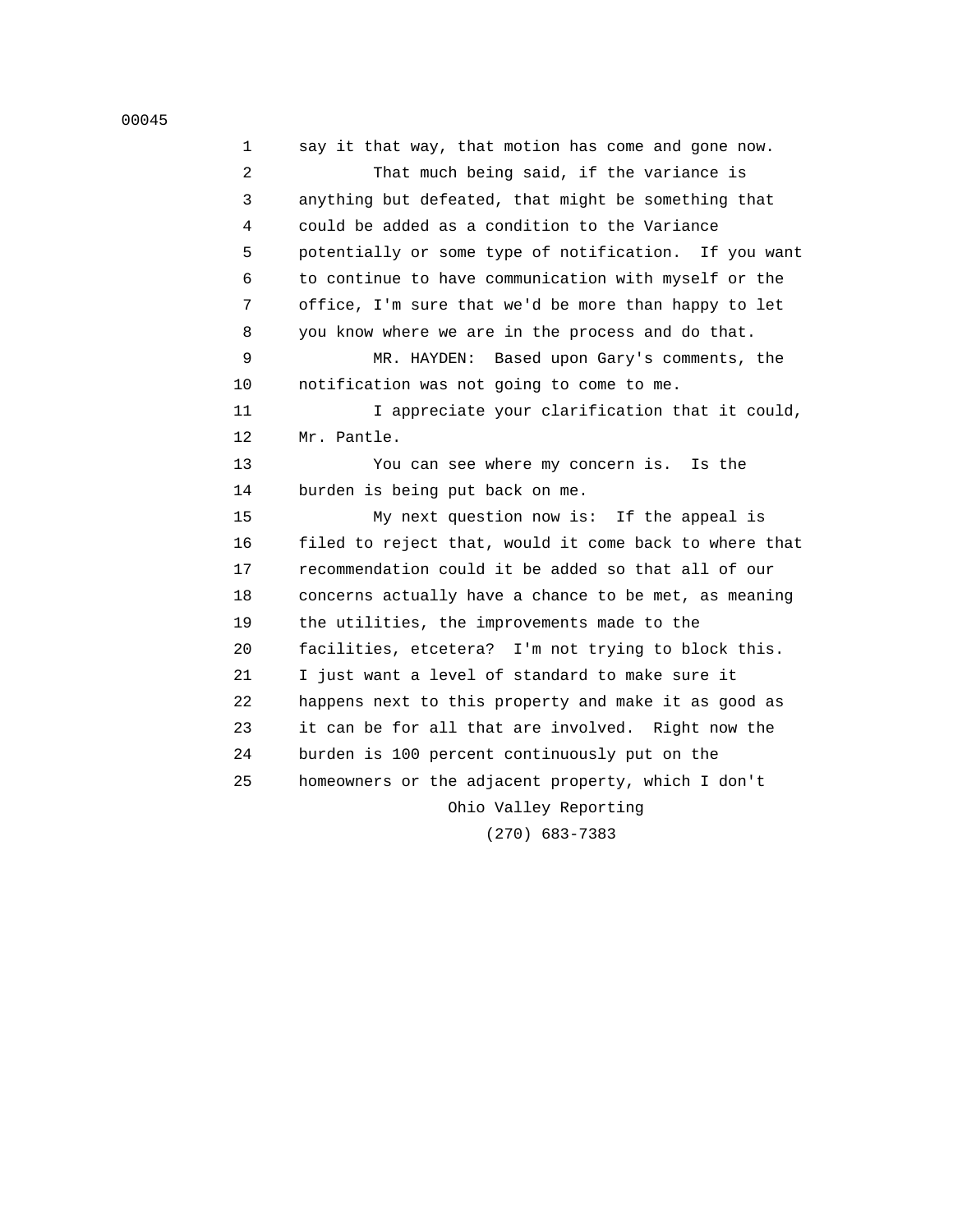say it that way, that motion has come and gone now.

That much being said, if the variance is anything but defeated, that might be something that could be added as a condition to the Variance potentially or some type of notification. If you want to continue to have communication with myself or the office, I'm sure that we'd be more than happy to let you know where we are in the process and do that.

MR. HAYDEN: Based upon Gary's comments, the notification was not going to come to me.

I appreciate your clarification that it could, Mr. Pantle.

You can see where my concern is. Is the burden is being put back on me.

My next question now is: If the appeal is filed to reject that, would it come back to where that recommendation could it be added so that all of our concerns actually have a chance to be met, as meaning the utilities, the improvements made to the facilities, etcetera? I'm not trying to block this. I just want a level of standard to make sure it happens next to this property and make it as good as it can be for all that are involved. Right now the burden is 100 percent continuously put on the homeowners or the adjacent property, which I don't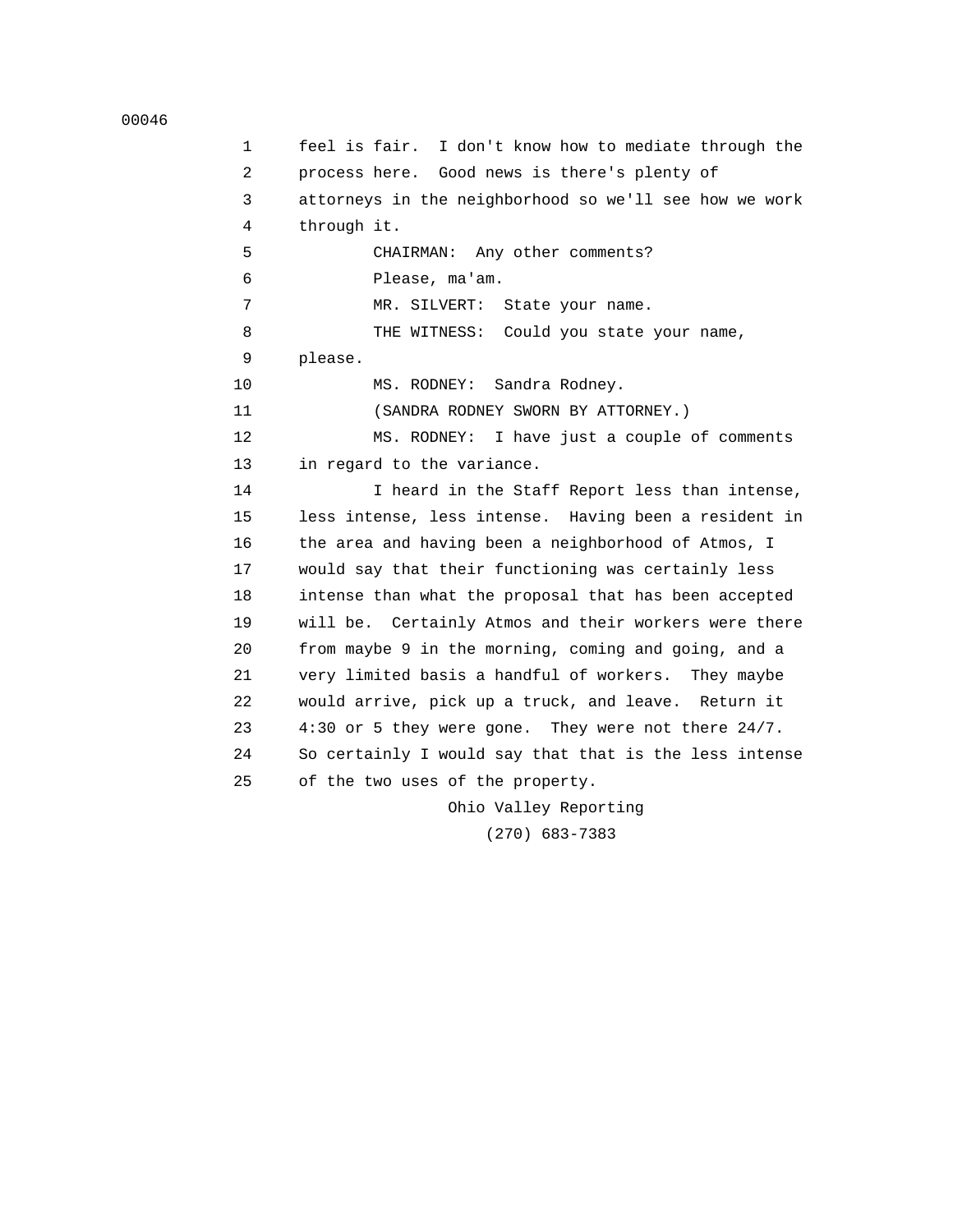feel is fair. I don't know how to mediate through the process here. Good news is there's plenty of attorneys in the neighborhood so we'll see how we work through it.

CHAIRMAN: Any other comments?

Please, ma'am.

MR. SILVERT: State your name.

THE WITNESS: Could you state your name, please.

MS. RODNEY: Sandra Rodney.

(SANDRA RODNEY SWORN BY ATTORNEY.)

MS. RODNEY: I have just a couple of comments in regard to the variance.

I heard in the Staff Report less than intense, less intense, less intense. Having been a resident in the area and having been a neighborhood of Atmos, I would say that their functioning was certainly less intense than what the proposal that has been accepted will be. Certainly Atmos and their workers were there from maybe 9 in the morning, coming and going, and a very limited basis a handful of workers. They maybe would arrive, pick up a truck, and leave. Return it 4:30 or 5 they were gone. They were not there 24/7. So certainly I would say that that is the less intense of the two uses of the property.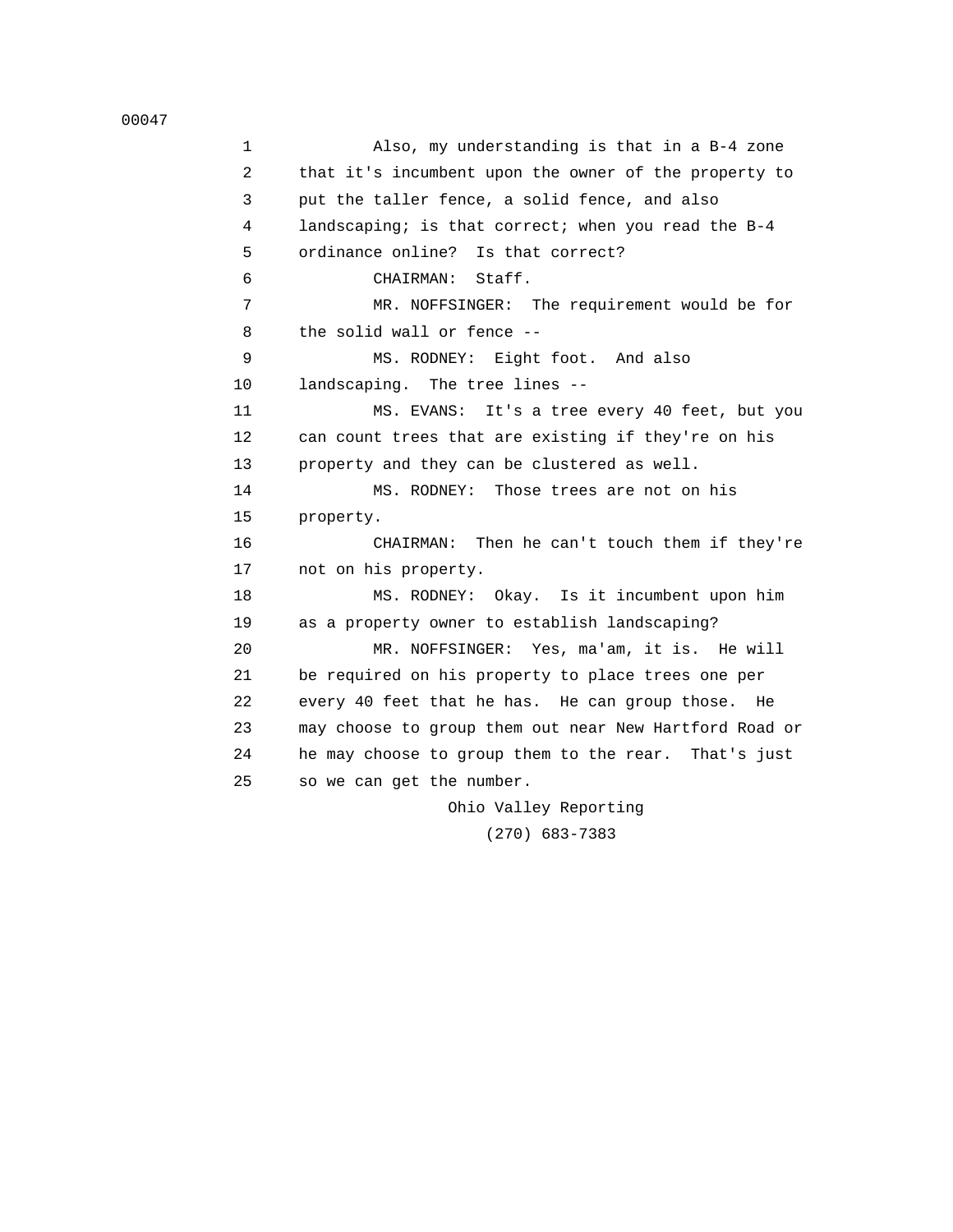Also, my understanding is that in a B-4 zone that it's incumbent upon the owner of the property to put the taller fence, a solid fence, and also landscaping; is that correct; when you read the B-4 ordinance online? Is that correct?

CHAIRMAN: Staff.

MR. NOFFSINGER: The requirement would be for the solid wall or fence --

MS. RODNEY: Eight foot. And also landscaping. The tree lines --

MS. EVANS: It's a tree every 40 feet, but you can count trees that are existing if they're on his property and they can be clustered as well.

MS. RODNEY: Those trees are not on his property.

CHAIRMAN: Then he can't touch them if they're not on his property.

MS. RODNEY: Okay. Is it incumbent upon him as a property owner to establish landscaping?

MR. NOFFSINGER: Yes, ma'am, it is. He will be required on his property to place trees one per every 40 feet that he has. He can group those. He may choose to group them out near New Hartford Road or he may choose to group them to the rear. That's just so we can get the number.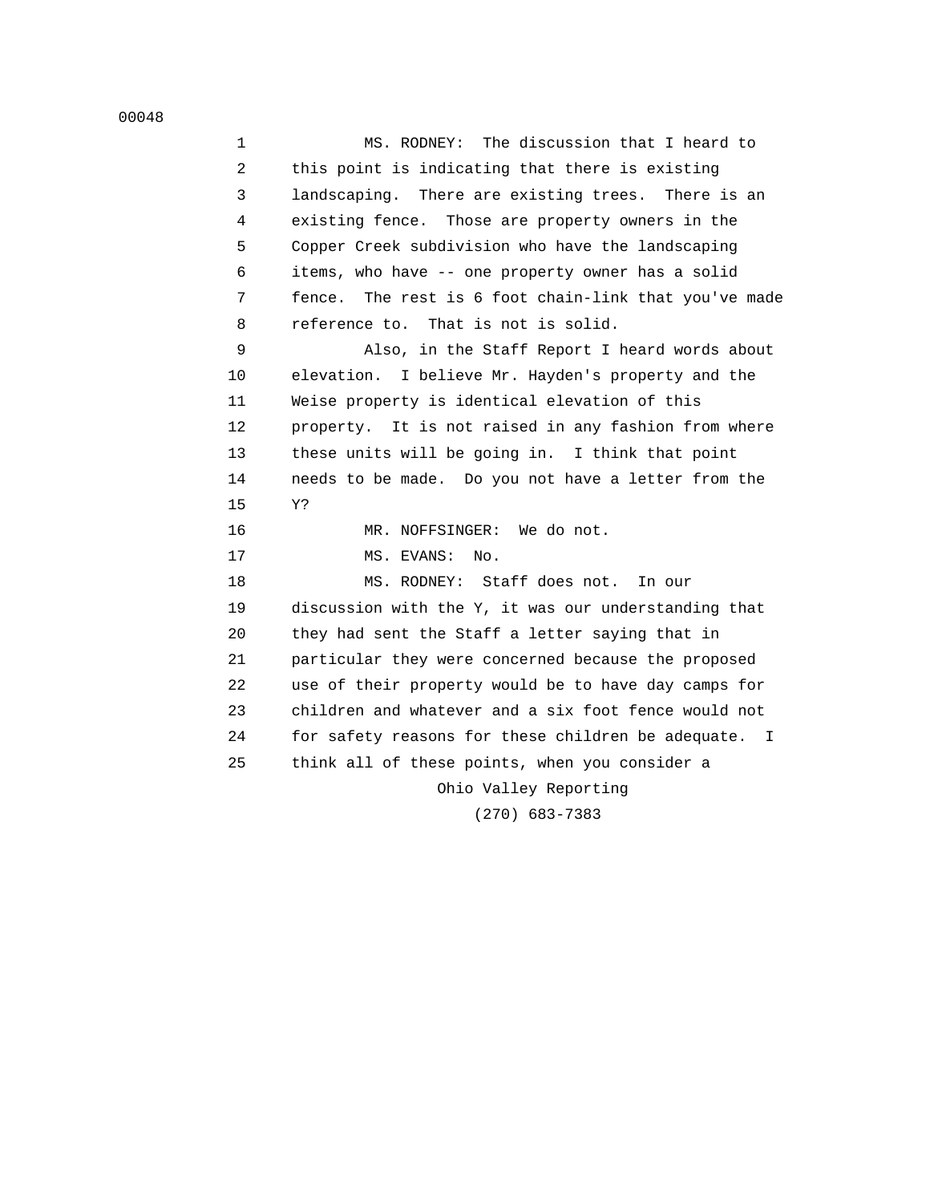MS. RODNEY: The discussion that I heard to this point is indicating that there is existing landscaping. There are existing trees. There is an existing fence. Those are property owners in the Copper Creek subdivision who have the landscaping items, who have -- one property owner has a solid fence. The rest is 6 foot chain-link that you've made reference to. That is not is solid.

Also, in the Staff Report I heard words about elevation. I believe Mr. Hayden's property and the Weise property is identical elevation of this property. It is not raised in any fashion from where these units will be going in. I think that point needs to be made. Do you not have a letter from the Y?

MR. NOFFSINGER: We do not.

MS. EVANS: No.

MS. RODNEY: Staff does not. In our discussion with the Y, it was our understanding that they had sent the Staff a letter saying that in particular they were concerned because the proposed use of their property would be to have day camps for children and whatever and a six foot fence would not for safety reasons for these children be adequate. I think all of these points, when you consider a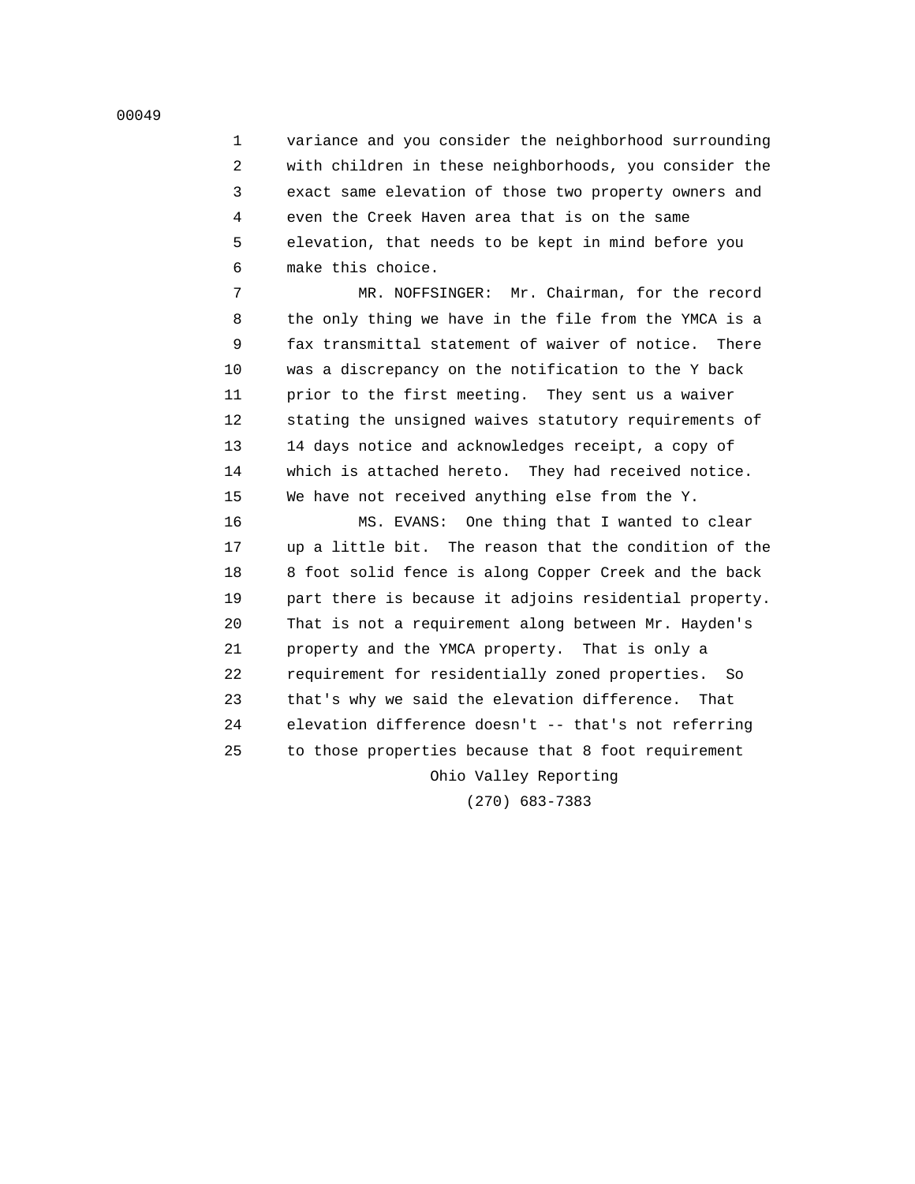1 variance and you consider the neighborhood surrounding
2 with children in these neighborhoods, you consider the
3 exact same elevation of those two property owners and
4 even the Creek Haven area that is on the same
5 elevation, that needs to be kept in mind before you
6 make this choice.
7 MR. NOFFSINGER: Mr. Chairman, for the record
8 the only thing we have in the file from the YMCA is a
9 fax transmittal statement of waiver of notice. There
10 was a discrepancy on the notification to the Y back
11 prior to the first meeting. They sent us a waiver
12 stating the unsigned waives statutory requirements of
13 14 days notice and acknowledges receipt, a copy of
14 which is attached hereto. They had received notice.
15 We have not received anything else from the Y.
16 MS. EVANS: One thing that I wanted to clear
17 up a little bit. The reason that the condition of the
18 8 foot solid fence is along Copper Creek and the back
19 part there is because it adjoins residential property.
20 That is not a requirement along between Mr. Hayden's
21 property and the YMCA property. That is only a
22 requirement for residentially zoned properties. So
23 that's why we said the elevation difference. That
24 elevation difference doesn't -- that's not referring
25 to those properties because that 8 foot requirement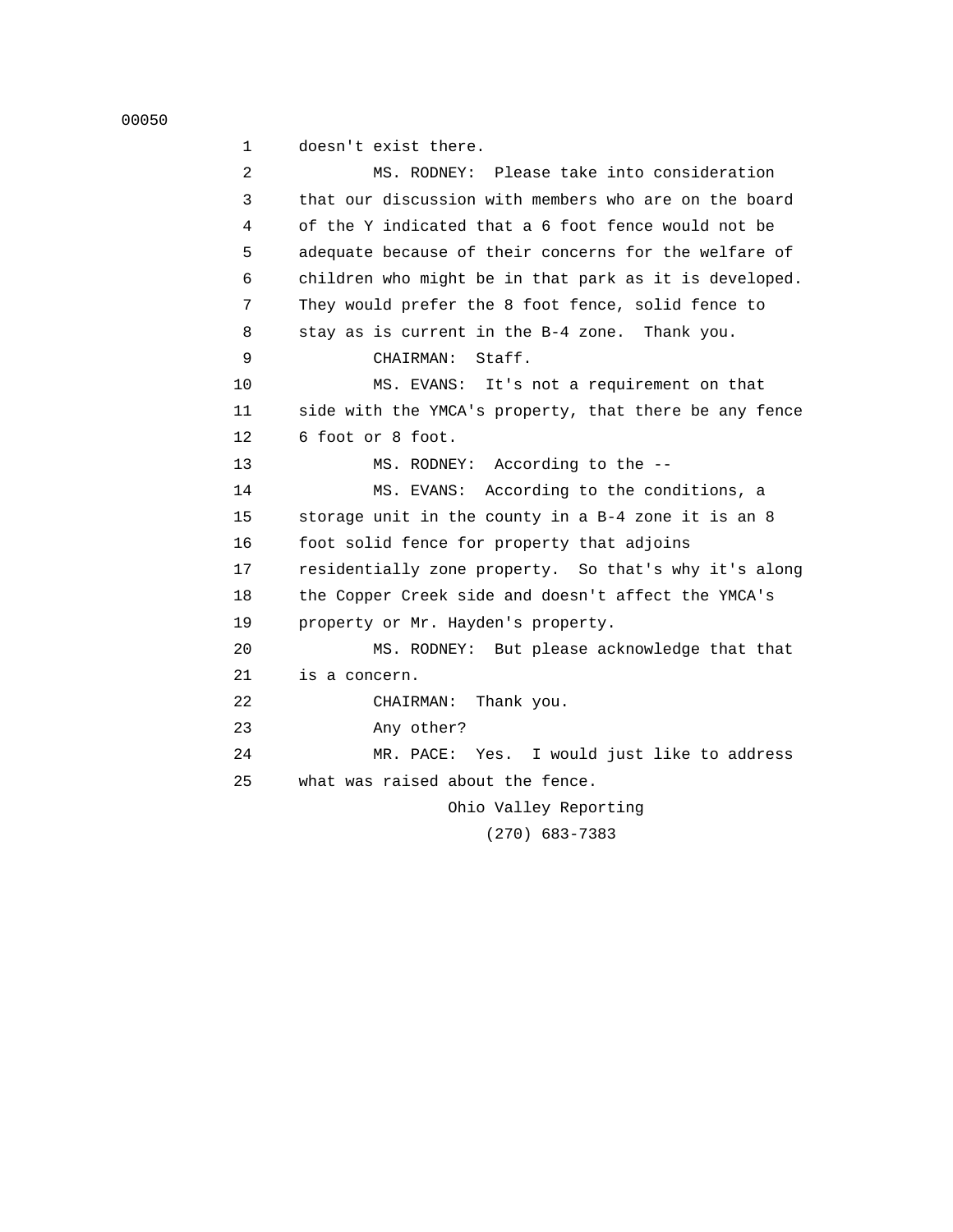doesn't exist there.

MS. RODNEY: Please take into consideration that our discussion with members who are on the board of the Y indicated that a 6 foot fence would not be adequate because of their concerns for the welfare of children who might be in that park as it is developed. They would prefer the 8 foot fence, solid fence to stay as is current in the B-4 zone. Thank you.

CHAIRMAN: Staff.

MS. EVANS: It's not a requirement on that side with the YMCA's property, that there be any fence 6 foot or 8 foot.

MS. RODNEY: According to the --

MS. EVANS: According to the conditions, a storage unit in the county in a B-4 zone it is an 8 foot solid fence for property that adjoins residentially zone property. So that's why it's along the Copper Creek side and doesn't affect the YMCA's property or Mr. Hayden's property.

MS. RODNEY: But please acknowledge that that is a concern.

CHAIRMAN: Thank you.

Any other?

MR. PACE: Yes. I would just like to address what was raised about the fence.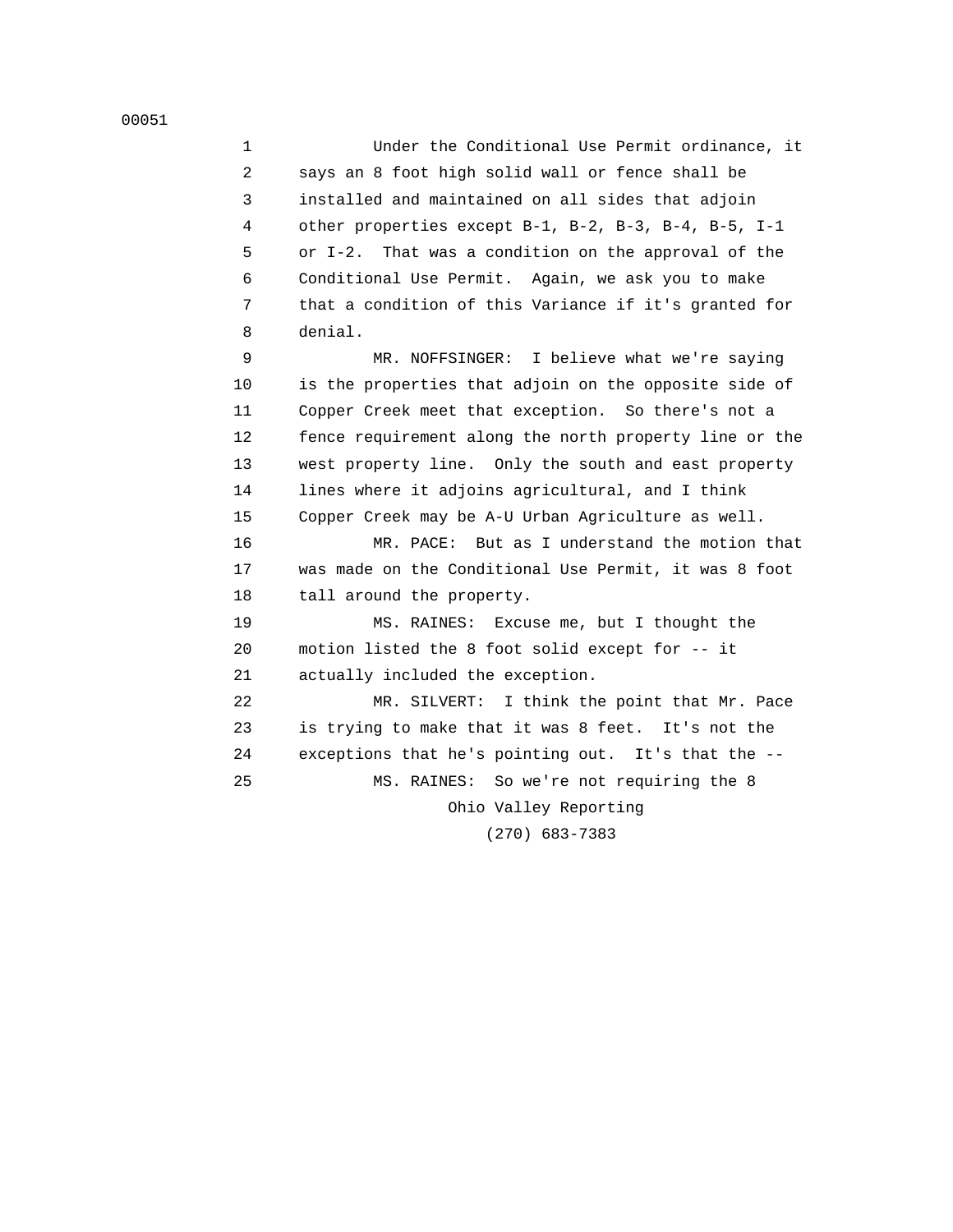Under the Conditional Use Permit ordinance, it says an 8 foot high solid wall or fence shall be installed and maintained on all sides that adjoin other properties except B-1, B-2, B-3, B-4, B-5, I-1 or I-2. That was a condition on the approval of the Conditional Use Permit. Again, we ask you to make that a condition of this Variance if it's granted for denial.

MR. NOFFSINGER: I believe what we're saying is the properties that adjoin on the opposite side of Copper Creek meet that exception. So there's not a fence requirement along the north property line or the west property line. Only the south and east property lines where it adjoins agricultural, and I think Copper Creek may be A-U Urban Agriculture as well.

MR. PACE: But as I understand the motion that was made on the Conditional Use Permit, it was 8 foot tall around the property.

MS. RAINES: Excuse me, but I thought the motion listed the 8 foot solid except for -- it actually included the exception.

MR. SILVERT: I think the point that Mr. Pace is trying to make that it was 8 feet. It's not the exceptions that he's pointing out. It's that the --

MS. RAINES: So we're not requiring the 8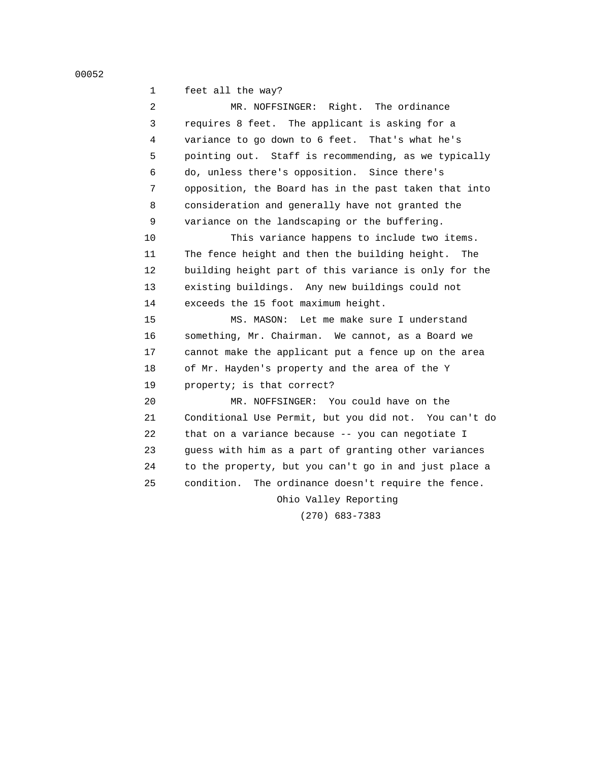feet all the way?

MR. NOFFSINGER: Right. The ordinance requires 8 feet. The applicant is asking for a variance to go down to 6 feet. That's what he's pointing out. Staff is recommending, as we typically do, unless there's opposition. Since there's opposition, the Board has in the past taken that into consideration and generally have not granted the variance on the landscaping or the buffering.

This variance happens to include two items. The fence height and then the building height. The building height part of this variance is only for the existing buildings. Any new buildings could not exceeds the 15 foot maximum height.

MS. MASON: Let me make sure I understand something, Mr. Chairman. We cannot, as a Board we cannot make the applicant put a fence up on the area of Mr. Hayden's property and the area of the Y property; is that correct?

MR. NOFFSINGER: You could have on the Conditional Use Permit, but you did not. You can't do that on a variance because -- you can negotiate I guess with him as a part of granting other variances to the property, but you can't go in and just place a condition. The ordinance doesn't require the fence.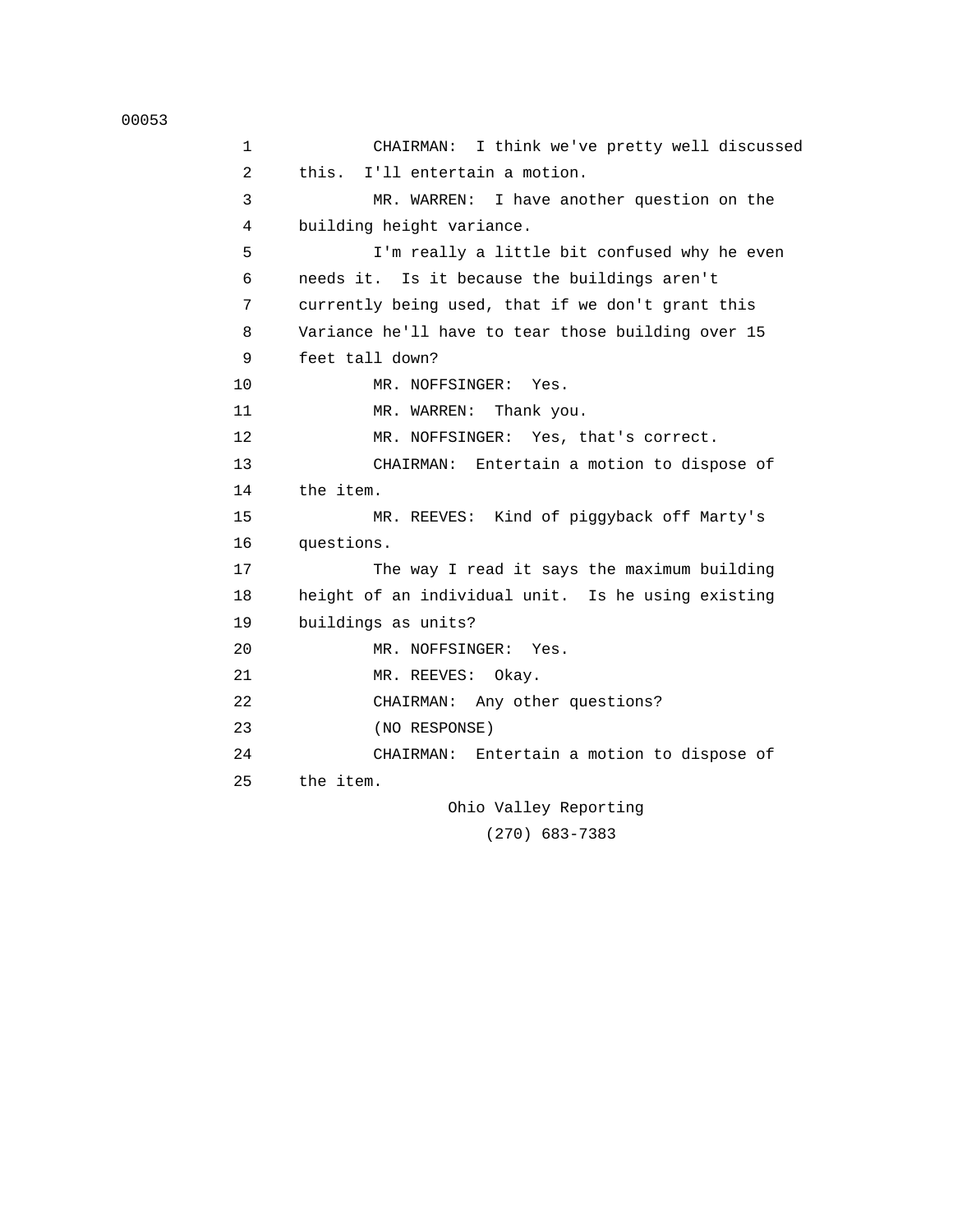CHAIRMAN: I think we've pretty well discussed this. I'll entertain a motion.

MR. WARREN: I have another question on the building height variance.

I'm really a little bit confused why he even needs it. Is it because the buildings aren't currently being used, that if we don't grant this Variance he'll have to tear those building over 15 feet tall down?

MR. NOFFSINGER: Yes.

MR. WARREN: Thank you.

MR. NOFFSINGER: Yes, that's correct.

CHAIRMAN: Entertain a motion to dispose of the item.

MR. REEVES: Kind of piggyback off Marty's questions.

The way I read it says the maximum building height of an individual unit. Is he using existing buildings as units?

MR. NOFFSINGER: Yes.

MR. REEVES: Okay.

CHAIRMAN: Any other questions?

(NO RESPONSE)

CHAIRMAN: Entertain a motion to dispose of the item.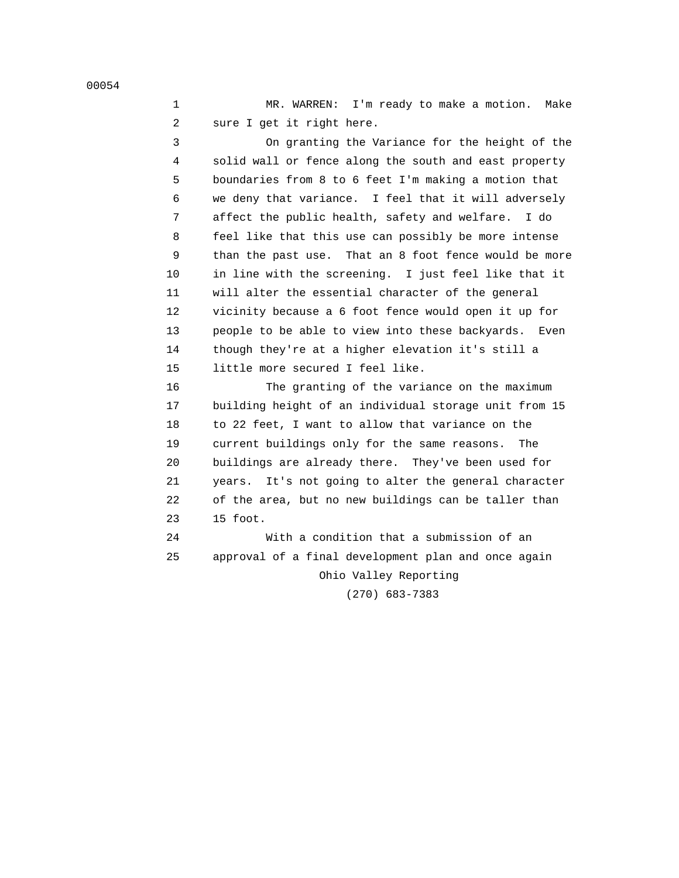MR. WARREN: I'm ready to make a motion. Make sure I get it right here.

On granting the Variance for the height of the solid wall or fence along the south and east property boundaries from 8 to 6 feet I'm making a motion that we deny that variance. I feel that it will adversely affect the public health, safety and welfare. I do feel like that this use can possibly be more intense than the past use. That an 8 foot fence would be more in line with the screening. I just feel like that it will alter the essential character of the general vicinity because a 6 foot fence would open it up for people to be able to view into these backyards. Even though they're at a higher elevation it's still a little more secured I feel like.

The granting of the variance on the maximum building height of an individual storage unit from 15 to 22 feet, I want to allow that variance on the current buildings only for the same reasons. The buildings are already there. They've been used for years. It's not going to alter the general character of the area, but no new buildings can be taller than 15 foot.

With a condition that a submission of an approval of a final development plan and once again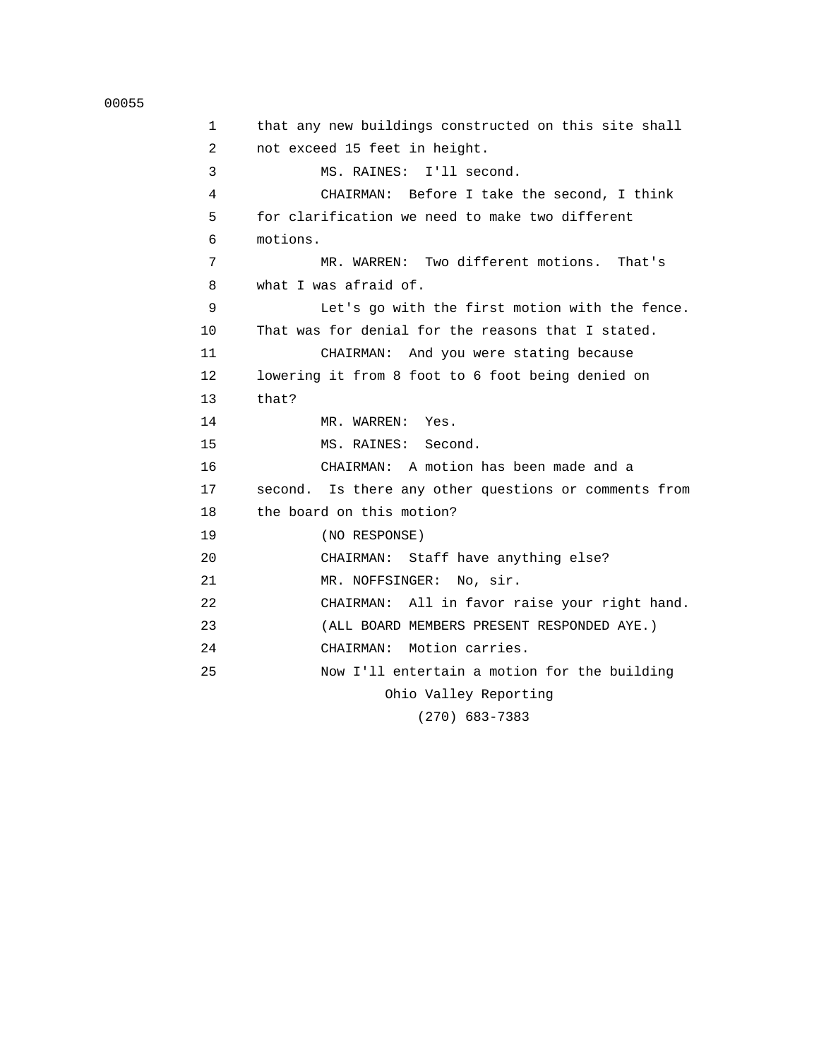1 that any new buildings constructed on this site shall
2 not exceed 15 feet in height.
3 MS. RAINES: I'll second.
4 CHAIRMAN: Before I take the second, I think
5 for clarification we need to make two different
6 motions.
7 MR. WARREN: Two different motions. That's
8 what I was afraid of.
9 Let's go with the first motion with the fence.
10 That was for denial for the reasons that I stated.
11 CHAIRMAN: And you were stating because
12 lowering it from 8 foot to 6 foot being denied on
13 that?
14 MR. WARREN: Yes.
15 MS. RAINES: Second.
16 CHAIRMAN: A motion has been made and a
17 second. Is there any other questions or comments from
18 the board on this motion?
19 (NO RESPONSE)
20 CHAIRMAN: Staff have anything else?
21 MR. NOFFSINGER: No, sir.
22 CHAIRMAN: All in favor raise your right hand.
23 (ALL BOARD MEMBERS PRESENT RESPONDED AYE.)
24 CHAIRMAN: Motion carries.
25 Now I'll entertain a motion for the building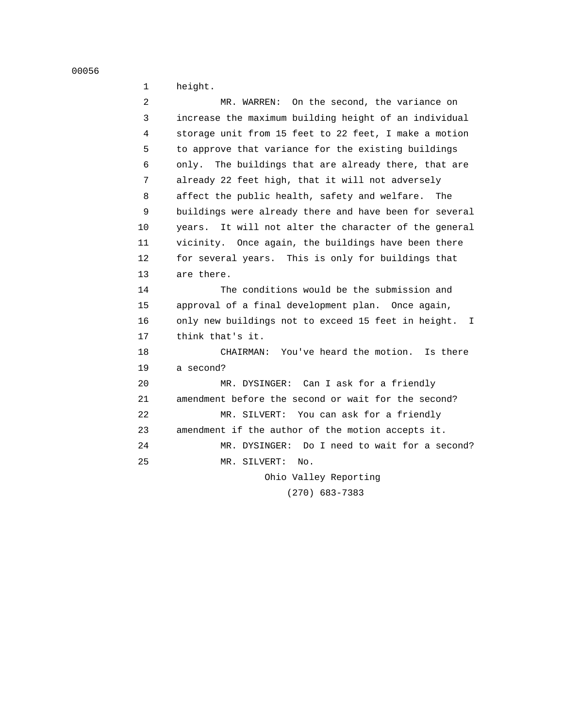height.

MR. WARREN: On the second, the variance on increase the maximum building height of an individual storage unit from 15 feet to 22 feet, I make a motion to approve that variance for the existing buildings only. The buildings that are already there, that are already 22 feet high, that it will not adversely affect the public health, safety and welfare. The buildings were already there and have been for several years. It will not alter the character of the general vicinity. Once again, the buildings have been there for several years. This is only for buildings that are there.

The conditions would be the submission and approval of a final development plan. Once again, only new buildings not to exceed 15 feet in height. I think that's it.

CHAIRMAN: You've heard the motion. Is there a second?

MR. DYSINGER: Can I ask for a friendly amendment before the second or wait for the second?

MR. SILVERT: You can ask for a friendly amendment if the author of the motion accepts it.

MR. DYSINGER: Do I need to wait for a second?

MR. SILVERT: No.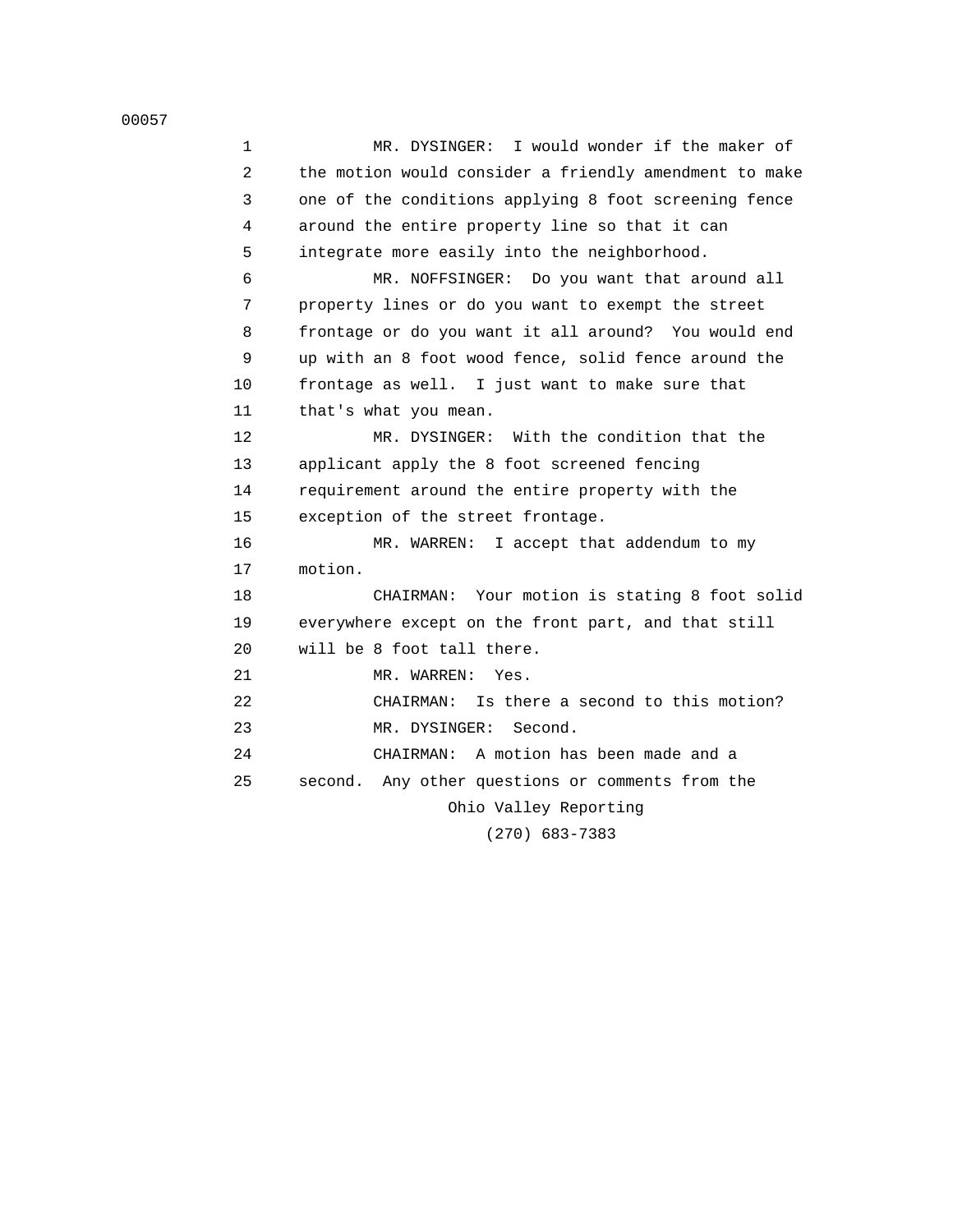MR. DYSINGER: I would wonder if the maker of the motion would consider a friendly amendment to make one of the conditions applying 8 foot screening fence around the entire property line so that it can integrate more easily into the neighborhood.

MR. NOFFSINGER: Do you want that around all property lines or do you want to exempt the street frontage or do you want it all around? You would end up with an 8 foot wood fence, solid fence around the frontage as well. I just want to make sure that that's what you mean.

MR. DYSINGER: With the condition that the applicant apply the 8 foot screened fencing requirement around the entire property with the exception of the street frontage.

MR. WARREN: I accept that addendum to my motion.

CHAIRMAN: Your motion is stating 8 foot solid everywhere except on the front part, and that still will be 8 foot tall there.

MR. WARREN: Yes.

CHAIRMAN: Is there a second to this motion?

MR. DYSINGER: Second.

CHAIRMAN: A motion has been made and a second. Any other questions or comments from the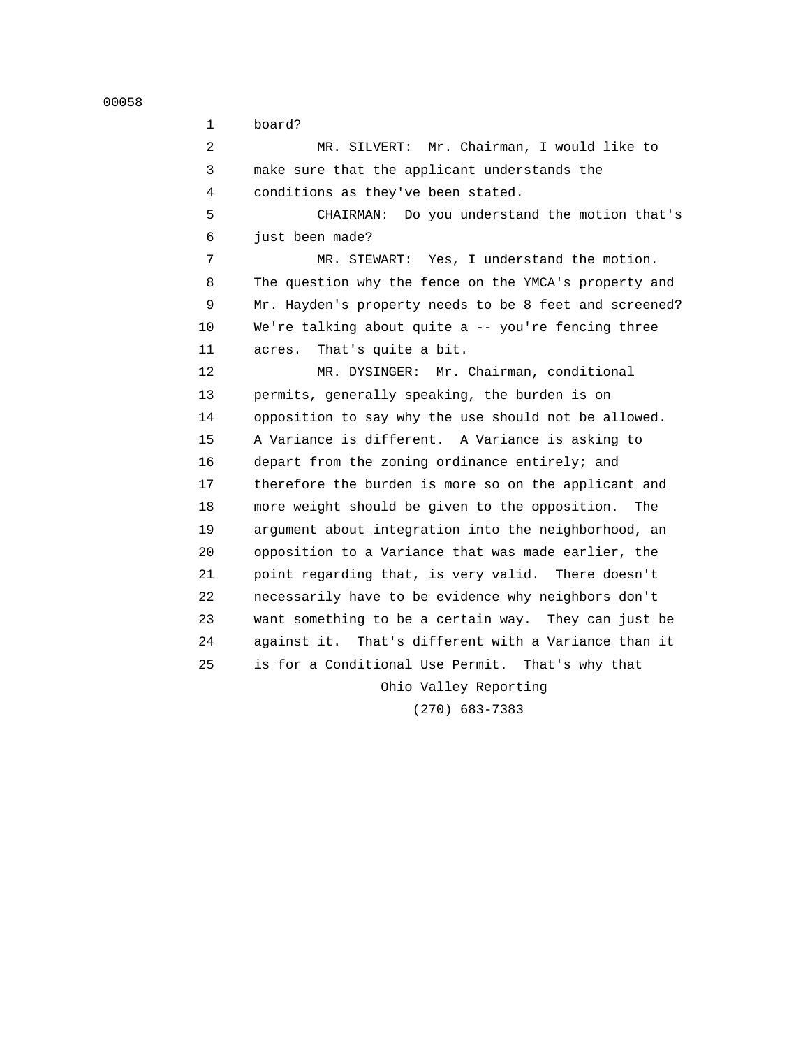board?

MR. SILVERT: Mr. Chairman, I would like to make sure that the applicant understands the conditions as they've been stated.

CHAIRMAN: Do you understand the motion that's just been made?

MR. STEWART: Yes, I understand the motion. The question why the fence on the YMCA's property and Mr. Hayden's property needs to be 8 feet and screened? We're talking about quite a -- you're fencing three acres. That's quite a bit.

MR. DYSINGER: Mr. Chairman, conditional permits, generally speaking, the burden is on opposition to say why the use should not be allowed. A Variance is different. A Variance is asking to depart from the zoning ordinance entirely; and therefore the burden is more so on the applicant and more weight should be given to the opposition. The argument about integration into the neighborhood, an opposition to a Variance that was made earlier, the point regarding that, is very valid. There doesn't necessarily have to be evidence why neighbors don't want something to be a certain way. They can just be against it. That's different with a Variance than it is for a Conditional Use Permit. That's why that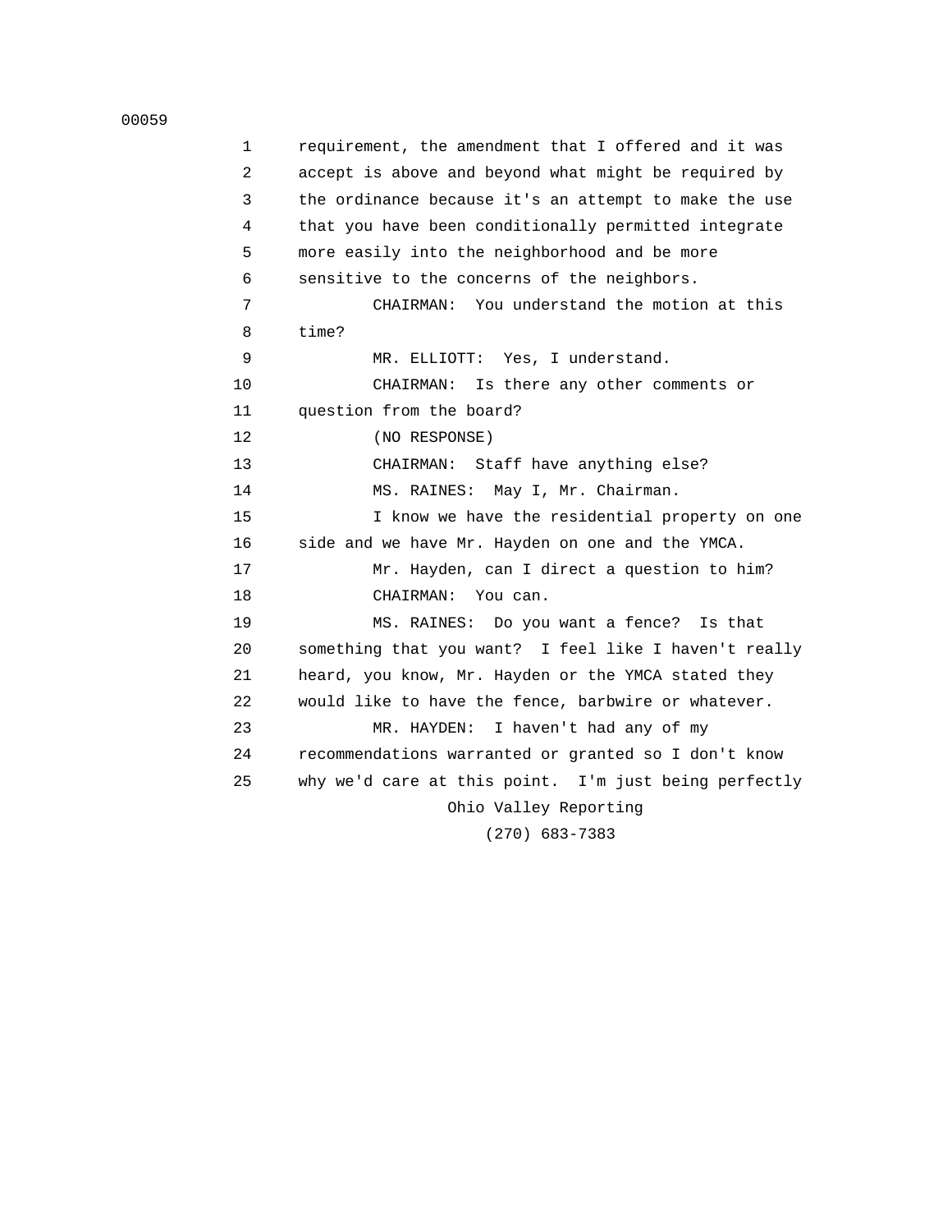requirement, the amendment that I offered and it was accept is above and beyond what might be required by the ordinance because it's an attempt to make the use that you have been conditionally permitted integrate more easily into the neighborhood and be more sensitive to the concerns of the neighbors.

CHAIRMAN: You understand the motion at this time?

MR. ELLIOTT: Yes, I understand.

CHAIRMAN: Is there any other comments or question from the board?

(NO RESPONSE)

CHAIRMAN: Staff have anything else?

MS. RAINES: May I, Mr. Chairman.

I know we have the residential property on one side and we have Mr. Hayden on one and the YMCA.

Mr. Hayden, can I direct a question to him?

CHAIRMAN: You can.

MS. RAINES: Do you want a fence? Is that something that you want? I feel like I haven't really heard, you know, Mr. Hayden or the YMCA stated they would like to have the fence, barbwire or whatever.

MR. HAYDEN: I haven't had any of my recommendations warranted or granted so I don't know why we'd care at this point. I'm just being perfectly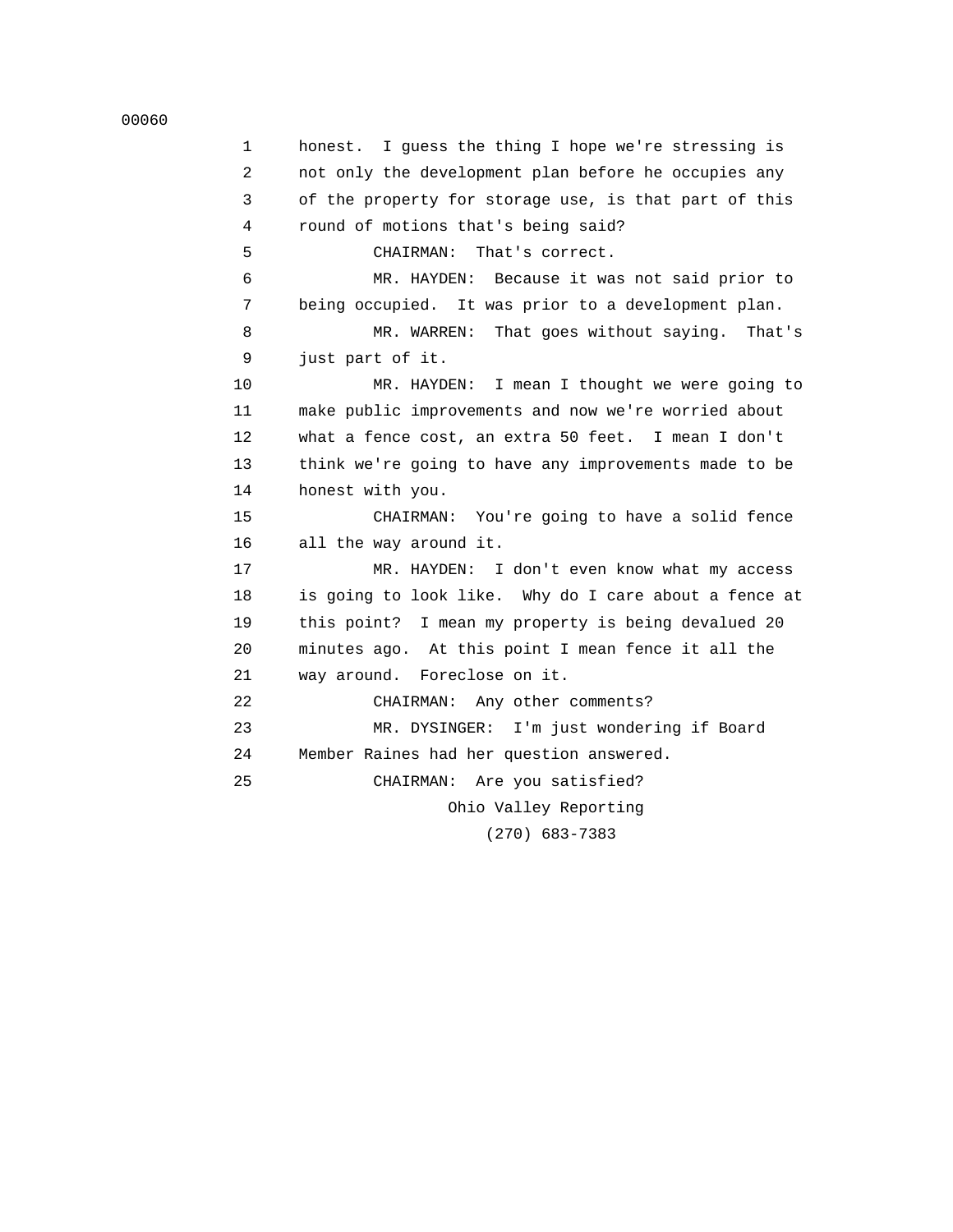honest. I guess the thing I hope we're stressing is not only the development plan before he occupies any of the property for storage use, is that part of this round of motions that's being said?

CHAIRMAN: That's correct.

MR. HAYDEN: Because it was not said prior to being occupied. It was prior to a development plan.

MR. WARREN: That goes without saying. That's just part of it.

MR. HAYDEN: I mean I thought we were going to make public improvements and now we're worried about what a fence cost, an extra 50 feet. I mean I don't think we're going to have any improvements made to be honest with you.

CHAIRMAN: You're going to have a solid fence all the way around it.

MR. HAYDEN: I don't even know what my access is going to look like. Why do I care about a fence at this point? I mean my property is being devalued 20 minutes ago. At this point I mean fence it all the way around. Foreclose on it.

CHAIRMAN: Any other comments?

MR. DYSINGER: I'm just wondering if Board Member Raines had her question answered.

CHAIRMAN: Are you satisfied?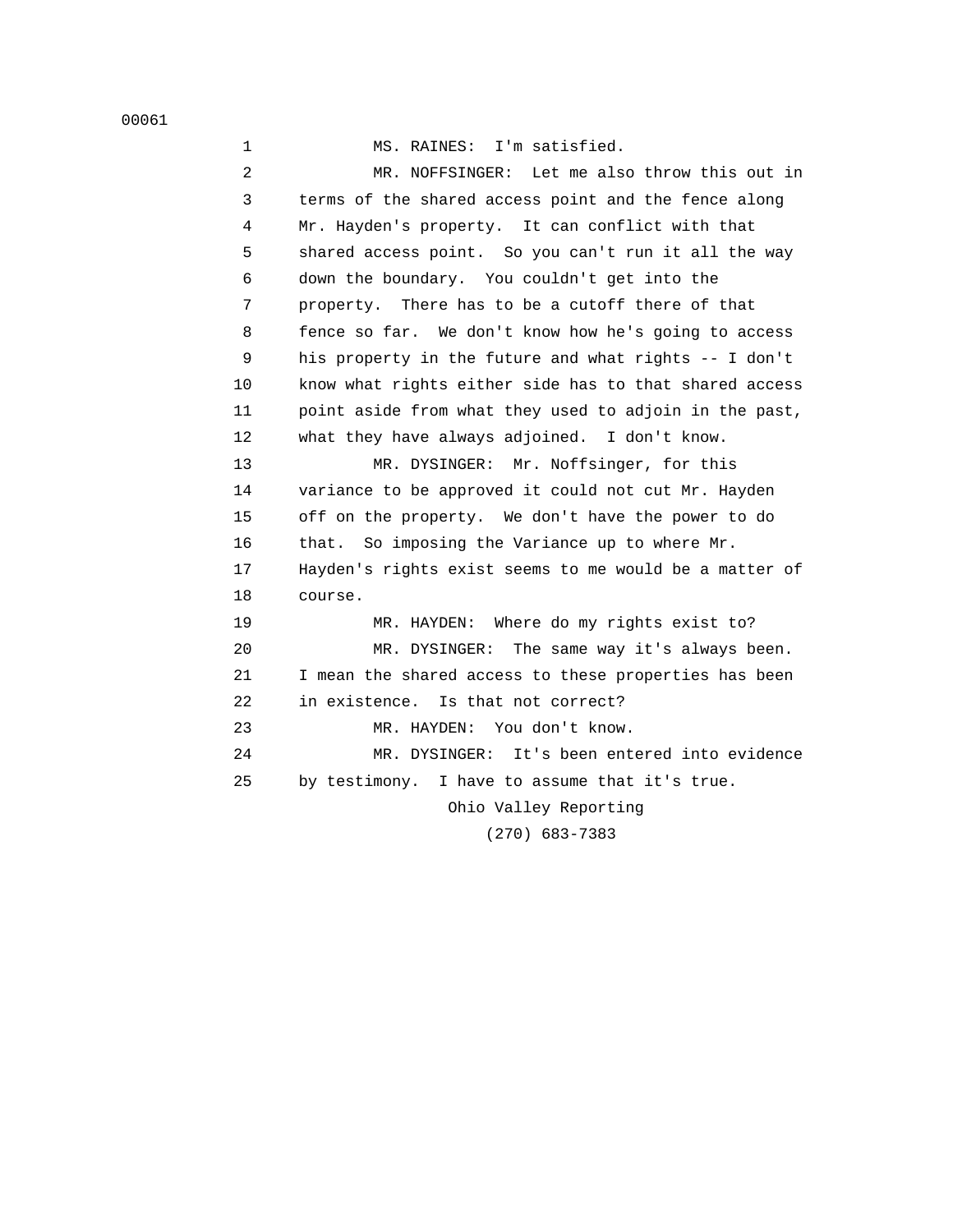MS. RAINES: I'm satisfied.

MR. NOFFSINGER: Let me also throw this out in terms of the shared access point and the fence along Mr. Hayden's property. It can conflict with that shared access point. So you can't run it all the way down the boundary. You couldn't get into the property. There has to be a cutoff there of that fence so far. We don't know how he's going to access his property in the future and what rights -- I don't know what rights either side has to that shared access point aside from what they used to adjoin in the past, what they have always adjoined. I don't know.

MR. DYSINGER: Mr. Noffsinger, for this variance to be approved it could not cut Mr. Hayden off on the property. We don't have the power to do that. So imposing the Variance up to where Mr. Hayden's rights exist seems to me would be a matter of course.

MR. HAYDEN: Where do my rights exist to?

MR. DYSINGER: The same way it's always been. I mean the shared access to these properties has been in existence. Is that not correct?

MR. HAYDEN: You don't know.

MR. DYSINGER: It's been entered into evidence by testimony. I have to assume that it's true.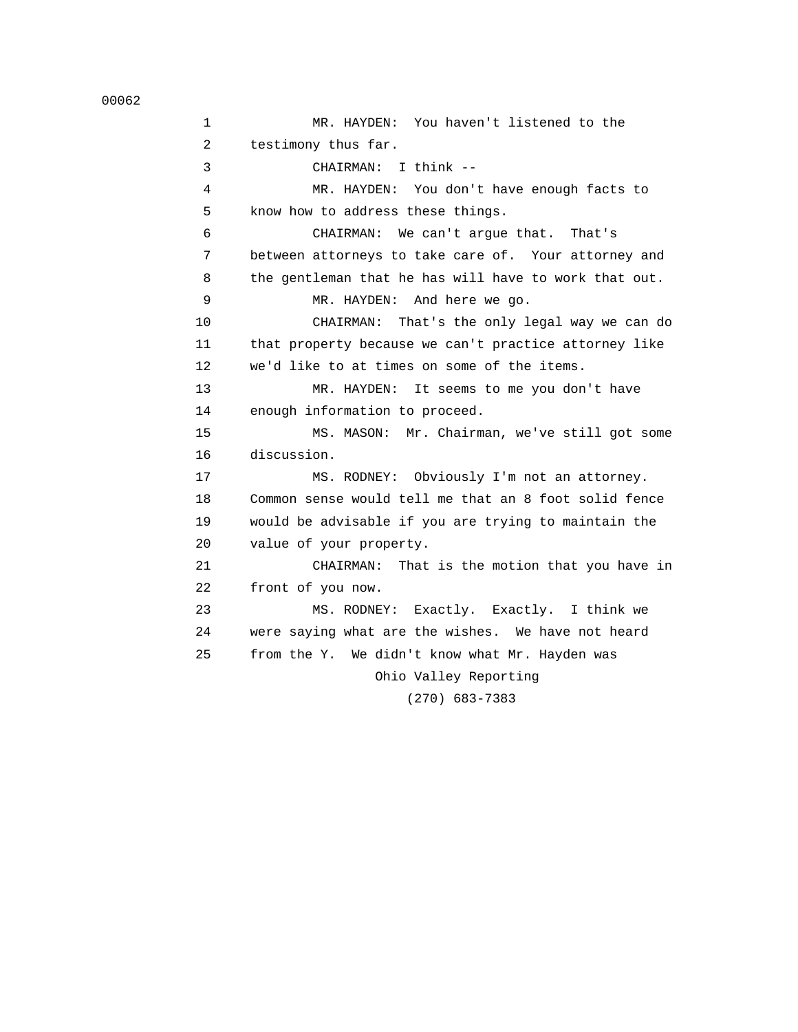MR. HAYDEN: You haven't listened to the testimony thus far.

CHAIRMAN: I think --

MR. HAYDEN: You don't have enough facts to know how to address these things.

CHAIRMAN: We can't argue that. That's between attorneys to take care of. Your attorney and the gentleman that he has will have to work that out.

MR. HAYDEN: And here we go.

CHAIRMAN: That's the only legal way we can do that property because we can't practice attorney like we'd like to at times on some of the items.

MR. HAYDEN: It seems to me you don't have enough information to proceed.

MS. MASON: Mr. Chairman, we've still got some discussion.

MS. RODNEY: Obviously I'm not an attorney. Common sense would tell me that an 8 foot solid fence would be advisable if you are trying to maintain the value of your property.

CHAIRMAN: That is the motion that you have in front of you now.

MS. RODNEY: Exactly. Exactly. I think we were saying what are the wishes. We have not heard from the Y. We didn't know what Mr. Hayden was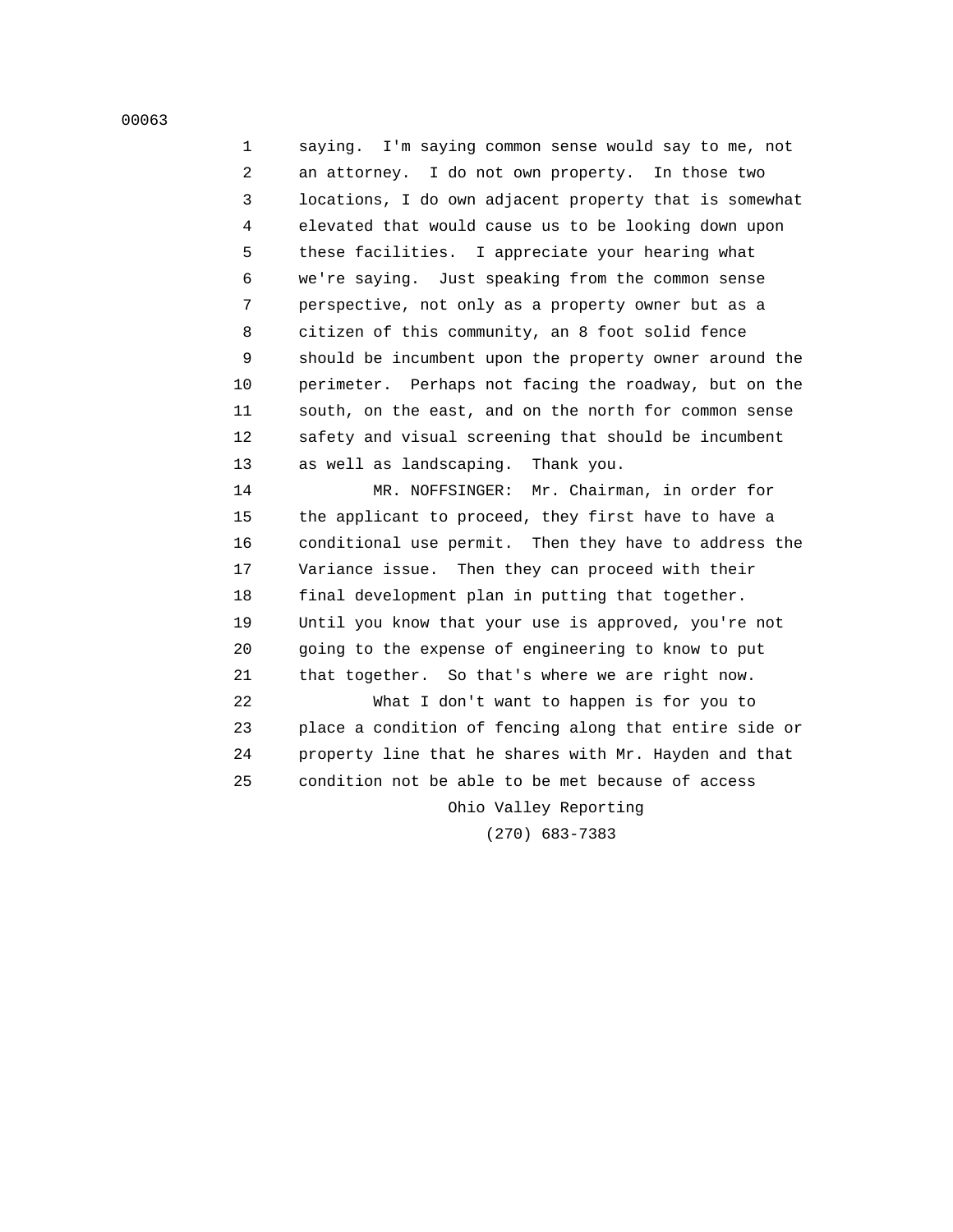saying. I'm saying common sense would say to me, not an attorney. I do not own property. In those two locations, I do own adjacent property that is somewhat elevated that would cause us to be looking down upon these facilities. I appreciate your hearing what we're saying. Just speaking from the common sense perspective, not only as a property owner but as a citizen of this community, an 8 foot solid fence should be incumbent upon the property owner around the perimeter. Perhaps not facing the roadway, but on the south, on the east, and on the north for common sense safety and visual screening that should be incumbent as well as landscaping. Thank you.

MR. NOFFSINGER: Mr. Chairman, in order for the applicant to proceed, they first have to have a conditional use permit. Then they have to address the Variance issue. Then they can proceed with their final development plan in putting that together. Until you know that your use is approved, you're not going to the expense of engineering to know to put that together. So that's where we are right now.

What I don't want to happen is for you to place a condition of fencing along that entire side or property line that he shares with Mr. Hayden and that condition not be able to be met because of access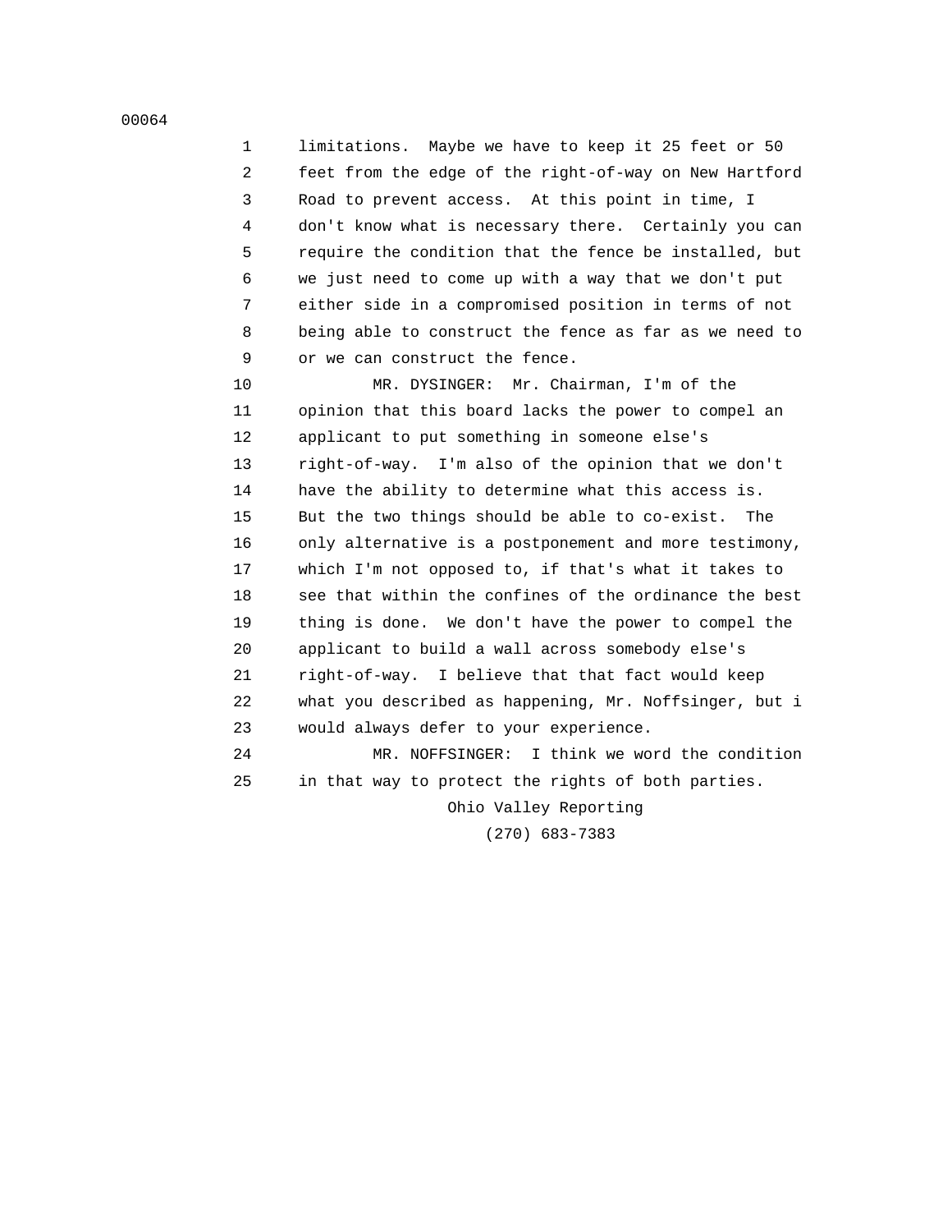limitations. Maybe we have to keep it 25 feet or 50 feet from the edge of the right-of-way on New Hartford Road to prevent access. At this point in time, I don't know what is necessary there. Certainly you can require the condition that the fence be installed, but we just need to come up with a way that we don't put either side in a compromised position in terms of not being able to construct the fence as far as we need to or we can construct the fence.

MR. DYSINGER: Mr. Chairman, I'm of the opinion that this board lacks the power to compel an applicant to put something in someone else's right-of-way. I'm also of the opinion that we don't have the ability to determine what this access is. But the two things should be able to co-exist. The only alternative is a postponement and more testimony, which I'm not opposed to, if that's what it takes to see that within the confines of the ordinance the best thing is done. We don't have the power to compel the applicant to build a wall across somebody else's right-of-way. I believe that that fact would keep what you described as happening, Mr. Noffsinger, but i would always defer to your experience.

MR. NOFFSINGER: I think we word the condition in that way to protect the rights of both parties.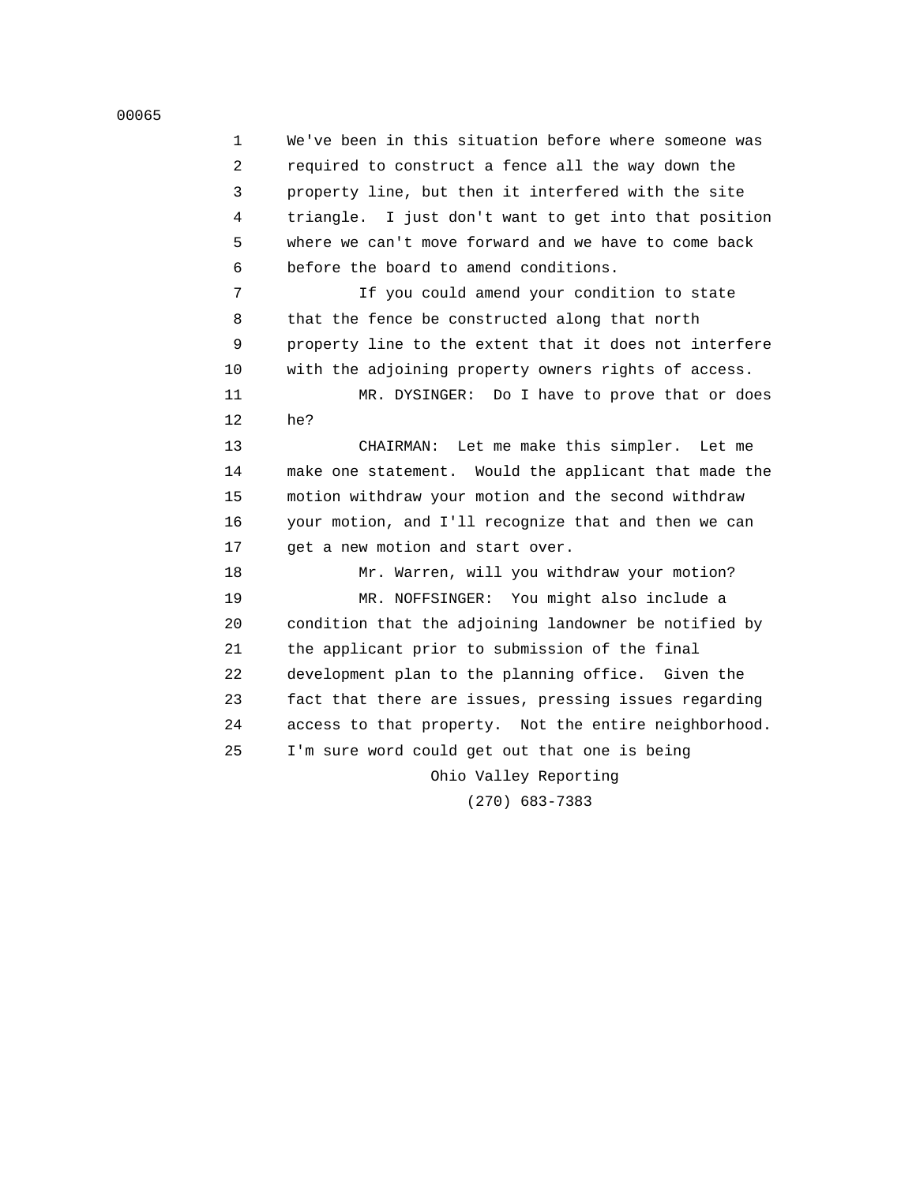We've been in this situation before where someone was required to construct a fence all the way down the property line, but then it interfered with the site triangle. I just don't want to get into that position where we can't move forward and we have to come back before the board to amend conditions.

If you could amend your condition to state that the fence be constructed along that north property line to the extent that it does not interfere with the adjoining property owners rights of access.

MR. DYSINGER: Do I have to prove that or does he?

CHAIRMAN: Let me make this simpler. Let me make one statement. Would the applicant that made the motion withdraw your motion and the second withdraw your motion, and I'll recognize that and then we can get a new motion and start over.

Mr. Warren, will you withdraw your motion?

MR. NOFFSINGER: You might also include a condition that the adjoining landowner be notified by the applicant prior to submission of the final development plan to the planning office. Given the fact that there are issues, pressing issues regarding access to that property. Not the entire neighborhood. I'm sure word could get out that one is being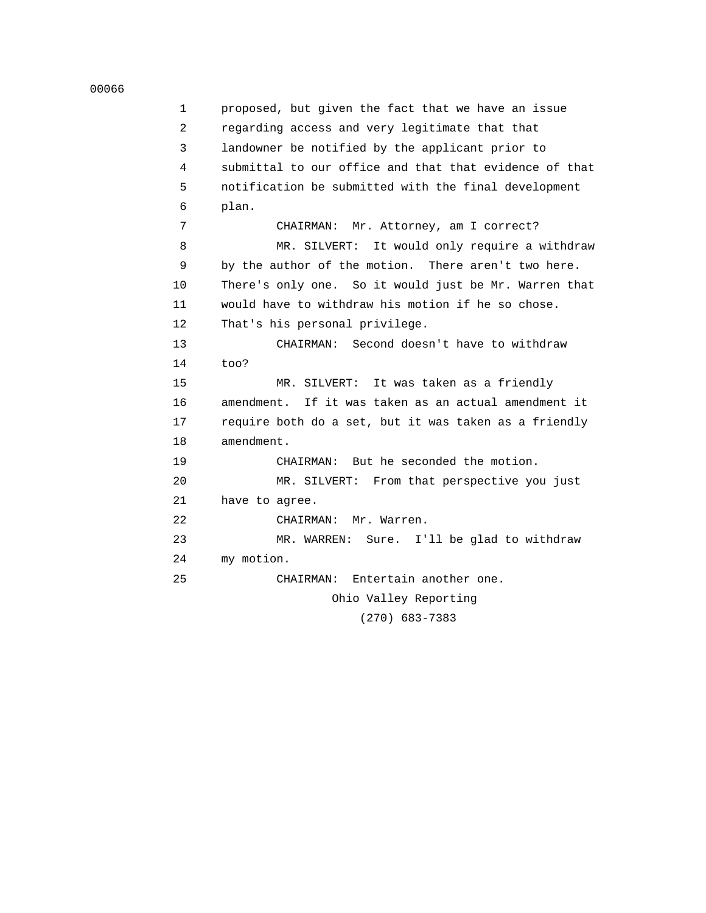proposed, but given the fact that we have an issue regarding access and very legitimate that that landowner be notified by the applicant prior to submittal to our office and that that evidence of that notification be submitted with the final development plan.

CHAIRMAN: Mr. Attorney, am I correct?

MR. SILVERT: It would only require a withdraw by the author of the motion. There aren't two here. There's only one. So it would just be Mr. Warren that would have to withdraw his motion if he so chose. That's his personal privilege.

CHAIRMAN: Second doesn't have to withdraw too?

MR. SILVERT: It was taken as a friendly amendment. If it was taken as an actual amendment it require both do a set, but it was taken as a friendly amendment.

CHAIRMAN: But he seconded the motion.

MR. SILVERT: From that perspective you just have to agree.

CHAIRMAN: Mr. Warren.

MR. WARREN: Sure. I'll be glad to withdraw my motion.

CHAIRMAN: Entertain another one.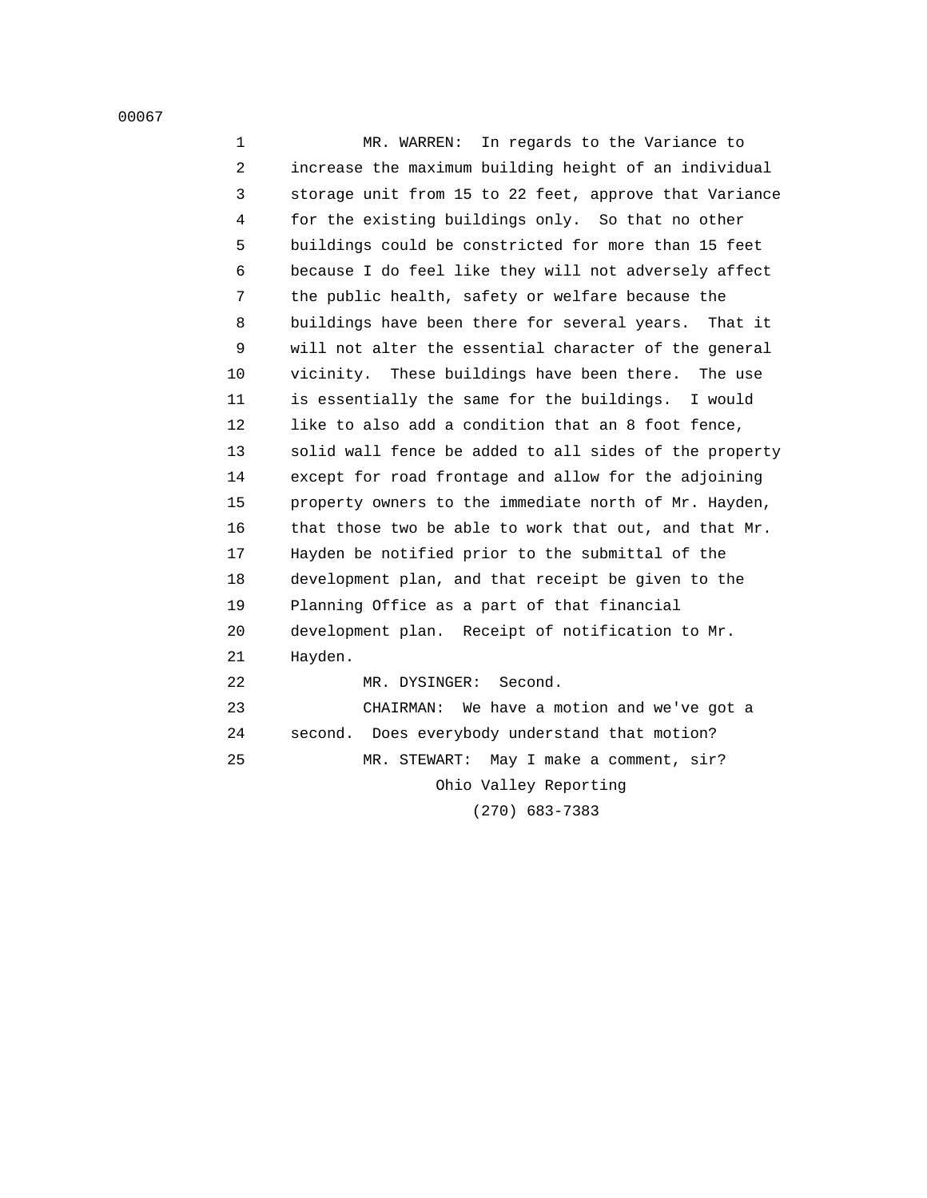MR. WARREN: In regards to the Variance to increase the maximum building height of an individual storage unit from 15 to 22 feet, approve that Variance for the existing buildings only. So that no other buildings could be constricted for more than 15 feet because I do feel like they will not adversely affect the public health, safety or welfare because the buildings have been there for several years. That it will not alter the essential character of the general vicinity. These buildings have been there. The use is essentially the same for the buildings. I would like to also add a condition that an 8 foot fence, solid wall fence be added to all sides of the property except for road frontage and allow for the adjoining property owners to the immediate north of Mr. Hayden, that those two be able to work that out, and that Mr. Hayden be notified prior to the submittal of the development plan, and that receipt be given to the Planning Office as a part of that financial development plan. Receipt of notification to Mr. Hayden.

MR. DYSINGER: Second.

CHAIRMAN: We have a motion and we've got a second. Does everybody understand that motion?

MR. STEWART: May I make a comment, sir?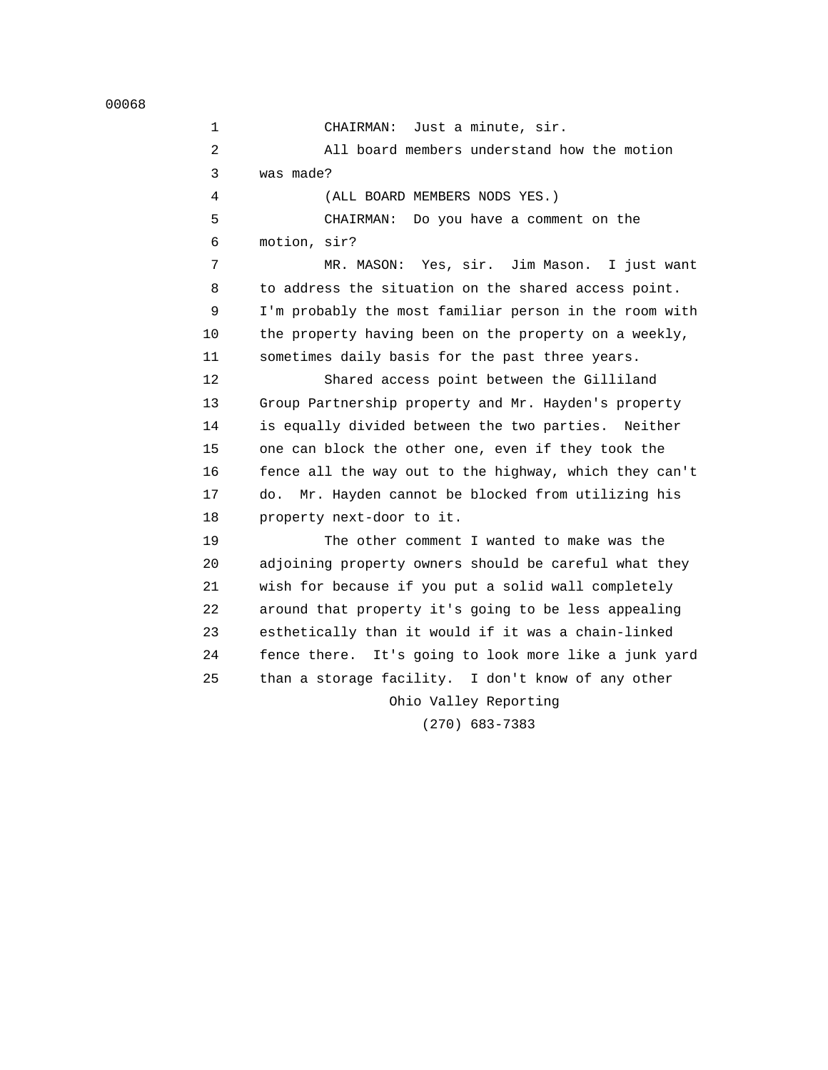CHAIRMAN: Just a minute, sir.

All board members understand how the motion was made?

(ALL BOARD MEMBERS NODS YES.)

CHAIRMAN: Do you have a comment on the motion, sir?

MR. MASON: Yes, sir. Jim Mason. I just want to address the situation on the shared access point. I'm probably the most familiar person in the room with the property having been on the property on a weekly, sometimes daily basis for the past three years.

Shared access point between the Gilliland Group Partnership property and Mr. Hayden's property is equally divided between the two parties. Neither one can block the other one, even if they took the fence all the way out to the highway, which they can't do. Mr. Hayden cannot be blocked from utilizing his property next-door to it.

The other comment I wanted to make was the adjoining property owners should be careful what they wish for because if you put a solid wall completely around that property it's going to be less appealing esthetically than it would if it was a chain-linked fence there. It's going to look more like a junk yard than a storage facility. I don't know of any other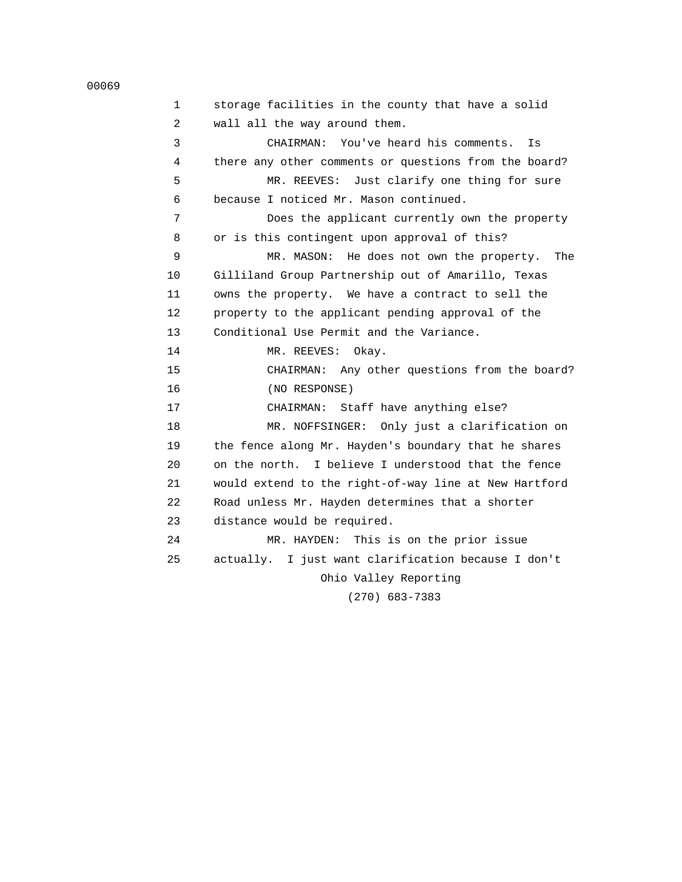storage facilities in the county that have a solid wall all the way around them.

CHAIRMAN: You've heard his comments. Is there any other comments or questions from the board?

MR. REEVES: Just clarify one thing for sure because I noticed Mr. Mason continued.

Does the applicant currently own the property or is this contingent upon approval of this?

MR. MASON: He does not own the property. The Gilliland Group Partnership out of Amarillo, Texas owns the property. We have a contract to sell the property to the applicant pending approval of the Conditional Use Permit and the Variance.

MR. REEVES: Okay.

CHAIRMAN: Any other questions from the board?

(NO RESPONSE)

CHAIRMAN: Staff have anything else?

MR. NOFFSINGER: Only just a clarification on the fence along Mr. Hayden's boundary that he shares on the north. I believe I understood that the fence would extend to the right-of-way line at New Hartford Road unless Mr. Hayden determines that a shorter distance would be required.

MR. HAYDEN: This is on the prior issue actually. I just want clarification because I don't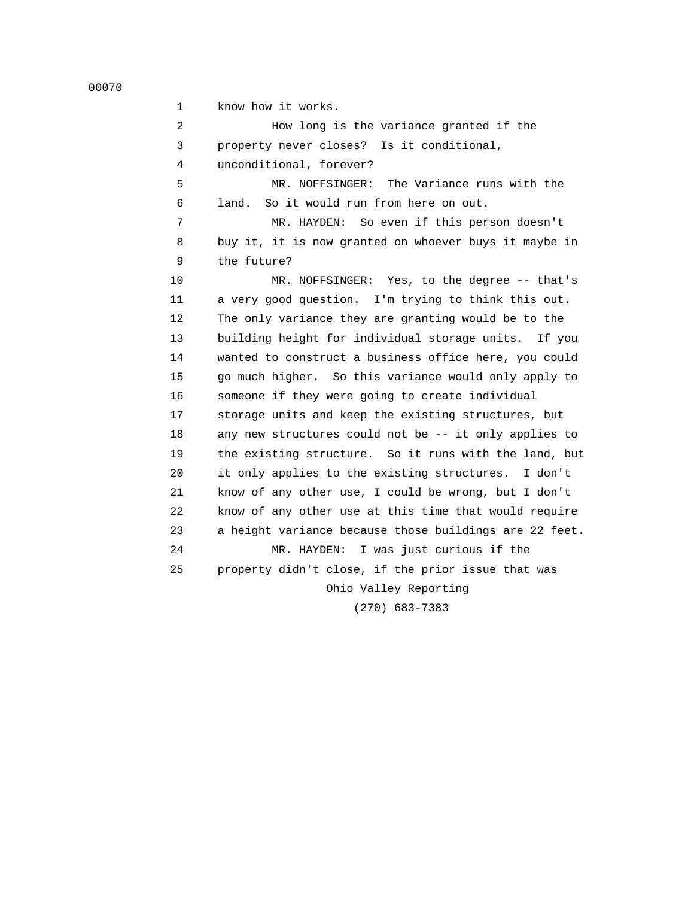know how it works.

How long is the variance granted if the property never closes? Is it conditional, unconditional, forever?

MR. NOFFSINGER: The Variance runs with the land. So it would run from here on out.

MR. HAYDEN: So even if this person doesn't buy it, it is now granted on whoever buys it maybe in the future?

MR. NOFFSINGER: Yes, to the degree -- that's a very good question. I'm trying to think this out. The only variance they are granting would be to the building height for individual storage units. If you wanted to construct a business office here, you could go much higher. So this variance would only apply to someone if they were going to create individual storage units and keep the existing structures, but any new structures could not be -- it only applies to the existing structure. So it runs with the land, but it only applies to the existing structures. I don't know of any other use, I could be wrong, but I don't know of any other use at this time that would require a height variance because those buildings are 22 feet.

MR. HAYDEN: I was just curious if the property didn't close, if the prior issue that was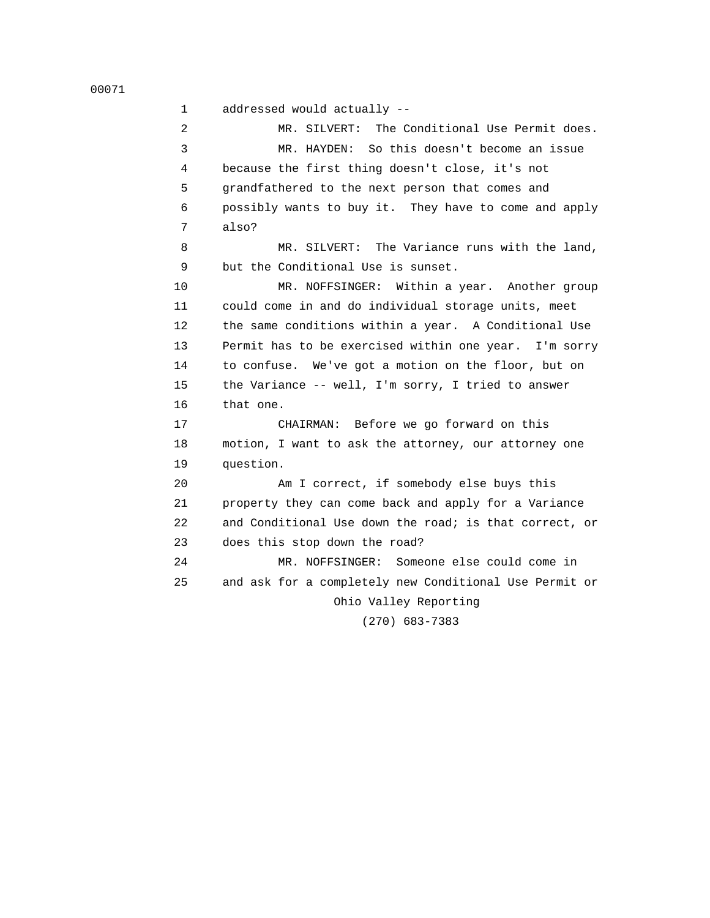addressed would actually --

MR. SILVERT: The Conditional Use Permit does.

MR. HAYDEN: So this doesn't become an issue because the first thing doesn't close, it's not grandfathered to the next person that comes and possibly wants to buy it. They have to come and apply also?

MR. SILVERT: The Variance runs with the land, but the Conditional Use is sunset.

MR. NOFFSINGER: Within a year. Another group could come in and do individual storage units, meet the same conditions within a year. A Conditional Use Permit has to be exercised within one year. I'm sorry to confuse. We've got a motion on the floor, but on the Variance -- well, I'm sorry, I tried to answer that one.

CHAIRMAN: Before we go forward on this motion, I want to ask the attorney, our attorney one question.

Am I correct, if somebody else buys this property they can come back and apply for a Variance and Conditional Use down the road; is that correct, or does this stop down the road?

MR. NOFFSINGER: Someone else could come in and ask for a completely new Conditional Use Permit or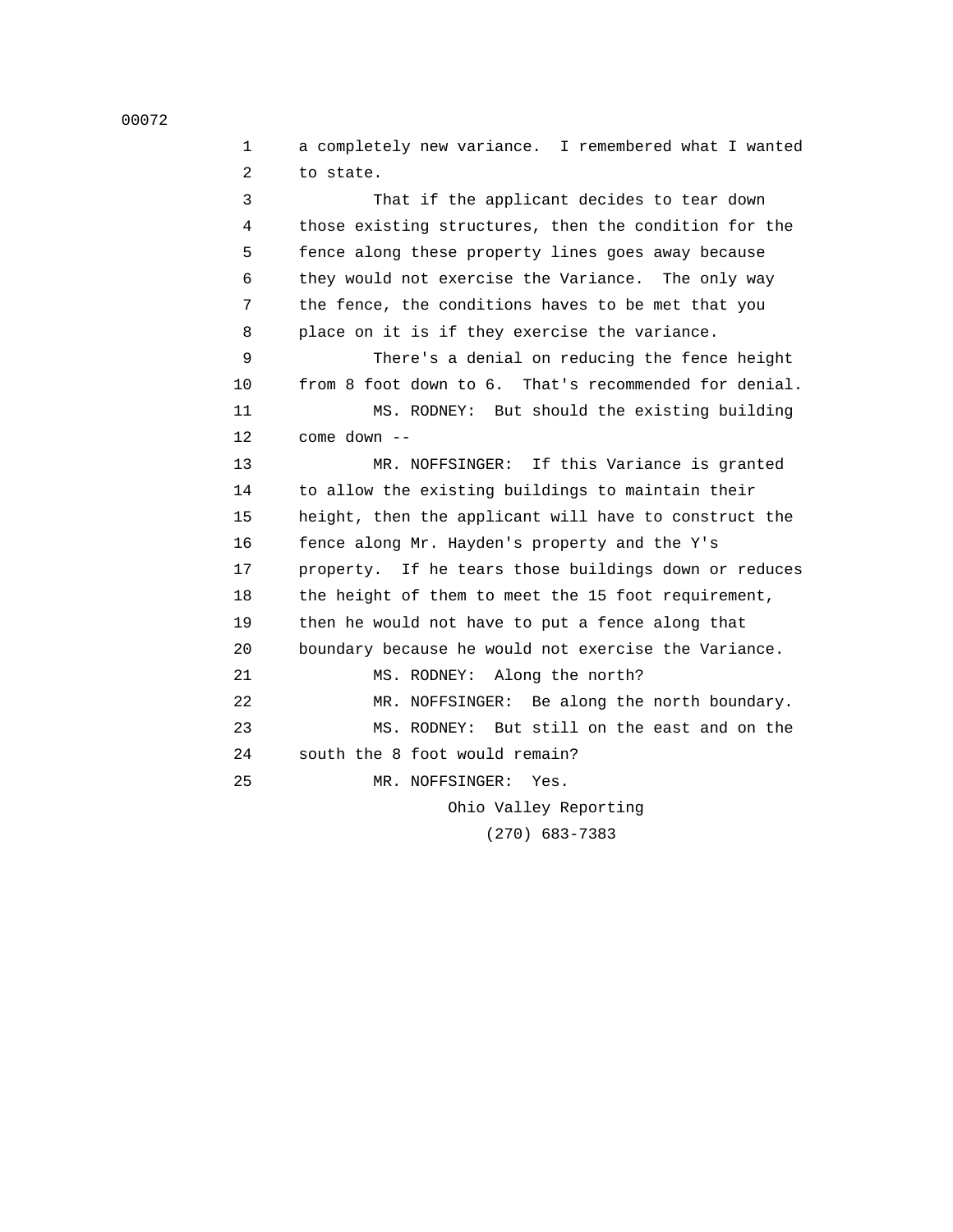a completely new variance. I remembered what I wanted to state.

That if the applicant decides to tear down those existing structures, then the condition for the fence along these property lines goes away because they would not exercise the Variance. The only way the fence, the conditions haves to be met that you place on it is if they exercise the variance.

There's a denial on reducing the fence height from 8 foot down to 6. That's recommended for denial.

MS. RODNEY: But should the existing building come down --

MR. NOFFSINGER: If this Variance is granted to allow the existing buildings to maintain their height, then the applicant will have to construct the fence along Mr. Hayden's property and the Y's property. If he tears those buildings down or reduces the height of them to meet the 15 foot requirement, then he would not have to put a fence along that boundary because he would not exercise the Variance.

MS. RODNEY: Along the north?

MR. NOFFSINGER: Be along the north boundary.

MS. RODNEY: But still on the east and on the south the 8 foot would remain?

MR. NOFFSINGER: Yes.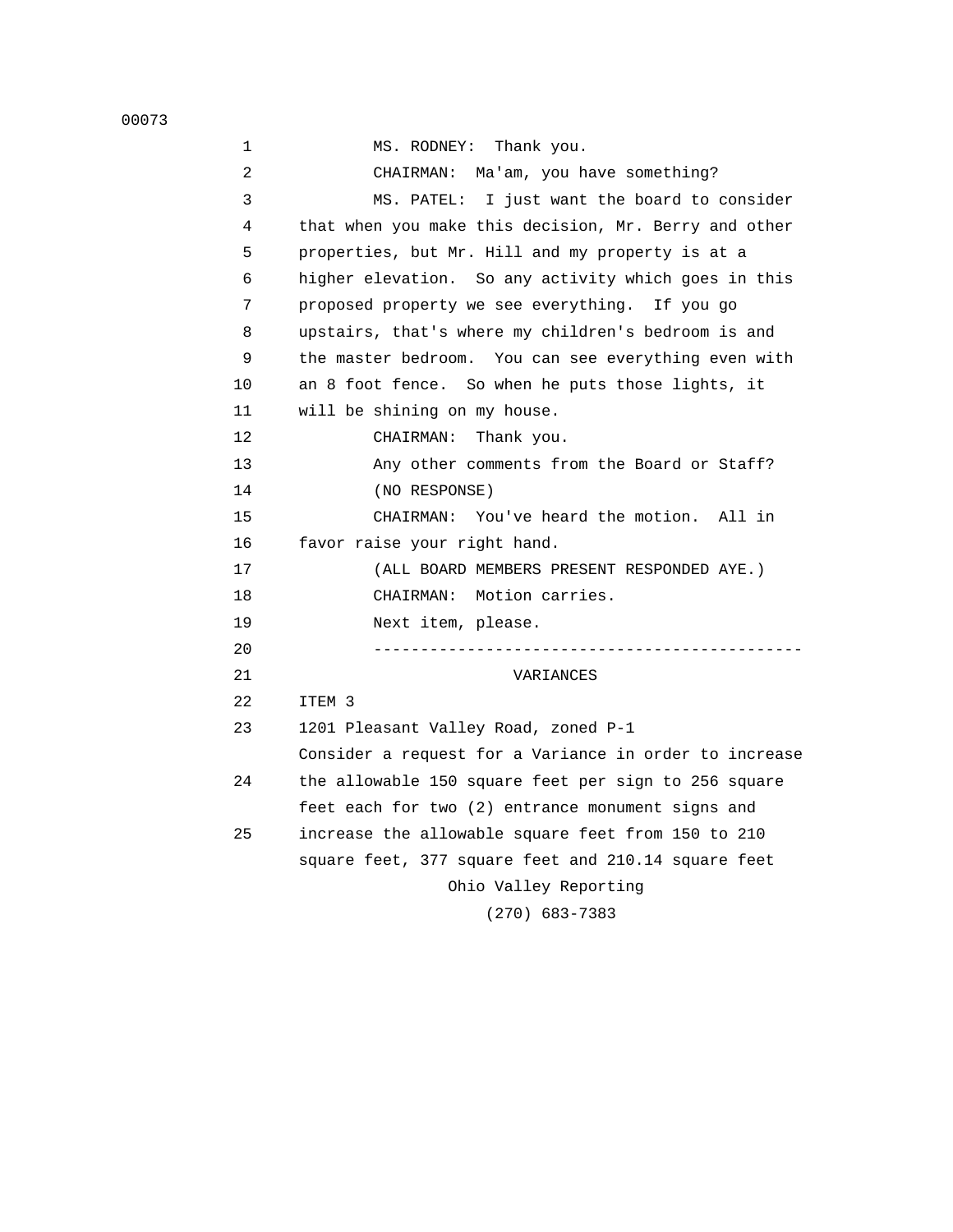MS. RODNEY: Thank you.

CHAIRMAN: Ma'am, you have something?

MS. PATEL: I just want the board to consider that when you make this decision, Mr. Berry and other properties, but Mr. Hill and my property is at a higher elevation. So any activity which goes in this proposed property we see everything. If you go upstairs, that's where my children's bedroom is and the master bedroom. You can see everything even with an 8 foot fence. So when he puts those lights, it will be shining on my house.

CHAIRMAN: Thank you.

Any other comments from the Board or Staff?

(NO RESPONSE)

CHAIRMAN: You've heard the motion. All in favor raise your right hand.

(ALL BOARD MEMBERS PRESENT RESPONDED AYE.)

CHAIRMAN: Motion carries.

Next item, please.

---

## VARIANCES

ITEM 3

1201 Pleasant Valley Road, zoned P-1

Consider a request for a Variance in order to increase the allowable 150 square feet per sign to 256 square feet each for two (2) entrance monument signs and increase the allowable square feet from 150 to 210 square feet, 377 square feet and 210.14 square feet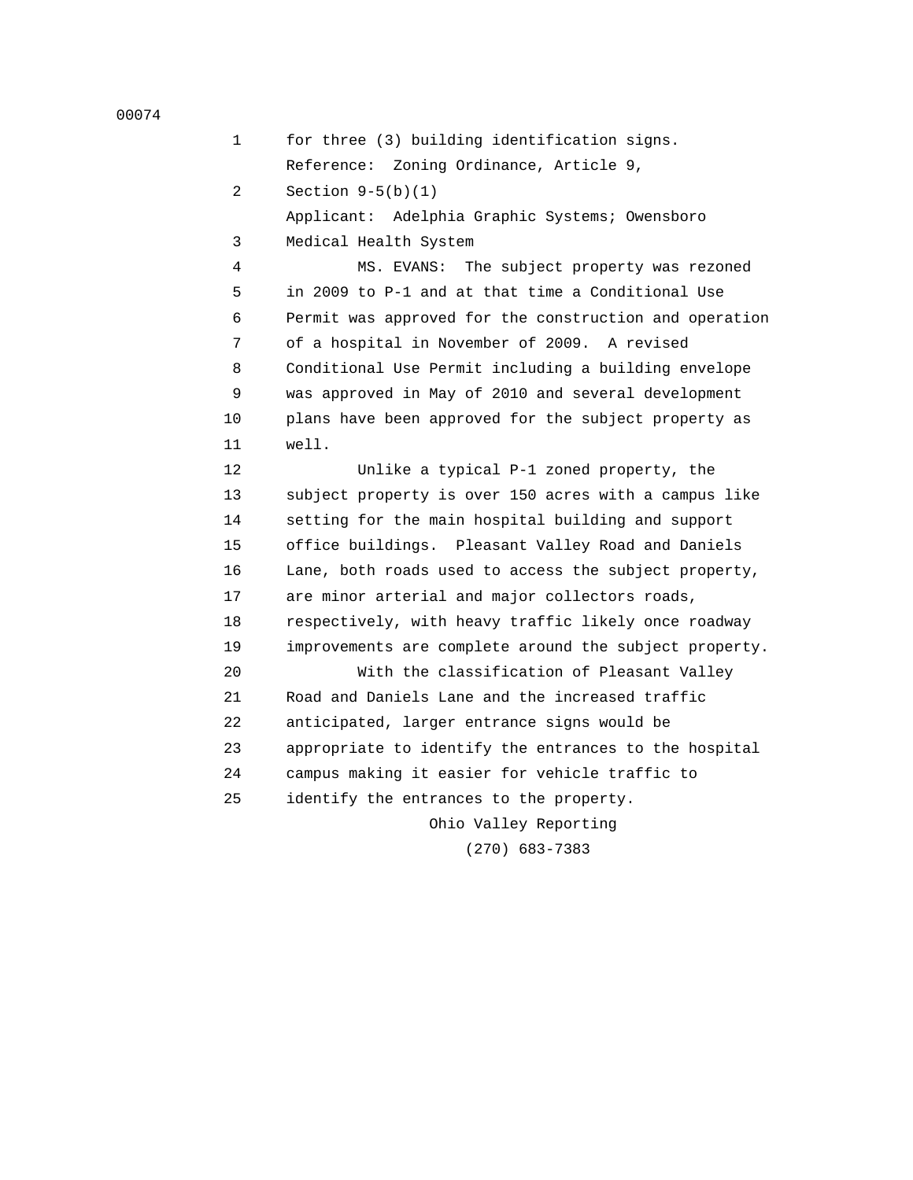for three (3) building identification signs.
Reference: Zoning Ordinance, Article 9,
Section 9-5(b)(1)
Applicant: Adelphia Graphic Systems; Owensboro
Medical Health System

MS. EVANS: The subject property was rezoned in 2009 to P-1 and at that time a Conditional Use Permit was approved for the construction and operation of a hospital in November of 2009. A revised Conditional Use Permit including a building envelope was approved in May of 2010 and several development plans have been approved for the subject property as well.

Unlike a typical P-1 zoned property, the subject property is over 150 acres with a campus like setting for the main hospital building and support office buildings. Pleasant Valley Road and Daniels Lane, both roads used to access the subject property, are minor arterial and major collectors roads, respectively, with heavy traffic likely once roadway improvements are complete around the subject property.

With the classification of Pleasant Valley Road and Daniels Lane and the increased traffic anticipated, larger entrance signs would be appropriate to identify the entrances to the hospital campus making it easier for vehicle traffic to identify the entrances to the property.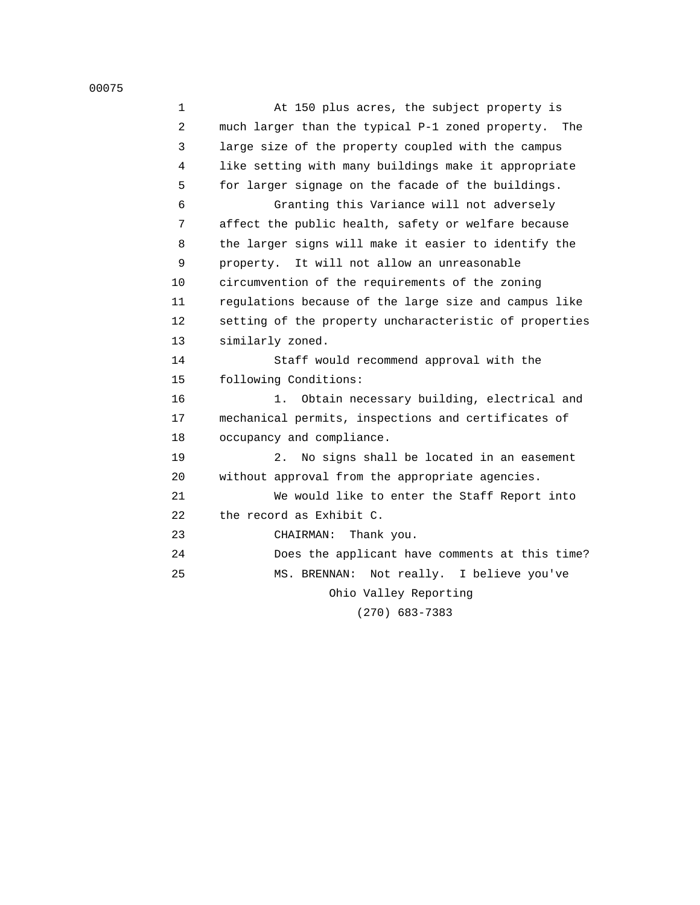At 150 plus acres, the subject property is much larger than the typical P-1 zoned property. The large size of the property coupled with the campus like setting with many buildings make it appropriate for larger signage on the facade of the buildings.

Granting this Variance will not adversely affect the public health, safety or welfare because the larger signs will make it easier to identify the property. It will not allow an unreasonable circumvention of the requirements of the zoning regulations because of the large size and campus like setting of the property uncharacteristic of properties similarly zoned.

Staff would recommend approval with the following Conditions:

1. Obtain necessary building, electrical and mechanical permits, inspections and certificates of occupancy and compliance.

2. No signs shall be located in an easement without approval from the appropriate agencies.

We would like to enter the Staff Report into the record as Exhibit C.

CHAIRMAN: Thank you.

Does the applicant have comments at this time?

MS. BRENNAN: Not really. I believe you've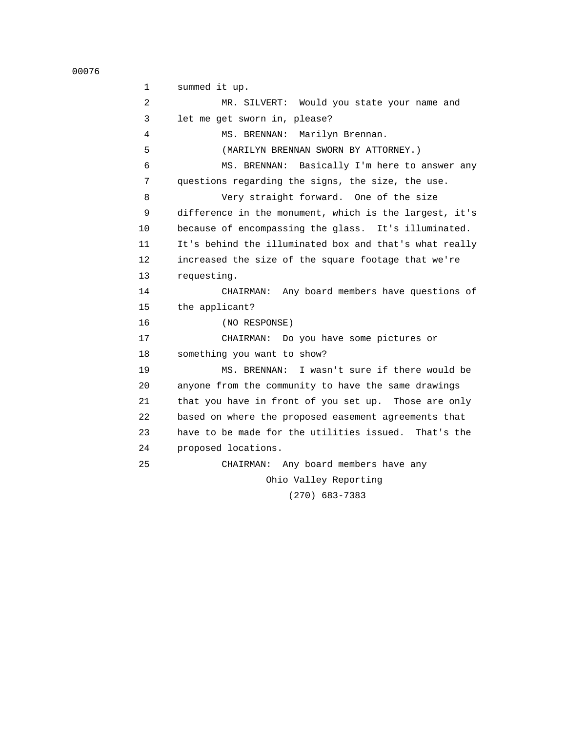summed it up.

MR. SILVERT: Would you state your name and let me get sworn in, please?

MS. BRENNAN: Marilyn Brennan.

(MARILYN BRENNAN SWORN BY ATTORNEY.)

MS. BRENNAN: Basically I'm here to answer any questions regarding the signs, the size, the use.

Very straight forward. One of the size difference in the monument, which is the largest, it's because of encompassing the glass. It's illuminated. It's behind the illuminated box and that's what really increased the size of the square footage that we're requesting.

CHAIRMAN: Any board members have questions of the applicant?

(NO RESPONSE)

CHAIRMAN: Do you have some pictures or something you want to show?

MS. BRENNAN: I wasn't sure if there would be anyone from the community to have the same drawings that you have in front of you set up. Those are only based on where the proposed easement agreements that have to be made for the utilities issued. That's the proposed locations.

CHAIRMAN: Any board members have any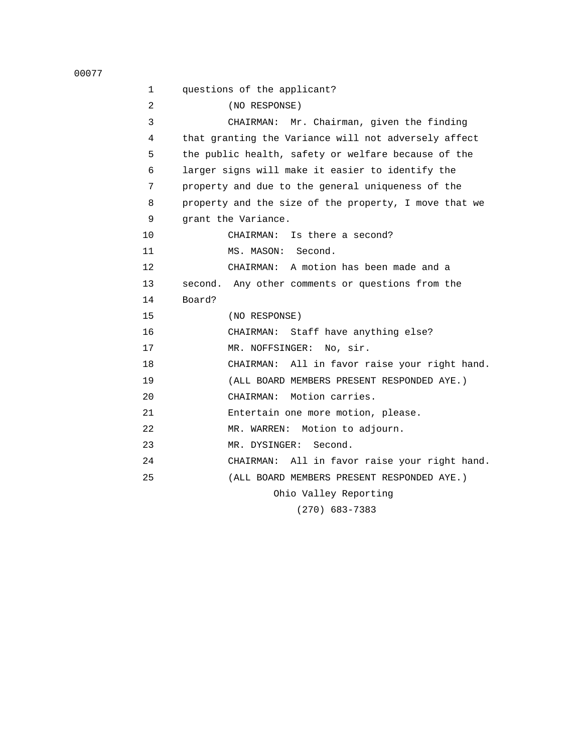1 questions of the applicant?

2 (NO RESPONSE)

3 CHAIRMAN: Mr. Chairman, given the finding

4 that granting the Variance will not adversely affect

5 the public health, safety or welfare because of the

6 larger signs will make it easier to identify the

7 property and due to the general uniqueness of the

8 property and the size of the property, I move that we

9 grant the Variance.

10 CHAIRMAN: Is there a second?

11 MS. MASON: Second.

12 CHAIRMAN: A motion has been made and a

13 second. Any other comments or questions from the

14 Board?

15 (NO RESPONSE)

16 CHAIRMAN: Staff have anything else?

17 MR. NOFFSINGER: No, sir.

18 CHAIRMAN: All in favor raise your right hand.

19 (ALL BOARD MEMBERS PRESENT RESPONDED AYE.)

20 CHAIRMAN: Motion carries.

21 Entertain one more motion, please.

22 MR. WARREN: Motion to adjourn.

23 MR. DYSINGER: Second.

24 CHAIRMAN: All in favor raise your right hand.

25 (ALL BOARD MEMBERS PRESENT RESPONDED AYE.)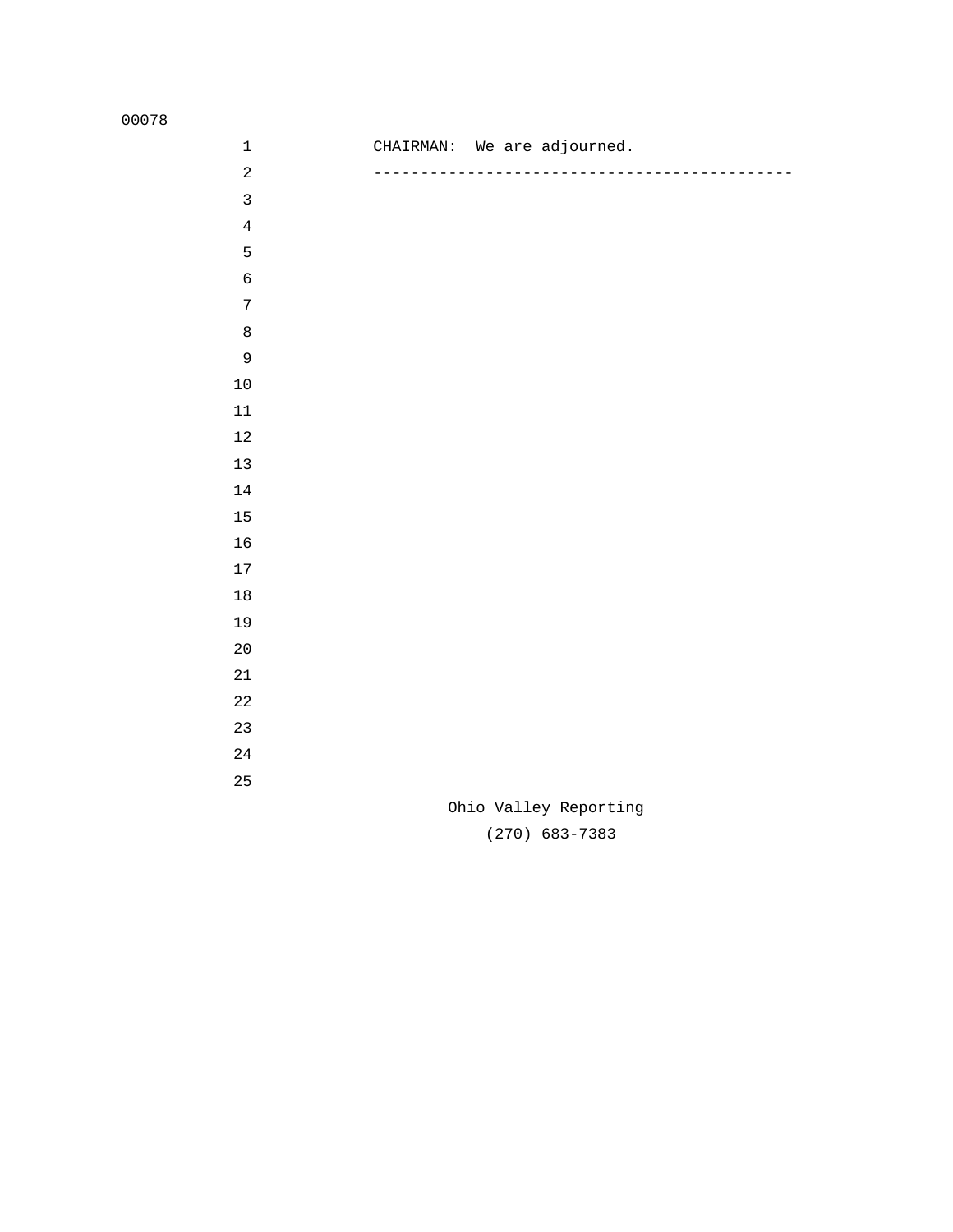CHAIRMAN: We are adjourned.

---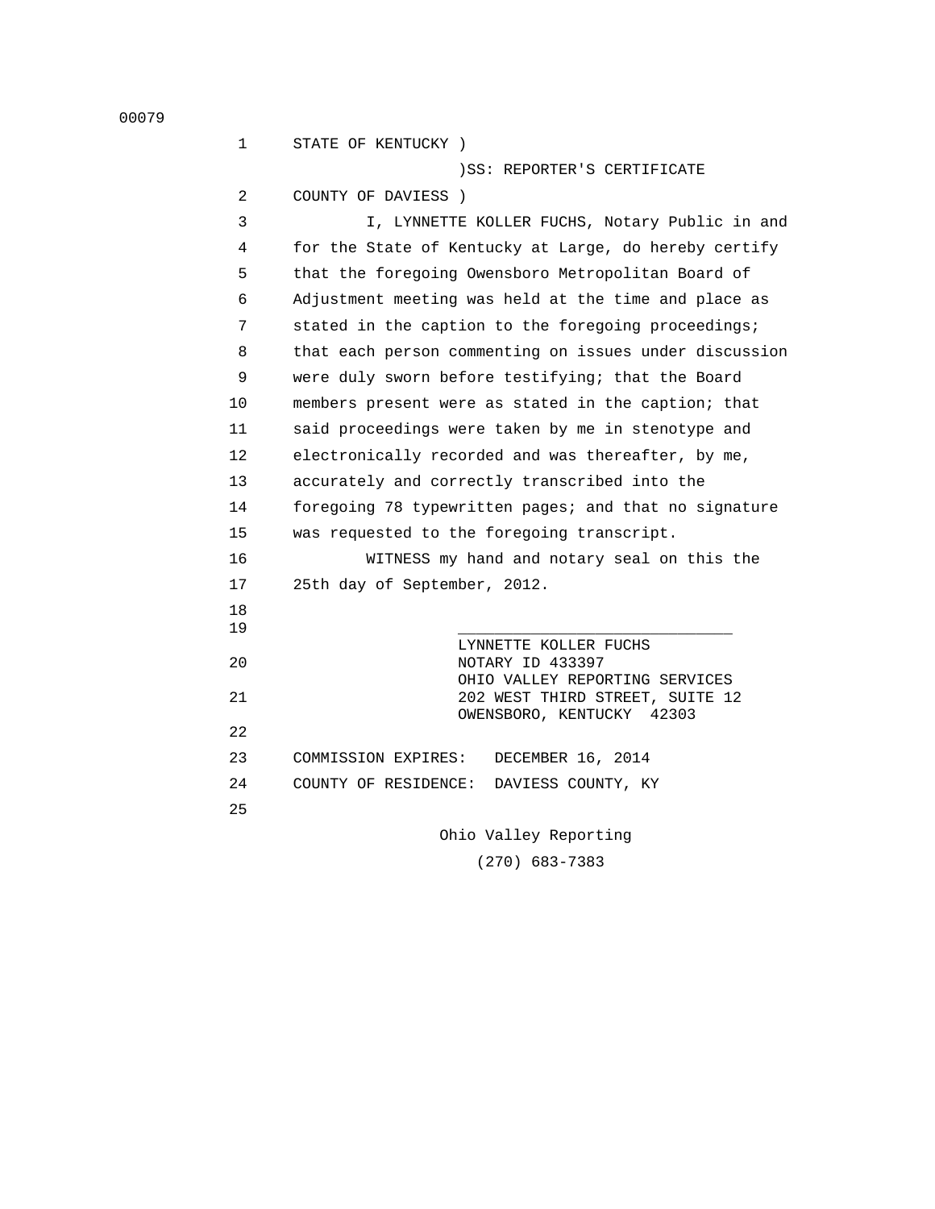STATE OF KENTUCKY )

)SS: REPORTER'S CERTIFICATE

COUNTY OF DAVIESS )

I, LYNNETTE KOLLER FUCHS, Notary Public in and for the State of Kentucky at Large, do hereby certify that the foregoing Owensboro Metropolitan Board of Adjustment meeting was held at the time and place as stated in the caption to the foregoing proceedings; that each person commenting on issues under discussion were duly sworn before testifying; that the Board members present were as stated in the caption; that said proceedings were taken by me in stenotype and electronically recorded and was thereafter, by me, accurately and correctly transcribed into the foregoing 78 typewritten pages; and that no signature was requested to the foregoing transcript.

WITNESS my hand and notary seal on this the 25th day of September, 2012.

______________________________
LYNNETTE KOLLER FUCHS
NOTARY ID 433397
OHIO VALLEY REPORTING SERVICES
202 WEST THIRD STREET, SUITE 12
OWENSBORO, KENTUCKY 42303

COMMISSION EXPIRES: DECEMBER 16, 2014

COUNTY OF RESIDENCE: DAVIESS COUNTY, KY